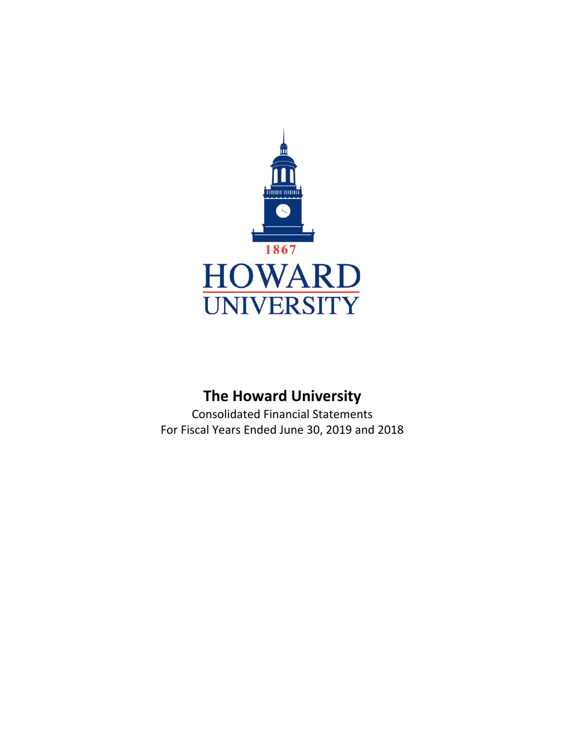1867

HOWARD UNIVERSITY

# The Howard University

Consolidated Financial Statements
For Fiscal Years Ended June 30, 2019 and 2018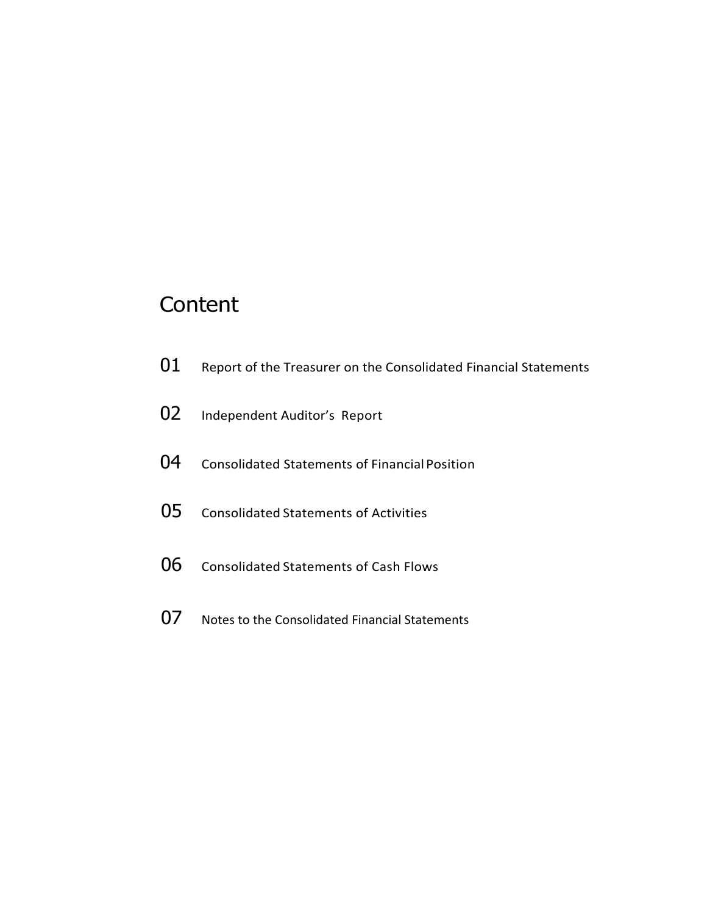# Content

| | |
|---|---|
| 01 | Report of the Treasurer on the Consolidated Financial Statements |
| 02 | Independent Auditor’s Report |
| 04 | Consolidated Statements of Financial Position |
| 05 | Consolidated Statements of Activities |
| 06 | Consolidated Statements of Cash Flows |
| 07 | Notes to the Consolidated Financial Statements |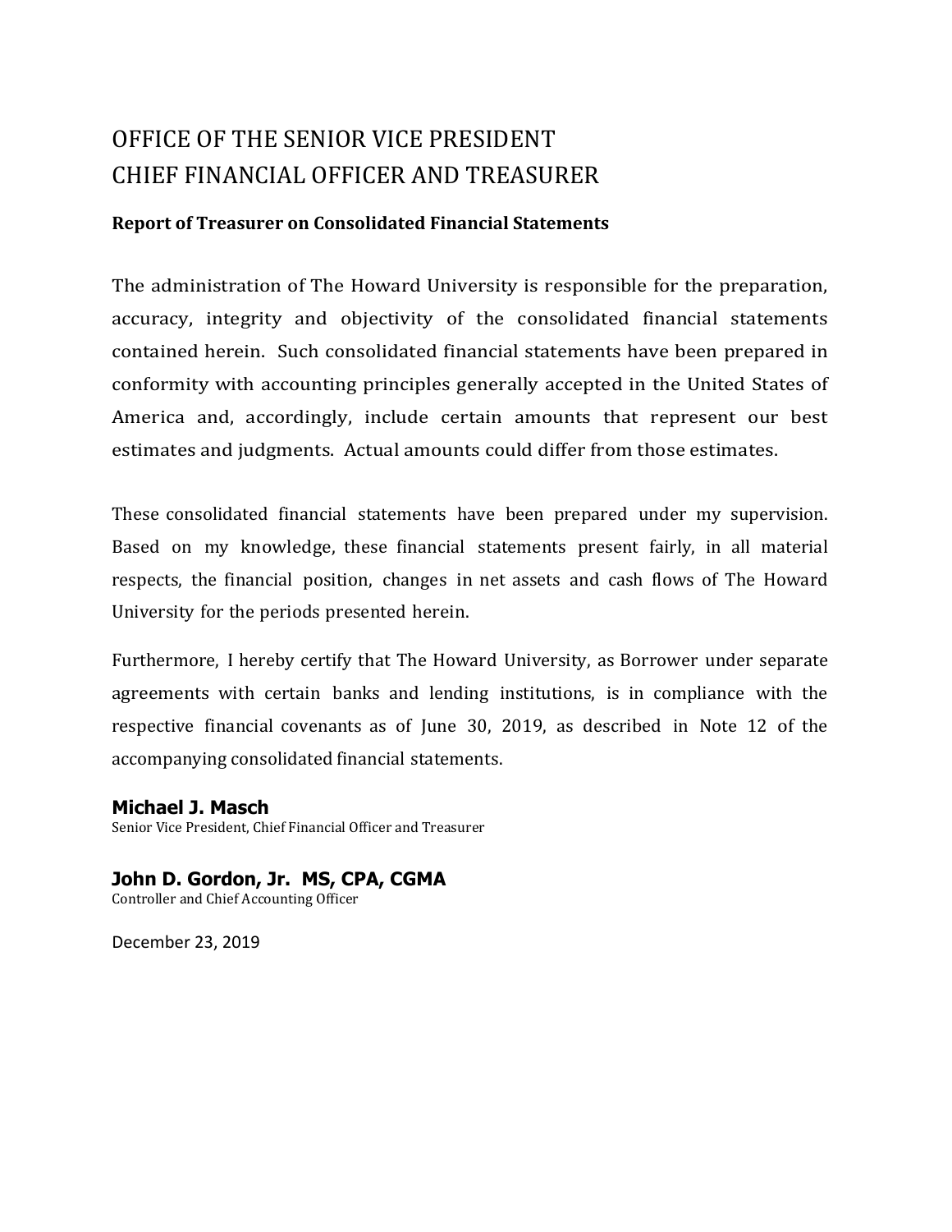# OFFICE OF THE SENIOR VICE PRESIDENT
# CHIEF FINANCIAL OFFICER AND TREASURER

**Report of Treasurer on Consolidated Financial Statements**

The administration of The Howard University is responsible for the preparation, accuracy, integrity and objectivity of the consolidated financial statements contained herein. Such consolidated financial statements have been prepared in conformity with accounting principles generally accepted in the United States of America and, accordingly, include certain amounts that represent our best estimates and judgments. Actual amounts could differ from those estimates.

These consolidated financial statements have been prepared under my supervision. Based on my knowledge, these financial statements present fairly, in all material respects, the financial position, changes in net assets and cash flows of The Howard University for the periods presented herein.

Furthermore, I hereby certify that The Howard University, as Borrower under separate agreements with certain banks and lending institutions, is in compliance with the respective financial covenants as of June 30, 2019, as described in Note 12 of the accompanying consolidated financial statements.

**Michael J. Masch**
Senior Vice President, Chief Financial Officer and Treasurer

**John D. Gordon, Jr. MS, CPA, CGMA**
Controller and Chief Accounting Officer

December 23, 2019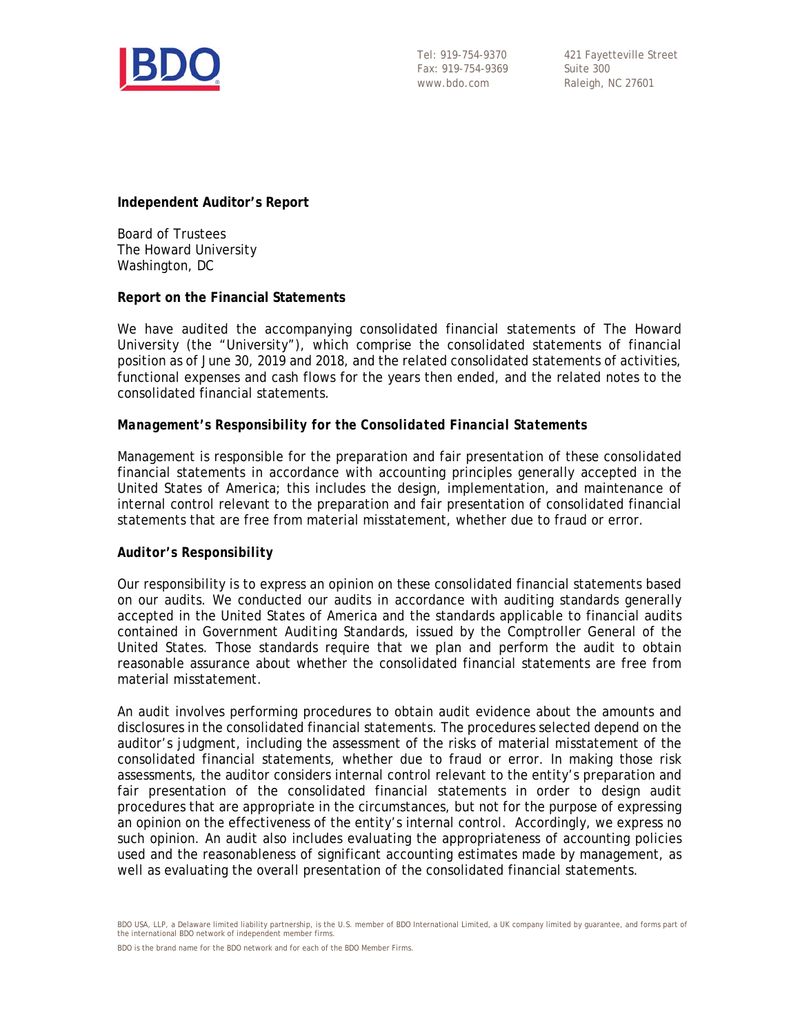Tel: 919-754-9370
Fax: 919-754-9369
www.bdo.com

421 Fayetteville Street
Suite 300
Raleigh, NC 27601

**Independent Auditor's Report**

Board of Trustees
The Howard University
Washington, DC

**Report on the Financial Statements**

We have audited the accompanying consolidated financial statements of The Howard University (the "University"), which comprise the consolidated statements of financial position as of June 30, 2019 and 2018, and the related consolidated statements of activities, functional expenses and cash flows for the years then ended, and the related notes to the consolidated financial statements.

***Management's Responsibility for the Consolidated Financial Statements***

Management is responsible for the preparation and fair presentation of these consolidated financial statements in accordance with accounting principles generally accepted in the United States of America; this includes the design, implementation, and maintenance of internal control relevant to the preparation and fair presentation of consolidated financial statements that are free from material misstatement, whether due to fraud or error.

***Auditor's Responsibility***

Our responsibility is to express an opinion on these consolidated financial statements based on our audits. We conducted our audits in accordance with auditing standards generally accepted in the United States of America and the standards applicable to financial audits contained in *Government Auditing Standards*, issued by the Comptroller General of the United States. Those standards require that we plan and perform the audit to obtain reasonable assurance about whether the consolidated financial statements are free from material misstatement.

An audit involves performing procedures to obtain audit evidence about the amounts and disclosures in the consolidated financial statements. The procedures selected depend on the auditor's judgment, including the assessment of the risks of material misstatement of the consolidated financial statements, whether due to fraud or error. In making those risk assessments, the auditor considers internal control relevant to the entity's preparation and fair presentation of the consolidated financial statements in order to design audit procedures that are appropriate in the circumstances, but not for the purpose of expressing an opinion on the effectiveness of the entity's internal control. Accordingly, we express no such opinion. An audit also includes evaluating the appropriateness of accounting policies used and the reasonableness of significant accounting estimates made by management, as well as evaluating the overall presentation of the consolidated financial statements.

BDO USA, LLP, a Delaware limited liability partnership, is the U.S. member of BDO International Limited, a UK company limited by guarantee, and forms part of the international BDO network of independent member firms.

BDO is the brand name for the BDO network and for each of the BDO Member Firms.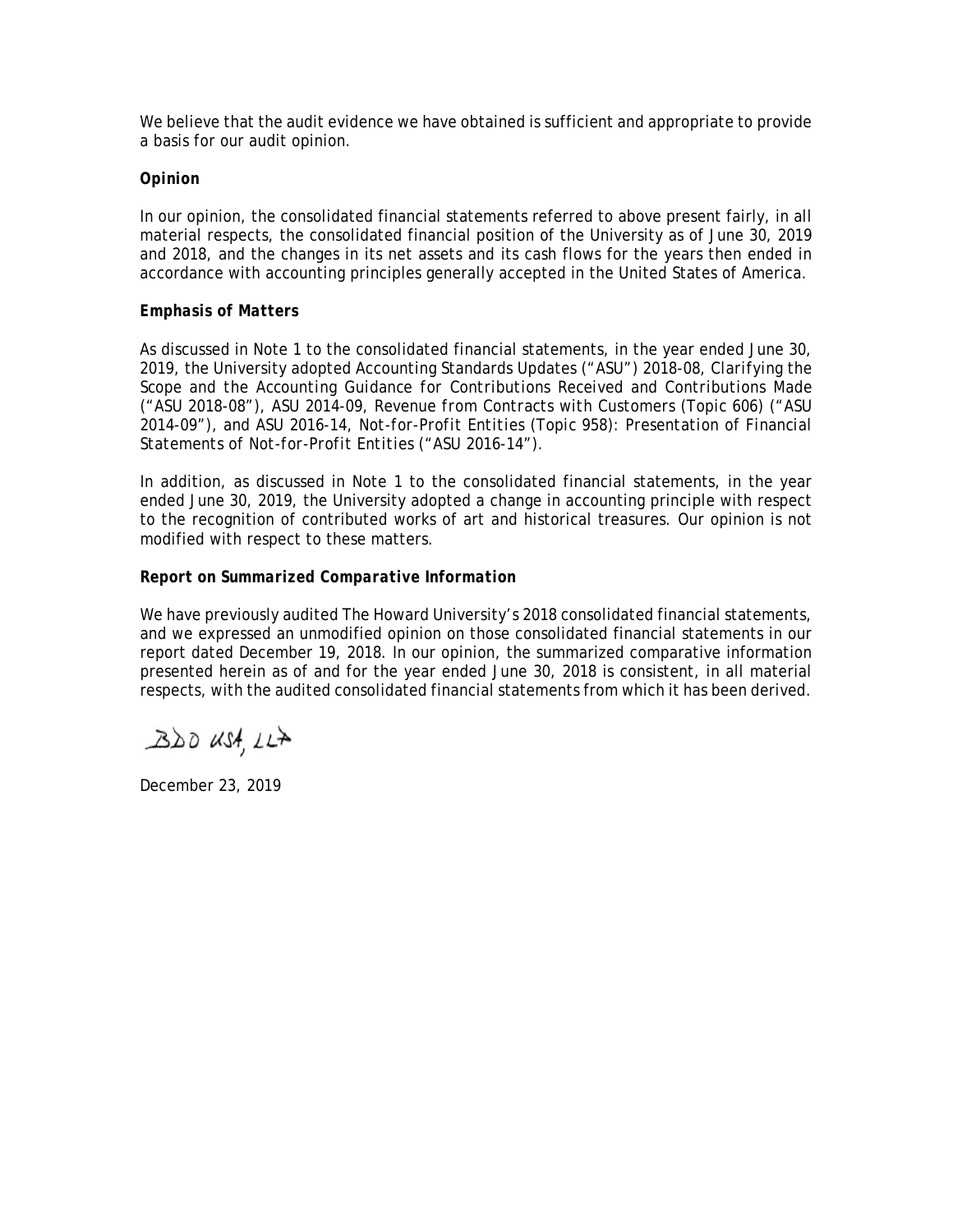We believe that the audit evidence we have obtained is sufficient and appropriate to provide a basis for our audit opinion.

**Opinion**

In our opinion, the consolidated financial statements referred to above present fairly, in all material respects, the consolidated financial position of the University as of June 30, 2019 and 2018, and the changes in its net assets and its cash flows for the years then ended in accordance with accounting principles generally accepted in the United States of America.

**Emphasis of Matters**

As discussed in Note 1 to the consolidated financial statements, in the year ended June 30, 2019, the University adopted Accounting Standards Updates ("ASU") 2018-08, *Clarifying the Scope and the Accounting Guidance for Contributions Received and Contributions Made* ("ASU 2018-08"), ASU 2014-09, *Revenue from Contracts with Customers (Topic 606)* ("ASU 2014-09"), and ASU 2016-14, *Not-for-Profit Entities (Topic 958): Presentation of Financial Statements of Not-for-Profit Entities* ("ASU 2016-14").

In addition, as discussed in Note 1 to the consolidated financial statements, in the year ended June 30, 2019, the University adopted a change in accounting principle with respect to the recognition of contributed works of art and historical treasures. Our opinion is not modified with respect to these matters.

**Report on Summarized Comparative Information**

We have previously audited The Howard University's 2018 consolidated financial statements, and we expressed an unmodified opinion on those consolidated financial statements in our report dated December 19, 2018. In our opinion, the summarized comparative information presented herein as of and for the year ended June 30, 2018 is consistent, in all material respects, with the audited consolidated financial statements from which it has been derived.

BDO USA, LLP

December 23, 2019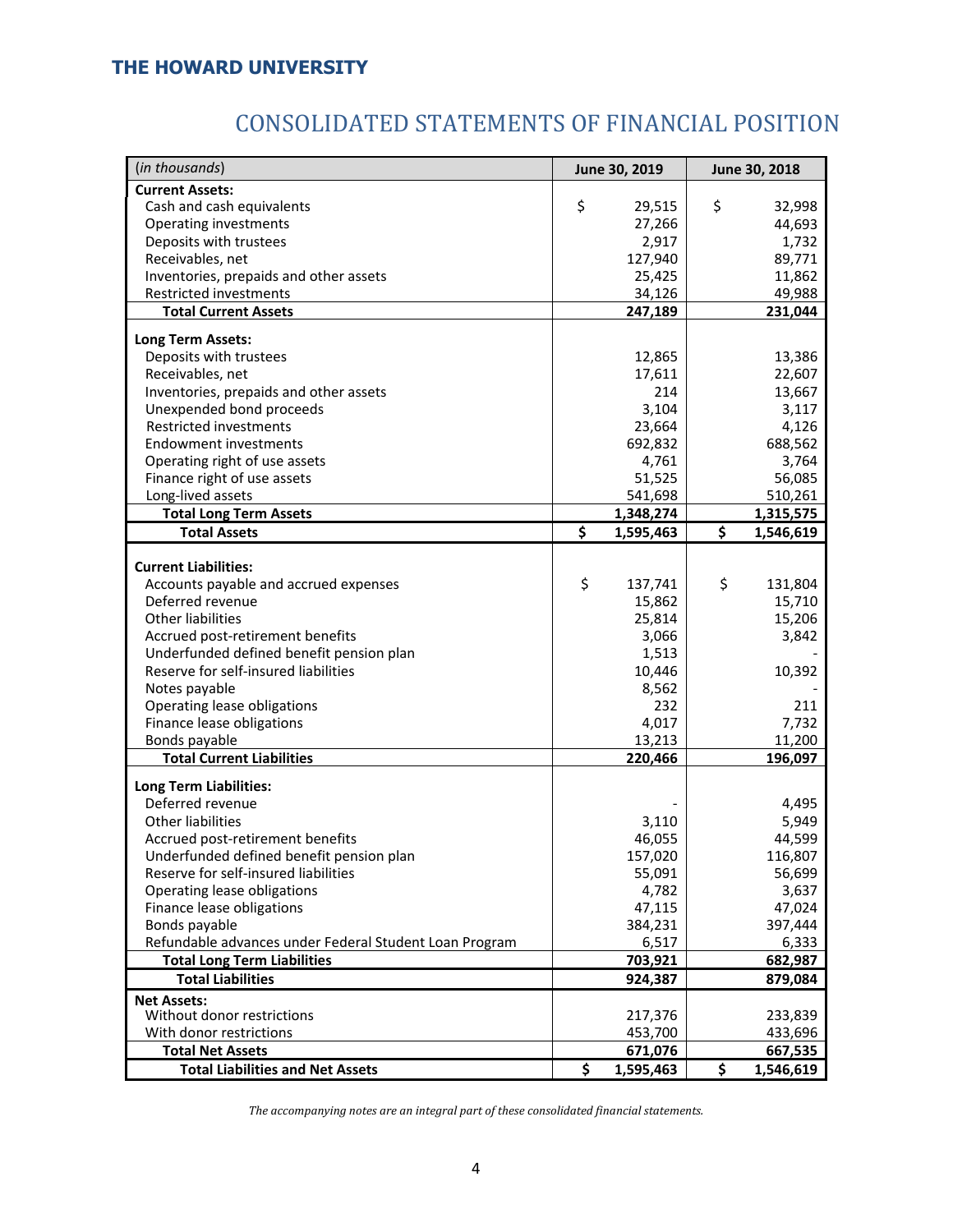**THE HOWARD UNIVERSITY**

# CONSOLIDATED STATEMENTS OF FINANCIAL POSITION

| *(in thousands)* | June 30, 2019 | June 30, 2018 |
|---|---|---|
| **Current Assets:** | | |
| Cash and cash equivalents | $ 29,515 | $ 32,998 |
| Operating investments | 27,266 | 44,693 |
| Deposits with trustees | 2,917 | 1,732 |
| Receivables, net | 127,940 | 89,771 |
| Inventories, prepaids and other assets | 25,425 | 11,862 |
| Restricted investments | 34,126 | 49,988 |
| **Total Current Assets** | **247,189** | **231,044** |
| **Long Term Assets:** | | |
| Deposits with trustees | 12,865 | 13,386 |
| Receivables, net | 17,611 | 22,607 |
| Inventories, prepaids and other assets | 214 | 13,667 |
| Unexpended bond proceeds | 3,104 | 3,117 |
| Restricted investments | 23,664 | 4,126 |
| Endowment investments | 692,832 | 688,562 |
| Operating right of use assets | 4,761 | 3,764 |
| Finance right of use assets | 51,525 | 56,085 |
| Long-lived assets | 541,698 | 510,261 |
| **Total Long Term Assets** | **1,348,274** | **1,315,575** |
| **Total Assets** | **$ 1,595,463** | **$ 1,546,619** |
| **Current Liabilities:** | | |
| Accounts payable and accrued expenses | $ 137,741 | $ 131,804 |
| Deferred revenue | 15,862 | 15,710 |
| Other liabilities | 25,814 | 15,206 |
| Accrued post-retirement benefits | 3,066 | 3,842 |
| Underfunded defined benefit pension plan | 1,513 | - |
| Reserve for self-insured liabilities | 10,446 | 10,392 |
| Notes payable | 8,562 | - |
| Operating lease obligations | 232 | 211 |
| Finance lease obligations | 4,017 | 7,732 |
| Bonds payable | 13,213 | 11,200 |
| **Total Current Liabilities** | **220,466** | **196,097** |
| **Long Term Liabilities:** | | |
| Deferred revenue | - | 4,495 |
| Other liabilities | 3,110 | 5,949 |
| Accrued post-retirement benefits | 46,055 | 44,599 |
| Underfunded defined benefit pension plan | 157,020 | 116,807 |
| Reserve for self-insured liabilities | 55,091 | 56,699 |
| Operating lease obligations | 4,782 | 3,637 |
| Finance lease obligations | 47,115 | 47,024 |
| Bonds payable | 384,231 | 397,444 |
| Refundable advances under Federal Student Loan Program | 6,517 | 6,333 |
| **Total Long Term Liabilities** | **703,921** | **682,987** |
| **Total Liabilities** | **924,387** | **879,084** |
| **Net Assets:** | | |
| Without donor restrictions | 217,376 | 233,839 |
| With donor restrictions | 453,700 | 433,696 |
| **Total Net Assets** | **671,076** | **667,535** |
| **Total Liabilities and Net Assets** | **$ 1,595,463** | **$ 1,546,619** |

*The accompanying notes are an integral part of these consolidated financial statements.*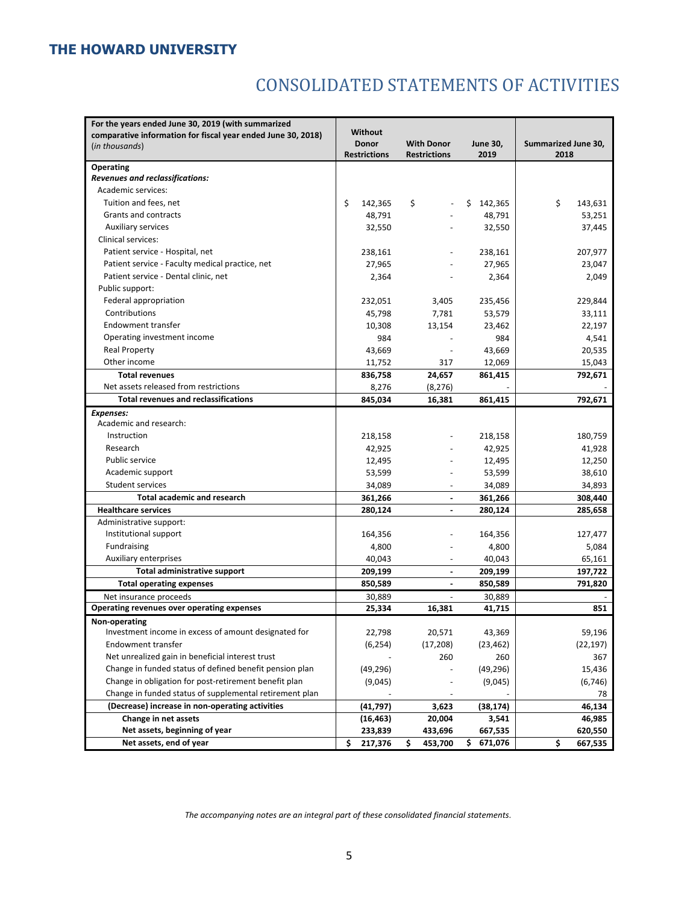# THE HOWARD UNIVERSITY

## CONSOLIDATED STATEMENTS OF ACTIVITIES

| For the years ended June 30, 2019 (with summarized comparative information for fiscal year ended June 30, 2018) (*in thousands*) | Without Donor Restrictions | With Donor Restrictions | June 30, 2019 | Summarized June 30, 2018 |
|---|---|---|---|---|
| **Operating** | | | | |
| ***Revenues and reclassifications:*** | | | | |
| Academic services: | | | | |
| Tuition and fees, net | $ 142,365 | $ - | $ 142,365 | $ 143,631 |
| Grants and contracts | 48,791 | - | 48,791 | 53,251 |
| Auxiliary services | 32,550 | - | 32,550 | 37,445 |
| Clinical services: | | | | |
| Patient service - Hospital, net | 238,161 | - | 238,161 | 207,977 |
| Patient service - Faculty medical practice, net | 27,965 | - | 27,965 | 23,047 |
| Patient service - Dental clinic, net | 2,364 | - | 2,364 | 2,049 |
| Public support: | | | | |
| Federal appropriation | 232,051 | 3,405 | 235,456 | 229,844 |
| Contributions | 45,798 | 7,781 | 53,579 | 33,111 |
| Endowment transfer | 10,308 | 13,154 | 23,462 | 22,197 |
| Operating investment income | 984 | - | 984 | 4,541 |
| Real Property | 43,669 | - | 43,669 | 20,535 |
| Other income | 11,752 | 317 | 12,069 | 15,043 |
| **Total revenues** | **836,758** | **24,657** | **861,415** | **792,671** |
| Net assets released from restrictions | 8,276 | (8,276) | - | - |
| **Total revenues and reclassifications** | **845,034** | **16,381** | **861,415** | **792,671** |
| ***Expenses:*** | | | | |
| Academic and research: | | | | |
| Instruction | 218,158 | - | 218,158 | 180,759 |
| Research | 42,925 | - | 42,925 | 41,928 |
| Public service | 12,495 | - | 12,495 | 12,250 |
| Academic support | 53,599 | - | 53,599 | 38,610 |
| Student services | 34,089 | - | 34,089 | 34,893 |
| **Total academic and research** | **361,266** | **-** | **361,266** | **308,440** |
| **Healthcare services** | **280,124** | **-** | **280,124** | **285,658** |
| Administrative support: | | | | |
| Institutional support | 164,356 | - | 164,356 | 127,477 |
| Fundraising | 4,800 | - | 4,800 | 5,084 |
| Auxiliary enterprises | 40,043 | - | 40,043 | 65,161 |
| **Total administrative support** | **209,199** | **-** | **209,199** | **197,722** |
| **Total operating expenses** | **850,589** | **-** | **850,589** | **791,820** |
| Net insurance proceeds | 30,889 | - | 30,889 | - |
| **Operating revenues over operating expenses** | **25,334** | **16,381** | **41,715** | **851** |
| **Non-operating** | | | | |
| Investment income in excess of amount designated for | 22,798 | 20,571 | 43,369 | 59,196 |
| Endowment transfer | (6,254) | (17,208) | (23,462) | (22,197) |
| Net unrealized gain in beneficial interest trust | - | 260 | 260 | 367 |
| Change in funded status of defined benefit pension plan | (49,296) | - | (49,296) | 15,436 |
| Change in obligation for post-retirement benefit plan | (9,045) | - | (9,045) | (6,746) |
| Change in funded status of supplemental retirement plan | - | - | - | 78 |
| **(Decrease) increase in non-operating activities** | **(41,797)** | **3,623** | **(38,174)** | **46,134** |
| **Change in net assets** | **(16,463)** | **20,004** | **3,541** | **46,985** |
| **Net assets, beginning of year** | **233,839** | **433,696** | **667,535** | **620,550** |
| **Net assets, end of year** | **$ 217,376** | **$ 453,700** | **$ 671,076** | **$ 667,535** |

*The accompanying notes are an integral part of these consolidated financial statements.*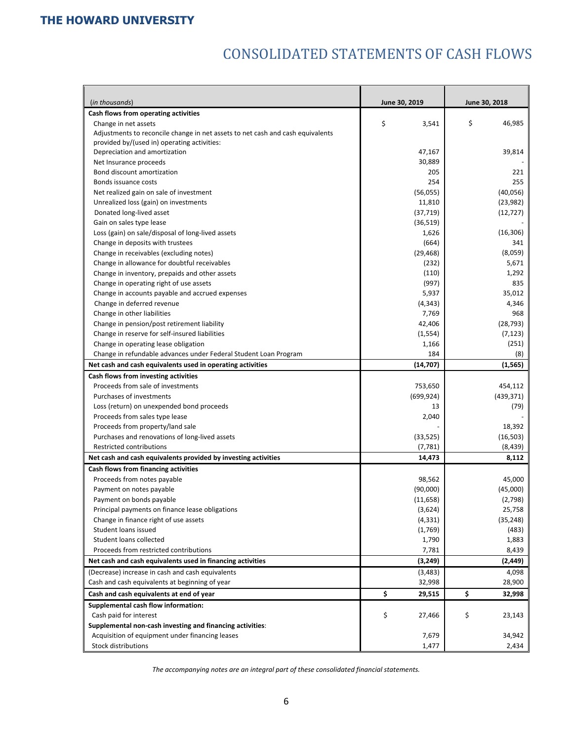**THE HOWARD UNIVERSITY**

# CONSOLIDATED STATEMENTS OF CASH FLOWS

| *(in thousands)* | June 30, 2019 | June 30, 2018 |
|---|---|---|
| **Cash flows from operating activities** | | |
| Change in net assets | $ 3,541 | $ 46,985 |
| Adjustments to reconcile change in net assets to net cash and cash equivalents provided by/(used in) operating activities: | | |
| Depreciation and amortization | 47,167 | 39,814 |
| Net Insurance proceeds | 30,889 | - |
| Bond discount amortization | 205 | 221 |
| Bonds issuance costs | 254 | 255 |
| Net realized gain on sale of investment | (56,055) | (40,056) |
| Unrealized loss (gain) on investments | 11,810 | (23,982) |
| Donated long-lived asset | (37,719) | (12,727) |
| Gain on sales type lease | (36,519) | - |
| Loss (gain) on sale/disposal of long-lived assets | 1,626 | (16,306) |
| Change in deposits with trustees | (664) | 341 |
| Change in receivables (excluding notes) | (29,468) | (8,059) |
| Change in allowance for doubtful receivables | (232) | 5,671 |
| Change in inventory, prepaids and other assets | (110) | 1,292 |
| Change in operating right of use assets | (997) | 835 |
| Change in accounts payable and accrued expenses | 5,937 | 35,012 |
| Change in deferred revenue | (4,343) | 4,346 |
| Change in other liabilities | 7,769 | 968 |
| Change in pension/post retirement liability | 42,406 | (28,793) |
| Change in reserve for self-insured liabilities | (1,554) | (7,123) |
| Change in operating lease obligation | 1,166 | (251) |
| Change in refundable advances under Federal Student Loan Program | 184 | (8) |
| **Net cash and cash equivalents used in operating activities** | **(14,707)** | **(1,565)** |
| **Cash flows from investing activities** | | |
| Proceeds from sale of investments | 753,650 | 454,112 |
| Purchases of investments | (699,924) | (439,371) |
| Loss (return) on unexpended bond proceeds | 13 | (79) |
| Proceeds from sales type lease | 2,040 | - |
| Proceeds from property/land sale | - | 18,392 |
| Purchases and renovations of long-lived assets | (33,525) | (16,503) |
| Restricted contributions | (7,781) | (8,439) |
| **Net cash and cash equivalents provided by investing activities** | **14,473** | **8,112** |
| **Cash flows from financing activities** | | |
| Proceeds from notes payable | 98,562 | 45,000 |
| Payment on notes payable | (90,000) | (45,000) |
| Payment on bonds payable | (11,658) | (2,798) |
| Principal payments on finance lease obligations | (3,624) | 25,758 |
| Change in finance right of use assets | (4,331) | (35,248) |
| Student loans issued | (1,769) | (483) |
| Student loans collected | 1,790 | 1,883 |
| Proceeds from restricted contributions | 7,781 | 8,439 |
| **Net cash and cash equivalents used in financing activities** | **(3,249)** | **(2,449)** |
| (Decrease) increase in cash and cash equivalents | (3,483) | 4,098 |
| Cash and cash equivalents at beginning of year | 32,998 | 28,900 |
| **Cash and cash equivalents at end of year** | **$ 29,515** | **$ 32,998** |
| **Supplemental cash flow information:** | | |
| Cash paid for interest | $ 27,466 | $ 23,143 |
| **Supplemental non-cash investing and financing activities**: | | |
| Acquisition of equipment under financing leases | 7,679 | 34,942 |
| Stock distributions | 1,477 | 2,434 |

*The accompanying notes are an integral part of these consolidated financial statements.*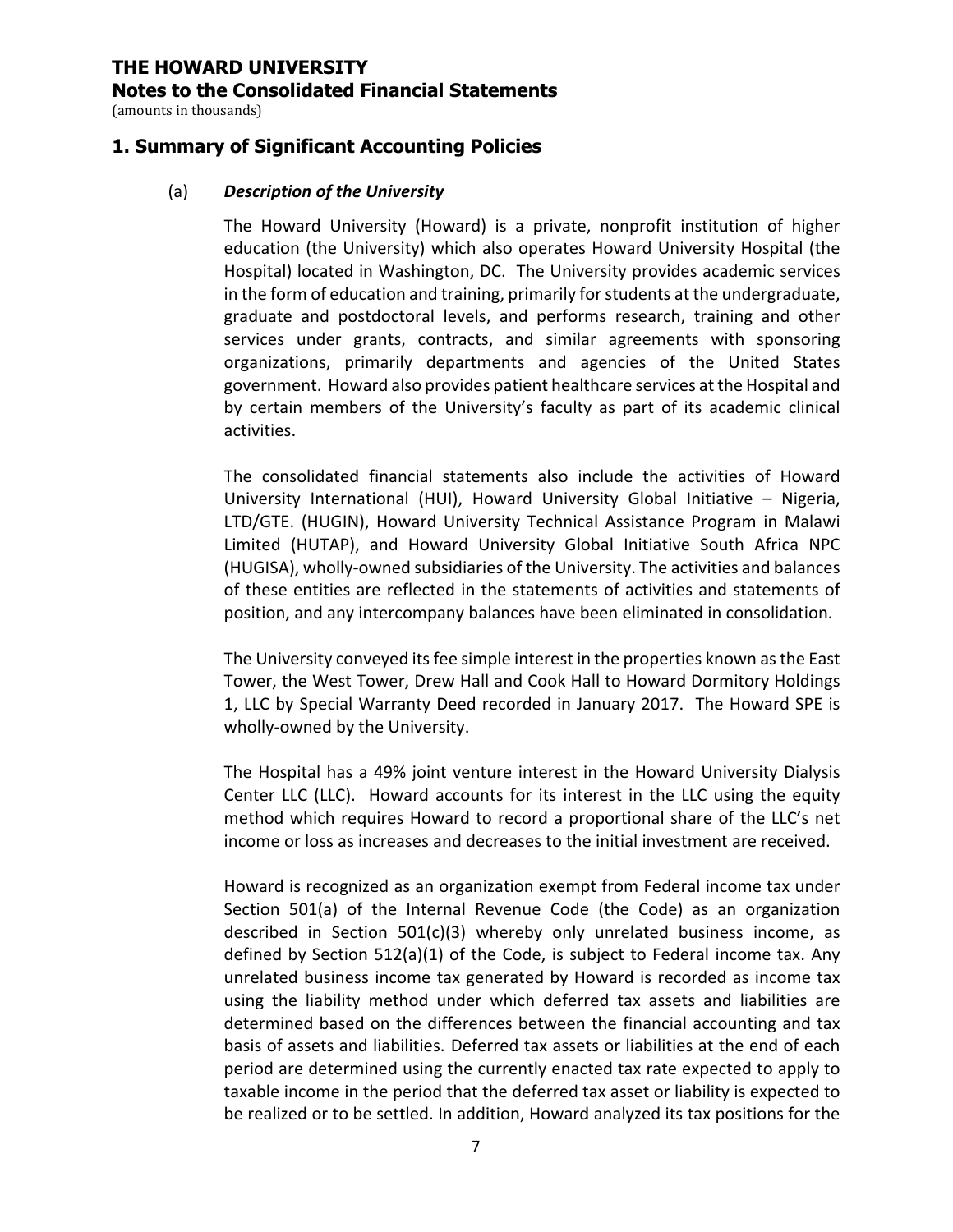# THE HOWARD UNIVERSITY

## Notes to the Consolidated Financial Statements

(amounts in thousands)

## 1. Summary of Significant Accounting Policies

### (a) *Description of the University*

The Howard University (Howard) is a private, nonprofit institution of higher education (the University) which also operates Howard University Hospital (the Hospital) located in Washington, DC. The University provides academic services in the form of education and training, primarily for students at the undergraduate, graduate and postdoctoral levels, and performs research, training and other services under grants, contracts, and similar agreements with sponsoring organizations, primarily departments and agencies of the United States government. Howard also provides patient healthcare services at the Hospital and by certain members of the University's faculty as part of its academic clinical activities.

The consolidated financial statements also include the activities of Howard University International (HUI), Howard University Global Initiative – Nigeria, LTD/GTE. (HUGIN), Howard University Technical Assistance Program in Malawi Limited (HUTAP), and Howard University Global Initiative South Africa NPC (HUGISA), wholly-owned subsidiaries of the University. The activities and balances of these entities are reflected in the statements of activities and statements of position, and any intercompany balances have been eliminated in consolidation.

The University conveyed its fee simple interest in the properties known as the East Tower, the West Tower, Drew Hall and Cook Hall to Howard Dormitory Holdings 1, LLC by Special Warranty Deed recorded in January 2017. The Howard SPE is wholly-owned by the University.

The Hospital has a 49% joint venture interest in the Howard University Dialysis Center LLC (LLC). Howard accounts for its interest in the LLC using the equity method which requires Howard to record a proportional share of the LLC's net income or loss as increases and decreases to the initial investment are received.

Howard is recognized as an organization exempt from Federal income tax under Section 501(a) of the Internal Revenue Code (the Code) as an organization described in Section 501(c)(3) whereby only unrelated business income, as defined by Section 512(a)(1) of the Code, is subject to Federal income tax. Any unrelated business income tax generated by Howard is recorded as income tax using the liability method under which deferred tax assets and liabilities are determined based on the differences between the financial accounting and tax basis of assets and liabilities. Deferred tax assets or liabilities at the end of each period are determined using the currently enacted tax rate expected to apply to taxable income in the period that the deferred tax asset or liability is expected to be realized or to be settled. In addition, Howard analyzed its tax positions for the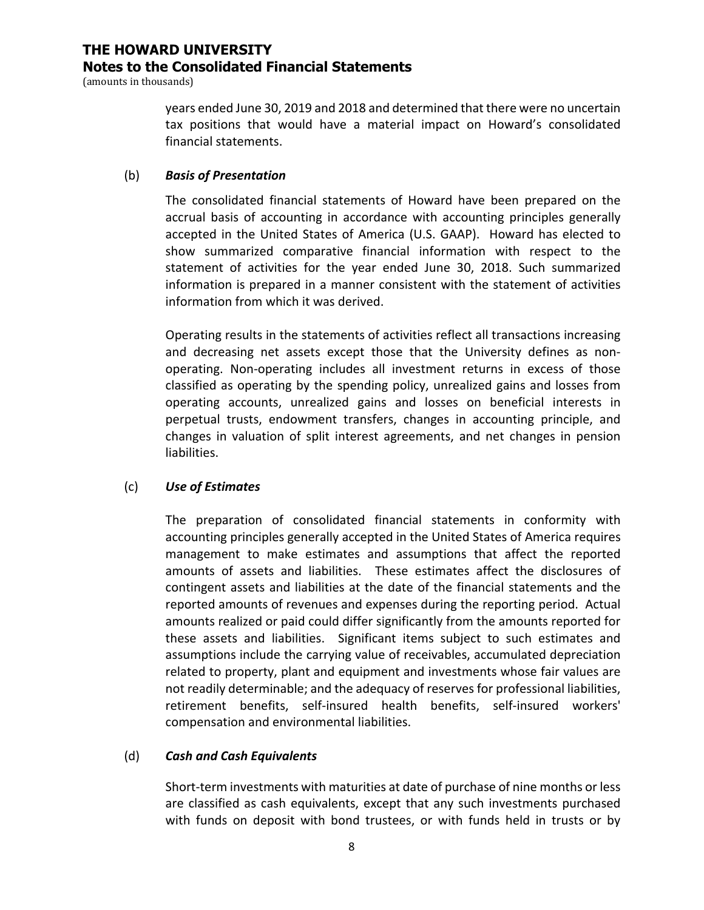years ended June 30, 2019 and 2018 and determined that there were no uncertain tax positions that would have a material impact on Howard's consolidated financial statements.

(b) ***Basis of Presentation***

The consolidated financial statements of Howard have been prepared on the accrual basis of accounting in accordance with accounting principles generally accepted in the United States of America (U.S. GAAP). Howard has elected to show summarized comparative financial information with respect to the statement of activities for the year ended June 30, 2018. Such summarized information is prepared in a manner consistent with the statement of activities information from which it was derived.

Operating results in the statements of activities reflect all transactions increasing and decreasing net assets except those that the University defines as non-operating. Non-operating includes all investment returns in excess of those classified as operating by the spending policy, unrealized gains and losses from operating accounts, unrealized gains and losses on beneficial interests in perpetual trusts, endowment transfers, changes in accounting principle, and changes in valuation of split interest agreements, and net changes in pension liabilities.

(c) ***Use of Estimates***

The preparation of consolidated financial statements in conformity with accounting principles generally accepted in the United States of America requires management to make estimates and assumptions that affect the reported amounts of assets and liabilities. These estimates affect the disclosures of contingent assets and liabilities at the date of the financial statements and the reported amounts of revenues and expenses during the reporting period. Actual amounts realized or paid could differ significantly from the amounts reported for these assets and liabilities. Significant items subject to such estimates and assumptions include the carrying value of receivables, accumulated depreciation related to property, plant and equipment and investments whose fair values are not readily determinable; and the adequacy of reserves for professional liabilities, retirement benefits, self-insured health benefits, self-insured workers' compensation and environmental liabilities.

(d) ***Cash and Cash Equivalents***

Short-term investments with maturities at date of purchase of nine months or less are classified as cash equivalents, except that any such investments purchased with funds on deposit with bond trustees, or with funds held in trusts or by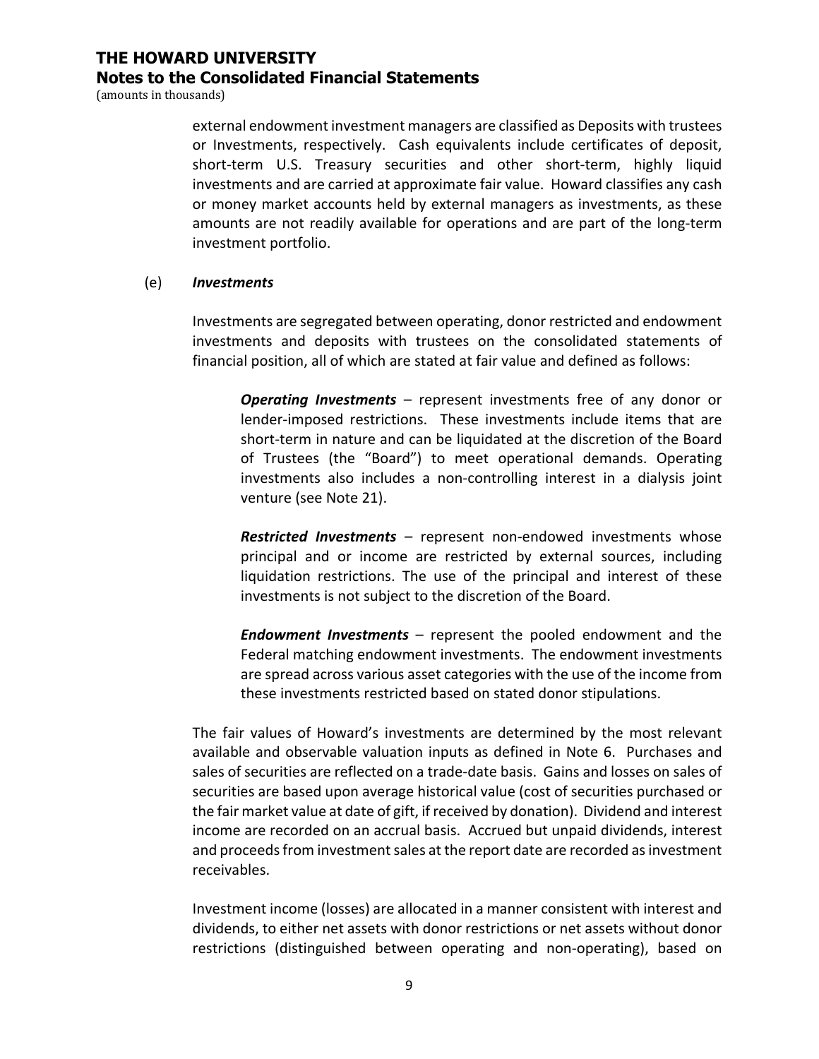external endowment investment managers are classified as Deposits with trustees or Investments, respectively. Cash equivalents include certificates of deposit, short-term U.S. Treasury securities and other short-term, highly liquid investments and are carried at approximate fair value. Howard classifies any cash or money market accounts held by external managers as investments, as these amounts are not readily available for operations and are part of the long-term investment portfolio.

(e) ***Investments***

Investments are segregated between operating, donor restricted and endowment investments and deposits with trustees on the consolidated statements of financial position, all of which are stated at fair value and defined as follows:

***Operating Investments*** – represent investments free of any donor or lender-imposed restrictions. These investments include items that are short-term in nature and can be liquidated at the discretion of the Board of Trustees (the "Board") to meet operational demands. Operating investments also includes a non-controlling interest in a dialysis joint venture (see Note 21).

***Restricted Investments*** – represent non-endowed investments whose principal and or income are restricted by external sources, including liquidation restrictions. The use of the principal and interest of these investments is not subject to the discretion of the Board.

***Endowment Investments*** – represent the pooled endowment and the Federal matching endowment investments. The endowment investments are spread across various asset categories with the use of the income from these investments restricted based on stated donor stipulations.

The fair values of Howard's investments are determined by the most relevant available and observable valuation inputs as defined in Note 6. Purchases and sales of securities are reflected on a trade-date basis. Gains and losses on sales of securities are based upon average historical value (cost of securities purchased or the fair market value at date of gift, if received by donation). Dividend and interest income are recorded on an accrual basis. Accrued but unpaid dividends, interest and proceeds from investment sales at the report date are recorded as investment receivables.

Investment income (losses) are allocated in a manner consistent with interest and dividends, to either net assets with donor restrictions or net assets without donor restrictions (distinguished between operating and non-operating), based on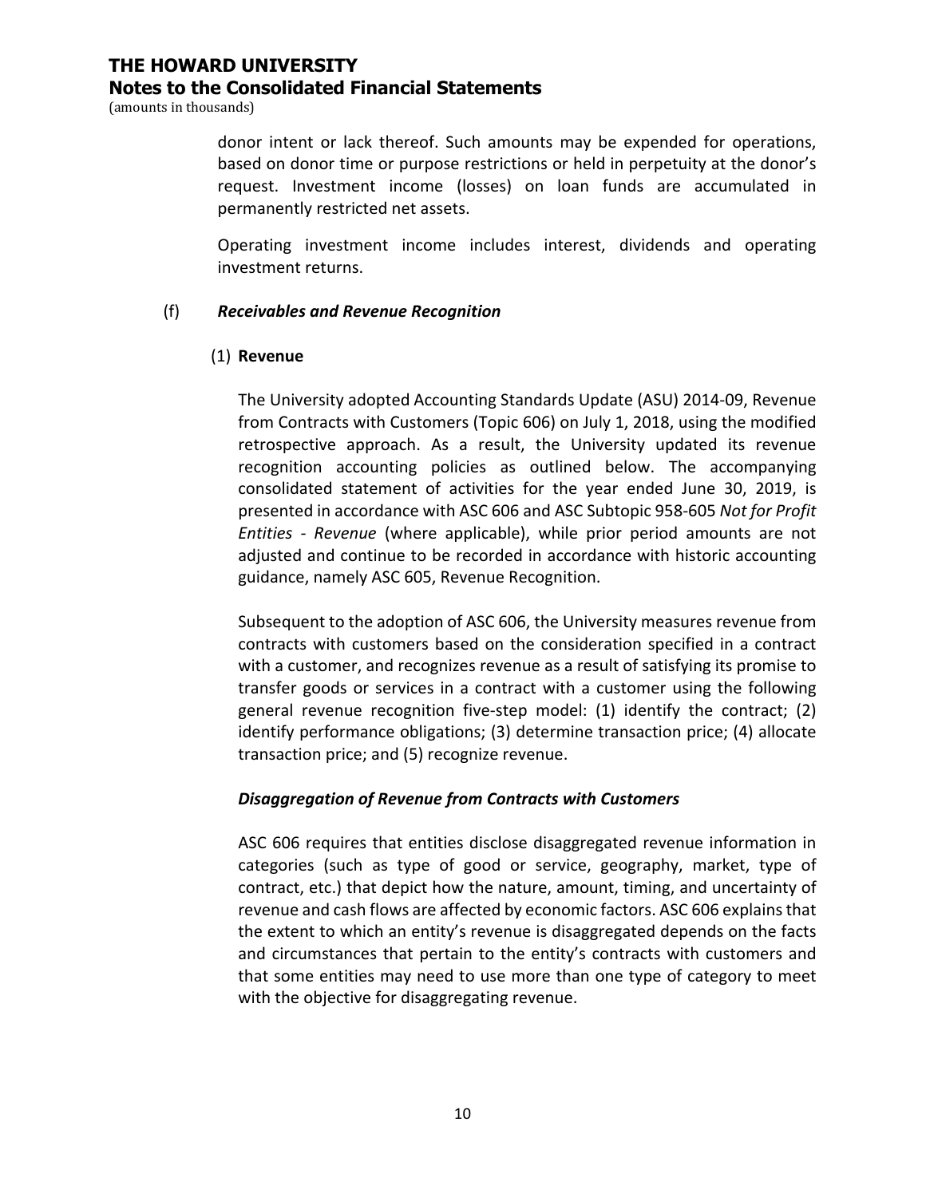donor intent or lack thereof. Such amounts may be expended for operations, based on donor time or purpose restrictions or held in perpetuity at the donor's request. Investment income (losses) on loan funds are accumulated in permanently restricted net assets.

Operating investment income includes interest, dividends and operating investment returns.

(f) ***Receivables and Revenue Recognition***

(1) **Revenue**

The University adopted Accounting Standards Update (ASU) 2014-09, Revenue from Contracts with Customers (Topic 606) on July 1, 2018, using the modified retrospective approach. As a result, the University updated its revenue recognition accounting policies as outlined below. The accompanying consolidated statement of activities for the year ended June 30, 2019, is presented in accordance with ASC 606 and ASC Subtopic 958-605 *Not for Profit Entities - Revenue* (where applicable), while prior period amounts are not adjusted and continue to be recorded in accordance with historic accounting guidance, namely ASC 605, Revenue Recognition.

Subsequent to the adoption of ASC 606, the University measures revenue from contracts with customers based on the consideration specified in a contract with a customer, and recognizes revenue as a result of satisfying its promise to transfer goods or services in a contract with a customer using the following general revenue recognition five-step model: (1) identify the contract; (2) identify performance obligations; (3) determine transaction price; (4) allocate transaction price; and (5) recognize revenue.

***Disaggregation of Revenue from Contracts with Customers***

ASC 606 requires that entities disclose disaggregated revenue information in categories (such as type of good or service, geography, market, type of contract, etc.) that depict how the nature, amount, timing, and uncertainty of revenue and cash flows are affected by economic factors. ASC 606 explains that the extent to which an entity's revenue is disaggregated depends on the facts and circumstances that pertain to the entity's contracts with customers and that some entities may need to use more than one type of category to meet with the objective for disaggregating revenue.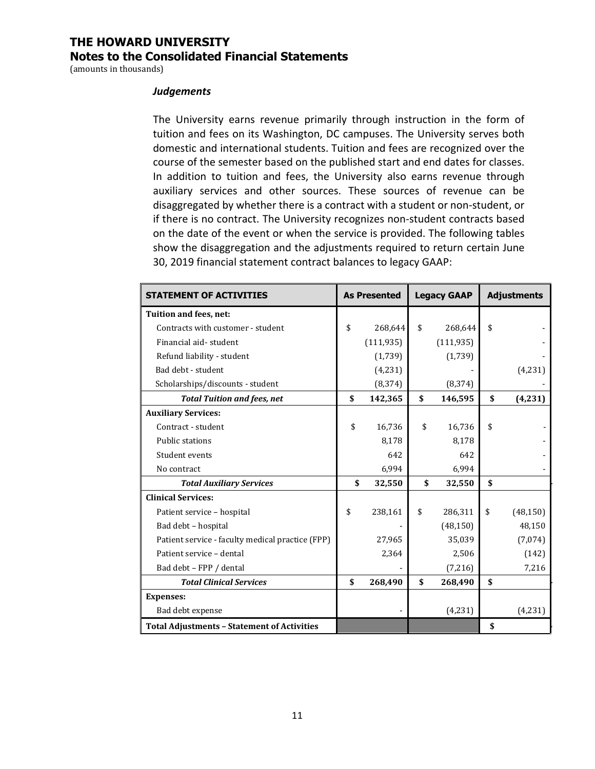# THE HOWARD UNIVERSITY
## Notes to the Consolidated Financial Statements
(amounts in thousands)

### *Judgements*

The University earns revenue primarily through instruction in the form of tuition and fees on its Washington, DC campuses. The University serves both domestic and international students. Tuition and fees are recognized over the course of the semester based on the published start and end dates for classes. In addition to tuition and fees, the University also earns revenue through auxiliary services and other sources. These sources of revenue can be disaggregated by whether there is a contract with a student or non-student, or if there is no contract. The University recognizes non-student contracts based on the date of the event or when the service is provided. The following tables show the disaggregation and the adjustments required to return certain June 30, 2019 financial statement contract balances to legacy GAAP:

| STATEMENT OF ACTIVITIES | As Presented | Legacy GAAP | Adjustments |
|---|---|---|---|
| **Tuition and fees, net:** | | | |
| Contracts with customer - student | $ 268,644 | $ 268,644 | $ - |
| Financial aid- student | (111,935) | (111,935) | - |
| Refund liability - student | (1,739) | (1,739) | - |
| Bad debt - student | (4,231) | - | (4,231) |
| Scholarships/discounts - student | (8,374) | (8,374) | - |
| ***Total Tuition and fees, net*** | **$ 142,365** | **$ 146,595** | **$ (4,231)** |
| **Auxiliary Services:** | | | |
| Contract - student | $ 16,736 | $ 16,736 | $ - |
| Public stations | 8,178 | 8,178 | - |
| Student events | 642 | 642 | - |
| No contract | 6,994 | 6,994 | - |
| ***Total Auxiliary Services*** | **$ 32,550** | **$ 32,550** | **$ -** |
| **Clinical Services:** | | | |
| Patient service – hospital | $ 238,161 | $ 286,311 | $ (48,150) |
| Bad debt – hospital | - | (48,150) | 48,150 |
| Patient service - faculty medical practice (FPP) | 27,965 | 35,039 | (7,074) |
| Patient service – dental | 2,364 | 2,506 | (142) |
| Bad debt – FPP / dental | - | (7,216) | 7,216 |
| ***Total Clinical Services*** | **$ 268,490** | **$ 268,490** | **$ -** |
| **Expenses:** | | | |
| Bad debt expense | - | (4,231) | (4,231) |
| **Total Adjustments – Statement of Activities** | | | **$ -** |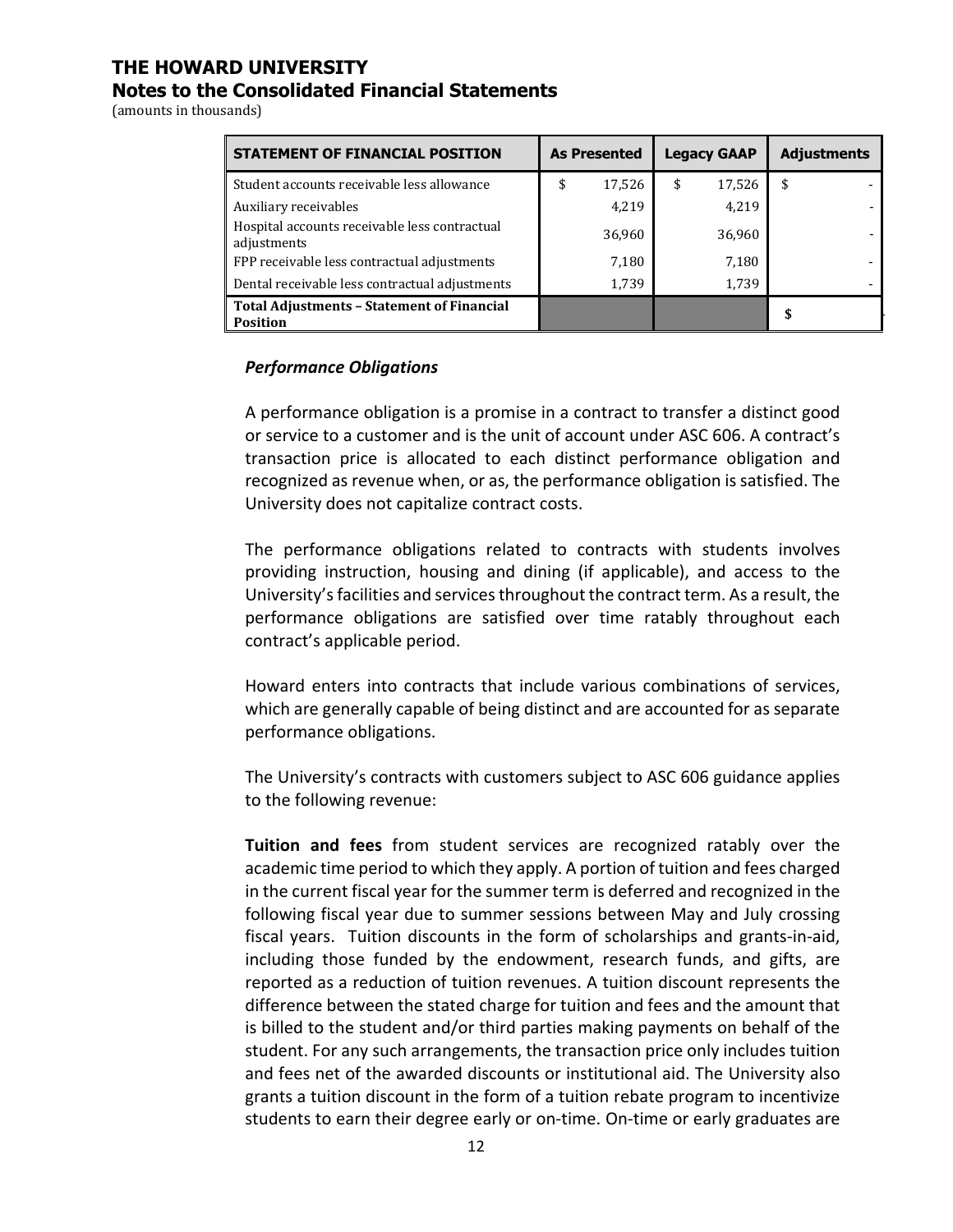# THE HOWARD UNIVERSITY

## Notes to the Consolidated Financial Statements

(amounts in thousands)

| STATEMENT OF FINANCIAL POSITION | As Presented | Legacy GAAP | Adjustments |
|---|---|---|---|
| Student accounts receivable less allowance | $ 17,526 | $ 17,526 | $ - |
| Auxiliary receivables | 4,219 | 4,219 | - |
| Hospital accounts receivable less contractual adjustments | 36,960 | 36,960 | - |
| FPP receivable less contractual adjustments | 7,180 | 7,180 | - |
| Dental receivable less contractual adjustments | 1,739 | 1,739 | - |
| **Total Adjustments – Statement of Financial Position** | | | **$** - |

### *Performance Obligations*

A performance obligation is a promise in a contract to transfer a distinct good or service to a customer and is the unit of account under ASC 606. A contract's transaction price is allocated to each distinct performance obligation and recognized as revenue when, or as, the performance obligation is satisfied. The University does not capitalize contract costs.

The performance obligations related to contracts with students involves providing instruction, housing and dining (if applicable), and access to the University's facilities and services throughout the contract term. As a result, the performance obligations are satisfied over time ratably throughout each contract's applicable period.

Howard enters into contracts that include various combinations of services, which are generally capable of being distinct and are accounted for as separate performance obligations.

The University's contracts with customers subject to ASC 606 guidance applies to the following revenue:

**Tuition and fees** from student services are recognized ratably over the academic time period to which they apply. A portion of tuition and fees charged in the current fiscal year for the summer term is deferred and recognized in the following fiscal year due to summer sessions between May and July crossing fiscal years. Tuition discounts in the form of scholarships and grants-in-aid, including those funded by the endowment, research funds, and gifts, are reported as a reduction of tuition revenues. A tuition discount represents the difference between the stated charge for tuition and fees and the amount that is billed to the student and/or third parties making payments on behalf of the student. For any such arrangements, the transaction price only includes tuition and fees net of the awarded discounts or institutional aid. The University also grants a tuition discount in the form of a tuition rebate program to incentivize students to earn their degree early or on-time. On-time or early graduates are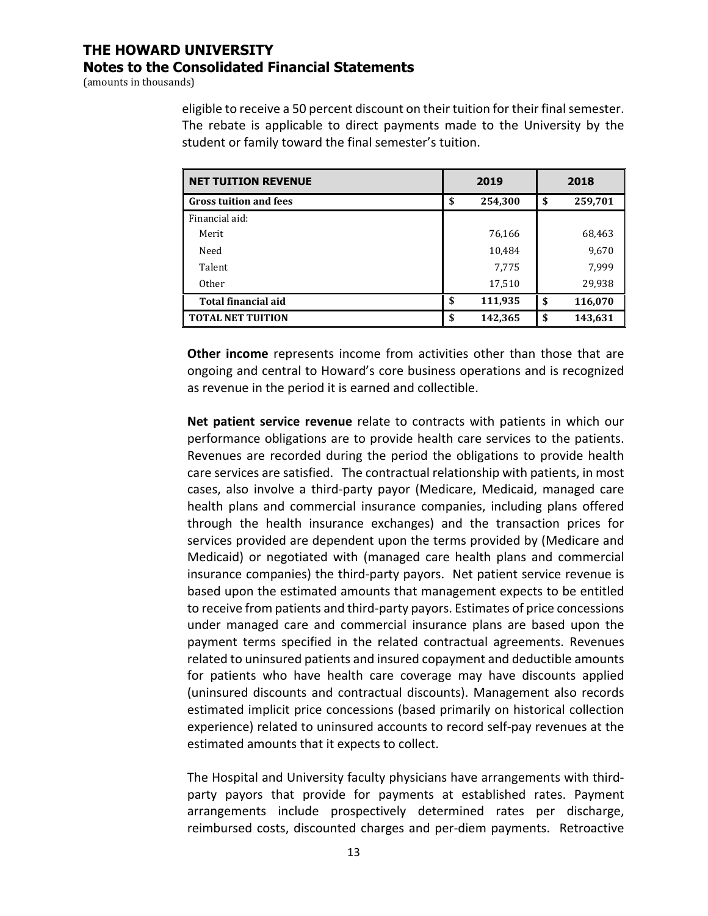eligible to receive a 50 percent discount on their tuition for their final semester. The rebate is applicable to direct payments made to the University by the student or family toward the final semester's tuition.

| NET TUITION REVENUE | 2019 | 2018 |
|---|---|---|
| **Gross tuition and fees** | **$ 254,300** | **$ 259,701** |
| Financial aid: | | |
| Merit | 76,166 | 68,463 |
| Need | 10,484 | 9,670 |
| Talent | 7,775 | 7,999 |
| Other | 17,510 | 29,938 |
| **Total financial aid** | **$ 111,935** | **$ 116,070** |
| **TOTAL NET TUITION** | **$ 142,365** | **$ 143,631** |

**Other income** represents income from activities other than those that are ongoing and central to Howard's core business operations and is recognized as revenue in the period it is earned and collectible.

**Net patient service revenue** relate to contracts with patients in which our performance obligations are to provide health care services to the patients. Revenues are recorded during the period the obligations to provide health care services are satisfied. The contractual relationship with patients, in most cases, also involve a third-party payor (Medicare, Medicaid, managed care health plans and commercial insurance companies, including plans offered through the health insurance exchanges) and the transaction prices for services provided are dependent upon the terms provided by (Medicare and Medicaid) or negotiated with (managed care health plans and commercial insurance companies) the third-party payors. Net patient service revenue is based upon the estimated amounts that management expects to be entitled to receive from patients and third-party payors. Estimates of price concessions under managed care and commercial insurance plans are based upon the payment terms specified in the related contractual agreements. Revenues related to uninsured patients and insured copayment and deductible amounts for patients who have health care coverage may have discounts applied (uninsured discounts and contractual discounts). Management also records estimated implicit price concessions (based primarily on historical collection experience) related to uninsured accounts to record self-pay revenues at the estimated amounts that it expects to collect.

The Hospital and University faculty physicians have arrangements with third-party payors that provide for payments at established rates. Payment arrangements include prospectively determined rates per discharge, reimbursed costs, discounted charges and per-diem payments. Retroactive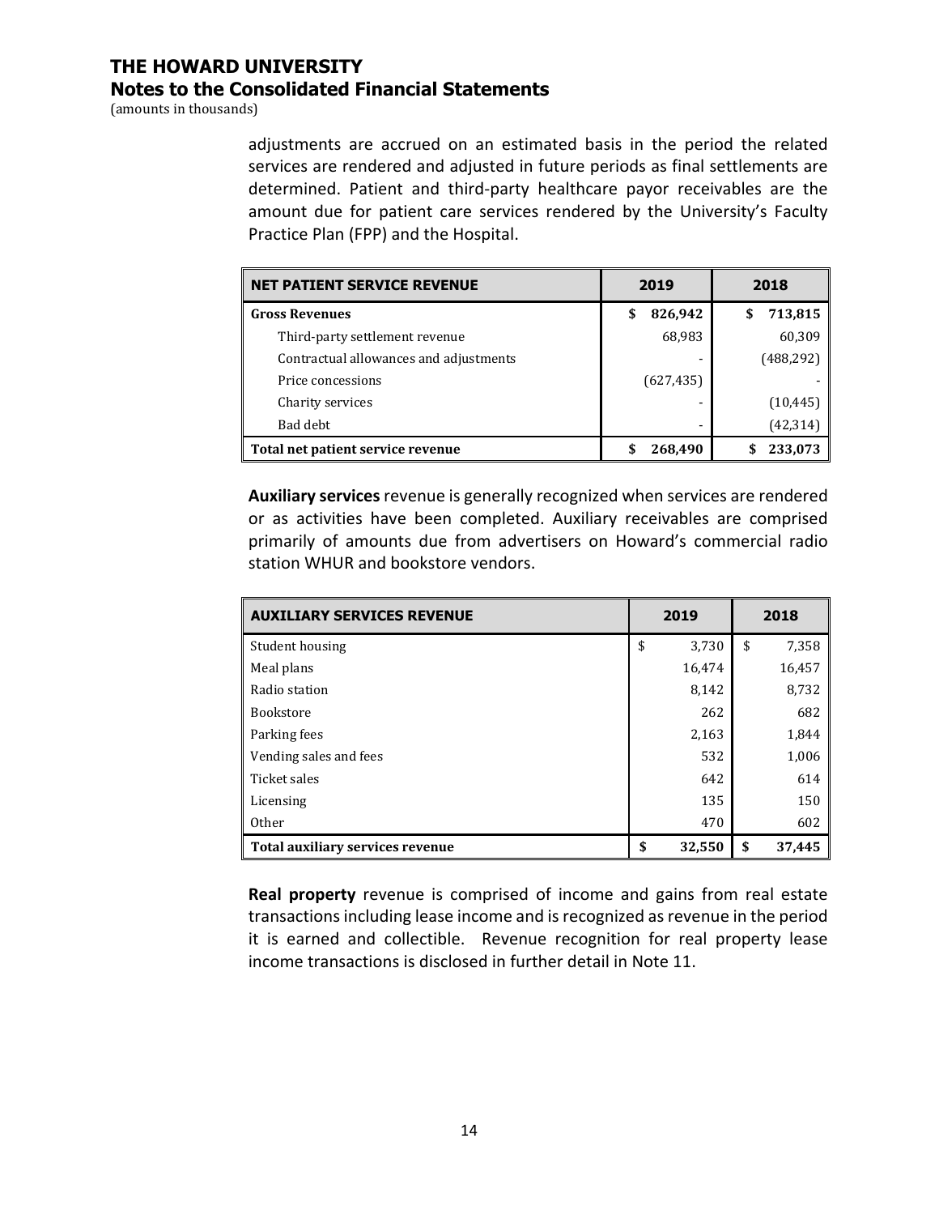adjustments are accrued on an estimated basis in the period the related services are rendered and adjusted in future periods as final settlements are determined. Patient and third-party healthcare payor receivables are the amount due for patient care services rendered by the University's Faculty Practice Plan (FPP) and the Hospital.

| NET PATIENT SERVICE REVENUE | 2019 | 2018 |
|---|---|---|
| **Gross Revenues** | **$ 826,942** | **$ 713,815** |
| Third-party settlement revenue | 68,983 | 60,309 |
| Contractual allowances and adjustments | - | (488,292) |
| Price concessions | (627,435) | - |
| Charity services | - | (10,445) |
| Bad debt | - | (42,314) |
| **Total net patient service revenue** | **$ 268,490** | **$ 233,073** |

**Auxiliary services** revenue is generally recognized when services are rendered or as activities have been completed. Auxiliary receivables are comprised primarily of amounts due from advertisers on Howard's commercial radio station WHUR and bookstore vendors.

| AUXILIARY SERVICES REVENUE | 2019 | 2018 |
|---|---|---|
| Student housing | $ 3,730 | $ 7,358 |
| Meal plans | 16,474 | 16,457 |
| Radio station | 8,142 | 8,732 |
| Bookstore | 262 | 682 |
| Parking fees | 2,163 | 1,844 |
| Vending sales and fees | 532 | 1,006 |
| Ticket sales | 642 | 614 |
| Licensing | 135 | 150 |
| Other | 470 | 602 |
| **Total auxiliary services revenue** | **$ 32,550** | **$ 37,445** |

**Real property** revenue is comprised of income and gains from real estate transactions including lease income and is recognized as revenue in the period it is earned and collectible. Revenue recognition for real property lease income transactions is disclosed in further detail in Note 11.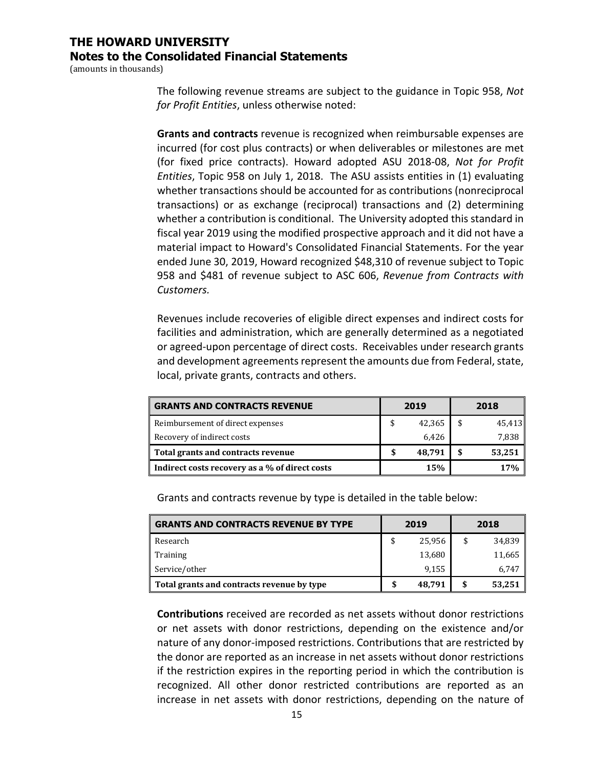The following revenue streams are subject to the guidance in Topic 958, *Not for Profit Entities*, unless otherwise noted:

**Grants and contracts** revenue is recognized when reimbursable expenses are incurred (for cost plus contracts) or when deliverables or milestones are met (for fixed price contracts). Howard adopted ASU 2018-08, *Not for Profit Entities*, Topic 958 on July 1, 2018. The ASU assists entities in (1) evaluating whether transactions should be accounted for as contributions (nonreciprocal transactions) or as exchange (reciprocal) transactions and (2) determining whether a contribution is conditional. The University adopted this standard in fiscal year 2019 using the modified prospective approach and it did not have a material impact to Howard's Consolidated Financial Statements. For the year ended June 30, 2019, Howard recognized $48,310 of revenue subject to Topic 958 and $481 of revenue subject to ASC 606, *Revenue from Contracts with Customers.*

Revenues include recoveries of eligible direct expenses and indirect costs for facilities and administration, which are generally determined as a negotiated or agreed-upon percentage of direct costs. Receivables under research grants and development agreements represent the amounts due from Federal, state, local, private grants, contracts and others.

| GRANTS AND CONTRACTS REVENUE | 2019 | 2018 |
|---|---|---|
| Reimbursement of direct expenses | $ 42,365 | $ 45,413 |
| Recovery of indirect costs | 6,426 | 7,838 |
| **Total grants and contracts revenue** | **$ 48,791** | **$ 53,251** |
| **Indirect costs recovery as a % of direct costs** | **15%** | **17%** |

Grants and contracts revenue by type is detailed in the table below:

| GRANTS AND CONTRACTS REVENUE BY TYPE | 2019 | 2018 |
|---|---|---|
| Research | $ 25,956 | $ 34,839 |
| Training | 13,680 | 11,665 |
| Service/other | 9,155 | 6,747 |
| **Total grants and contracts revenue by type** | **$ 48,791** | **$ 53,251** |

**Contributions** received are recorded as net assets without donor restrictions or net assets with donor restrictions, depending on the existence and/or nature of any donor-imposed restrictions. Contributions that are restricted by the donor are reported as an increase in net assets without donor restrictions if the restriction expires in the reporting period in which the contribution is recognized. All other donor restricted contributions are reported as an increase in net assets with donor restrictions, depending on the nature of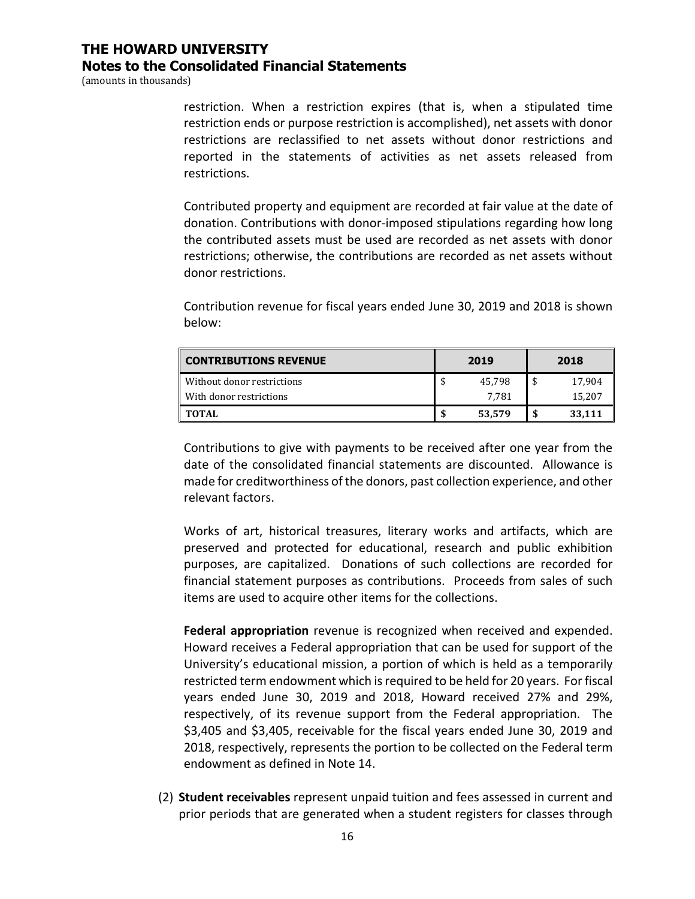restriction. When a restriction expires (that is, when a stipulated time restriction ends or purpose restriction is accomplished), net assets with donor restrictions are reclassified to net assets without donor restrictions and reported in the statements of activities as net assets released from restrictions.

Contributed property and equipment are recorded at fair value at the date of donation. Contributions with donor-imposed stipulations regarding how long the contributed assets must be used are recorded as net assets with donor restrictions; otherwise, the contributions are recorded as net assets without donor restrictions.

Contribution revenue for fiscal years ended June 30, 2019 and 2018 is shown below:

| CONTRIBUTIONS REVENUE | 2019 | 2018 |
|---|---|---|
| Without donor restrictions | $ 45,798 | $ 17,904 |
| With donor restrictions | 7,781 | 15,207 |
| **TOTAL** | **$ 53,579** | **$ 33,111** |

Contributions to give with payments to be received after one year from the date of the consolidated financial statements are discounted. Allowance is made for creditworthiness of the donors, past collection experience, and other relevant factors.

Works of art, historical treasures, literary works and artifacts, which are preserved and protected for educational, research and public exhibition purposes, are capitalized. Donations of such collections are recorded for financial statement purposes as contributions. Proceeds from sales of such items are used to acquire other items for the collections.

**Federal appropriation** revenue is recognized when received and expended. Howard receives a Federal appropriation that can be used for support of the University's educational mission, a portion of which is held as a temporarily restricted term endowment which is required to be held for 20 years. For fiscal years ended June 30, 2019 and 2018, Howard received 27% and 29%, respectively, of its revenue support from the Federal appropriation. The $3,405 and $3,405, receivable for the fiscal years ended June 30, 2019 and 2018, respectively, represents the portion to be collected on the Federal term endowment as defined in Note 14.

(2) **Student receivables** represent unpaid tuition and fees assessed in current and prior periods that are generated when a student registers for classes through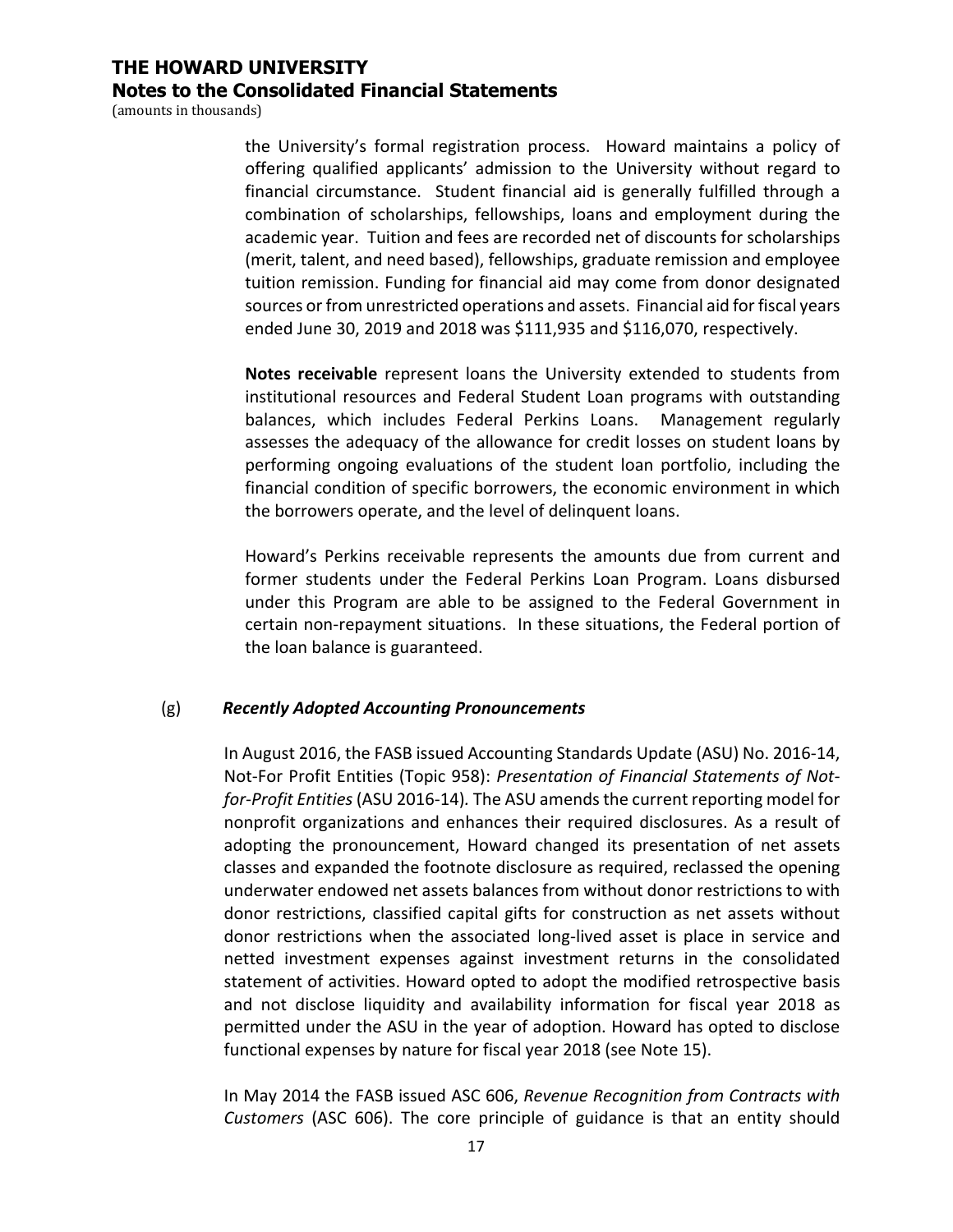the University's formal registration process. Howard maintains a policy of offering qualified applicants' admission to the University without regard to financial circumstance. Student financial aid is generally fulfilled through a combination of scholarships, fellowships, loans and employment during the academic year. Tuition and fees are recorded net of discounts for scholarships (merit, talent, and need based), fellowships, graduate remission and employee tuition remission. Funding for financial aid may come from donor designated sources or from unrestricted operations and assets. Financial aid for fiscal years ended June 30, 2019 and 2018 was $111,935 and $116,070, respectively.

**Notes receivable** represent loans the University extended to students from institutional resources and Federal Student Loan programs with outstanding balances, which includes Federal Perkins Loans. Management regularly assesses the adequacy of the allowance for credit losses on student loans by performing ongoing evaluations of the student loan portfolio, including the financial condition of specific borrowers, the economic environment in which the borrowers operate, and the level of delinquent loans.

Howard's Perkins receivable represents the amounts due from current and former students under the Federal Perkins Loan Program. Loans disbursed under this Program are able to be assigned to the Federal Government in certain non-repayment situations. In these situations, the Federal portion of the loan balance is guaranteed.

(g) ***Recently Adopted Accounting Pronouncements***

In August 2016, the FASB issued Accounting Standards Update (ASU) No. 2016-14, Not-For Profit Entities (Topic 958): *Presentation of Financial Statements of Not-for-Profit Entities* (ASU 2016-14). The ASU amends the current reporting model for nonprofit organizations and enhances their required disclosures. As a result of adopting the pronouncement, Howard changed its presentation of net assets classes and expanded the footnote disclosure as required, reclassed the opening underwater endowed net assets balances from without donor restrictions to with donor restrictions, classified capital gifts for construction as net assets without donor restrictions when the associated long-lived asset is place in service and netted investment expenses against investment returns in the consolidated statement of activities. Howard opted to adopt the modified retrospective basis and not disclose liquidity and availability information for fiscal year 2018 as permitted under the ASU in the year of adoption. Howard has opted to disclose functional expenses by nature for fiscal year 2018 (see Note 15).

In May 2014 the FASB issued ASC 606, *Revenue Recognition from Contracts with Customers* (ASC 606). The core principle of guidance is that an entity should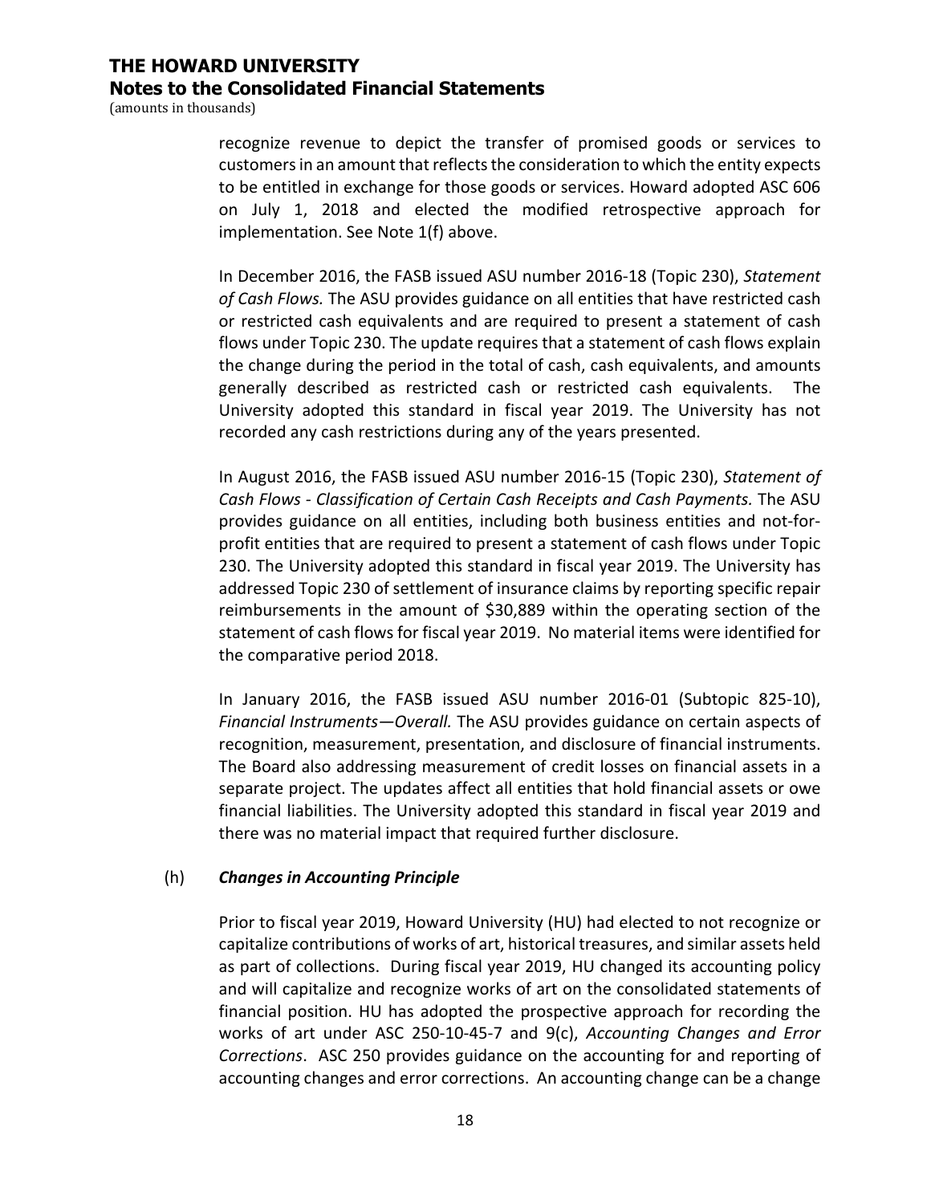recognize revenue to depict the transfer of promised goods or services to customers in an amount that reflects the consideration to which the entity expects to be entitled in exchange for those goods or services. Howard adopted ASC 606 on July 1, 2018 and elected the modified retrospective approach for implementation. See Note 1(f) above.

In December 2016, the FASB issued ASU number 2016-18 (Topic 230), *Statement of Cash Flows.* The ASU provides guidance on all entities that have restricted cash or restricted cash equivalents and are required to present a statement of cash flows under Topic 230. The update requires that a statement of cash flows explain the change during the period in the total of cash, cash equivalents, and amounts generally described as restricted cash or restricted cash equivalents. The University adopted this standard in fiscal year 2019. The University has not recorded any cash restrictions during any of the years presented.

In August 2016, the FASB issued ASU number 2016-15 (Topic 230), *Statement of Cash Flows - Classification of Certain Cash Receipts and Cash Payments.* The ASU provides guidance on all entities, including both business entities and not-for-profit entities that are required to present a statement of cash flows under Topic 230. The University adopted this standard in fiscal year 2019. The University has addressed Topic 230 of settlement of insurance claims by reporting specific repair reimbursements in the amount of $30,889 within the operating section of the statement of cash flows for fiscal year 2019. No material items were identified for the comparative period 2018.

In January 2016, the FASB issued ASU number 2016-01 (Subtopic 825-10), *Financial Instruments—Overall.* The ASU provides guidance on certain aspects of recognition, measurement, presentation, and disclosure of financial instruments. The Board also addressing measurement of credit losses on financial assets in a separate project. The updates affect all entities that hold financial assets or owe financial liabilities. The University adopted this standard in fiscal year 2019 and there was no material impact that required further disclosure.

(h) ***Changes in Accounting Principle***

Prior to fiscal year 2019, Howard University (HU) had elected to not recognize or capitalize contributions of works of art, historical treasures, and similar assets held as part of collections. During fiscal year 2019, HU changed its accounting policy and will capitalize and recognize works of art on the consolidated statements of financial position. HU has adopted the prospective approach for recording the works of art under ASC 250-10-45-7 and 9(c), *Accounting Changes and Error Corrections*. ASC 250 provides guidance on the accounting for and reporting of accounting changes and error corrections. An accounting change can be a change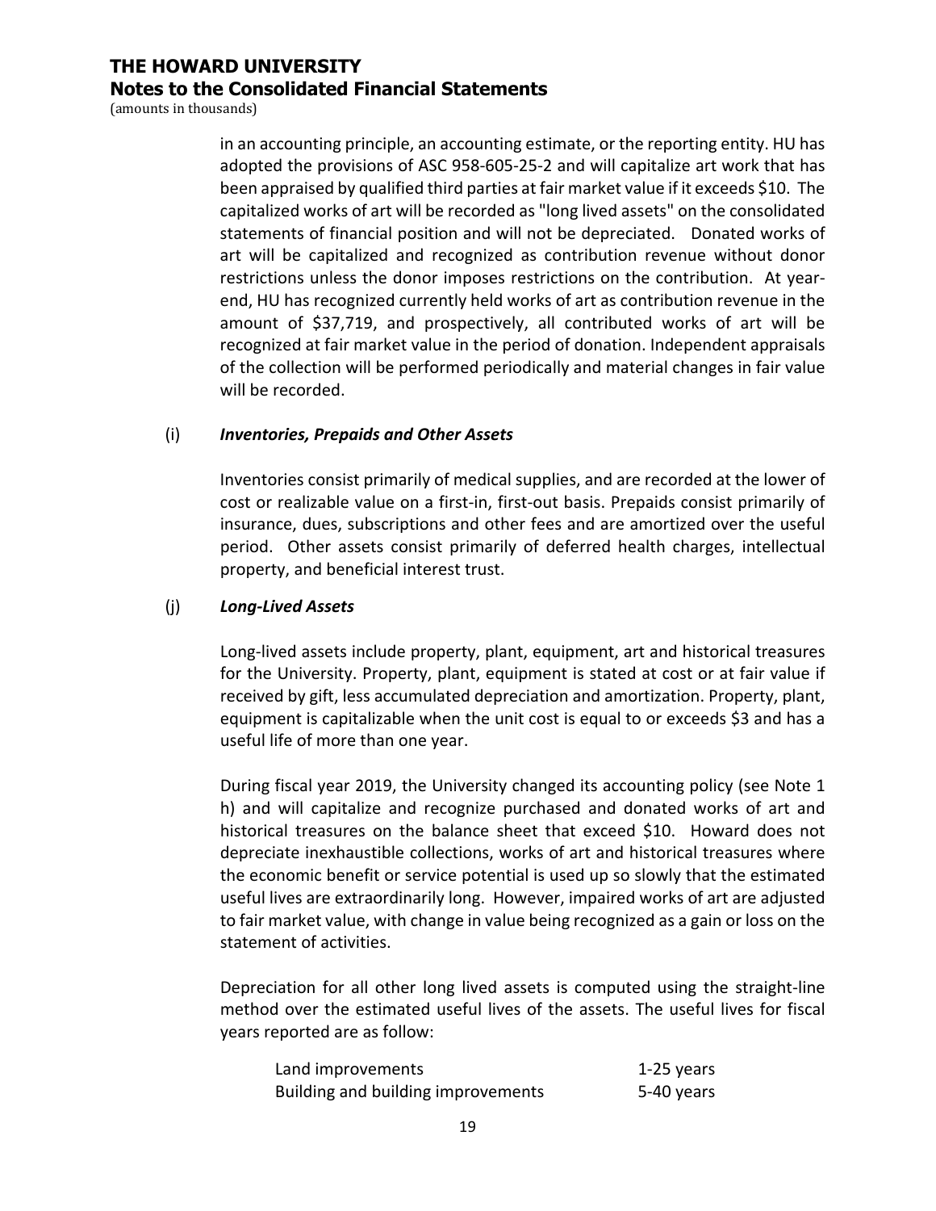in an accounting principle, an accounting estimate, or the reporting entity. HU has adopted the provisions of ASC 958-605-25-2 and will capitalize art work that has been appraised by qualified third parties at fair market value if it exceeds $10. The capitalized works of art will be recorded as "long lived assets" on the consolidated statements of financial position and will not be depreciated. Donated works of art will be capitalized and recognized as contribution revenue without donor restrictions unless the donor imposes restrictions on the contribution. At year-end, HU has recognized currently held works of art as contribution revenue in the amount of $37,719, and prospectively, all contributed works of art will be recognized at fair market value in the period of donation. Independent appraisals of the collection will be performed periodically and material changes in fair value will be recorded.

(i) ***Inventories, Prepaids and Other Assets***

Inventories consist primarily of medical supplies, and are recorded at the lower of cost or realizable value on a first-in, first-out basis. Prepaids consist primarily of insurance, dues, subscriptions and other fees and are amortized over the useful period. Other assets consist primarily of deferred health charges, intellectual property, and beneficial interest trust.

(j) ***Long-Lived Assets***

Long-lived assets include property, plant, equipment, art and historical treasures for the University. Property, plant, equipment is stated at cost or at fair value if received by gift, less accumulated depreciation and amortization. Property, plant, equipment is capitalizable when the unit cost is equal to or exceeds $3 and has a useful life of more than one year.

During fiscal year 2019, the University changed its accounting policy (see Note 1 h) and will capitalize and recognize purchased and donated works of art and historical treasures on the balance sheet that exceed $10. Howard does not depreciate inexhaustible collections, works of art and historical treasures where the economic benefit or service potential is used up so slowly that the estimated useful lives are extraordinarily long. However, impaired works of art are adjusted to fair market value, with change in value being recognized as a gain or loss on the statement of activities.

Depreciation for all other long lived assets is computed using the straight-line method over the estimated useful lives of the assets. The useful lives for fiscal years reported are as follow:

| | |
|---|---|
| Land improvements | 1-25 years |
| Building and building improvements | 5-40 years |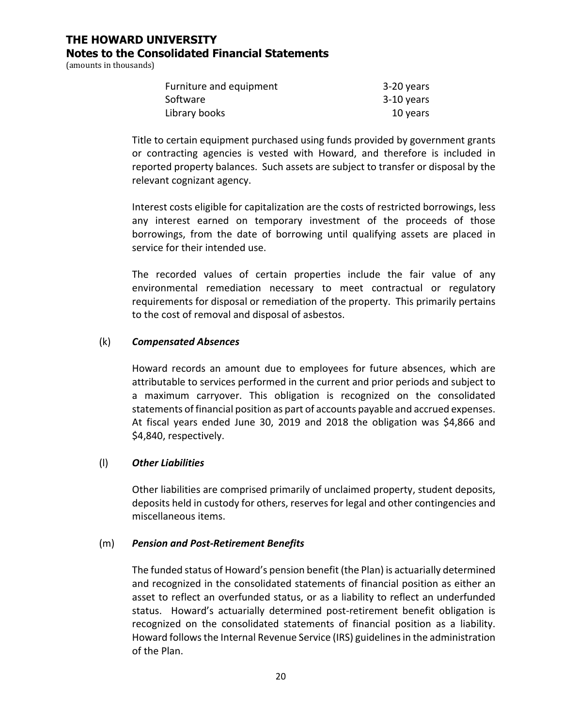| Furniture and equipment | 3-20 years |
| --- | --- |
| Software | 3-10 years |
| Library books | 10 years |

Title to certain equipment purchased using funds provided by government grants or contracting agencies is vested with Howard, and therefore is included in reported property balances. Such assets are subject to transfer or disposal by the relevant cognizant agency.

Interest costs eligible for capitalization are the costs of restricted borrowings, less any interest earned on temporary investment of the proceeds of those borrowings, from the date of borrowing until qualifying assets are placed in service for their intended use.

The recorded values of certain properties include the fair value of any environmental remediation necessary to meet contractual or regulatory requirements for disposal or remediation of the property. This primarily pertains to the cost of removal and disposal of asbestos.

(k) ***Compensated Absences***

Howard records an amount due to employees for future absences, which are attributable to services performed in the current and prior periods and subject to a maximum carryover. This obligation is recognized on the consolidated statements of financial position as part of accounts payable and accrued expenses. At fiscal years ended June 30, 2019 and 2018 the obligation was $4,866 and $4,840, respectively.

(l) ***Other Liabilities***

Other liabilities are comprised primarily of unclaimed property, student deposits, deposits held in custody for others, reserves for legal and other contingencies and miscellaneous items.

(m) ***Pension and Post-Retirement Benefits***

The funded status of Howard's pension benefit (the Plan) is actuarially determined and recognized in the consolidated statements of financial position as either an asset to reflect an overfunded status, or as a liability to reflect an underfunded status. Howard's actuarially determined post-retirement benefit obligation is recognized on the consolidated statements of financial position as a liability. Howard follows the Internal Revenue Service (IRS) guidelines in the administration of the Plan.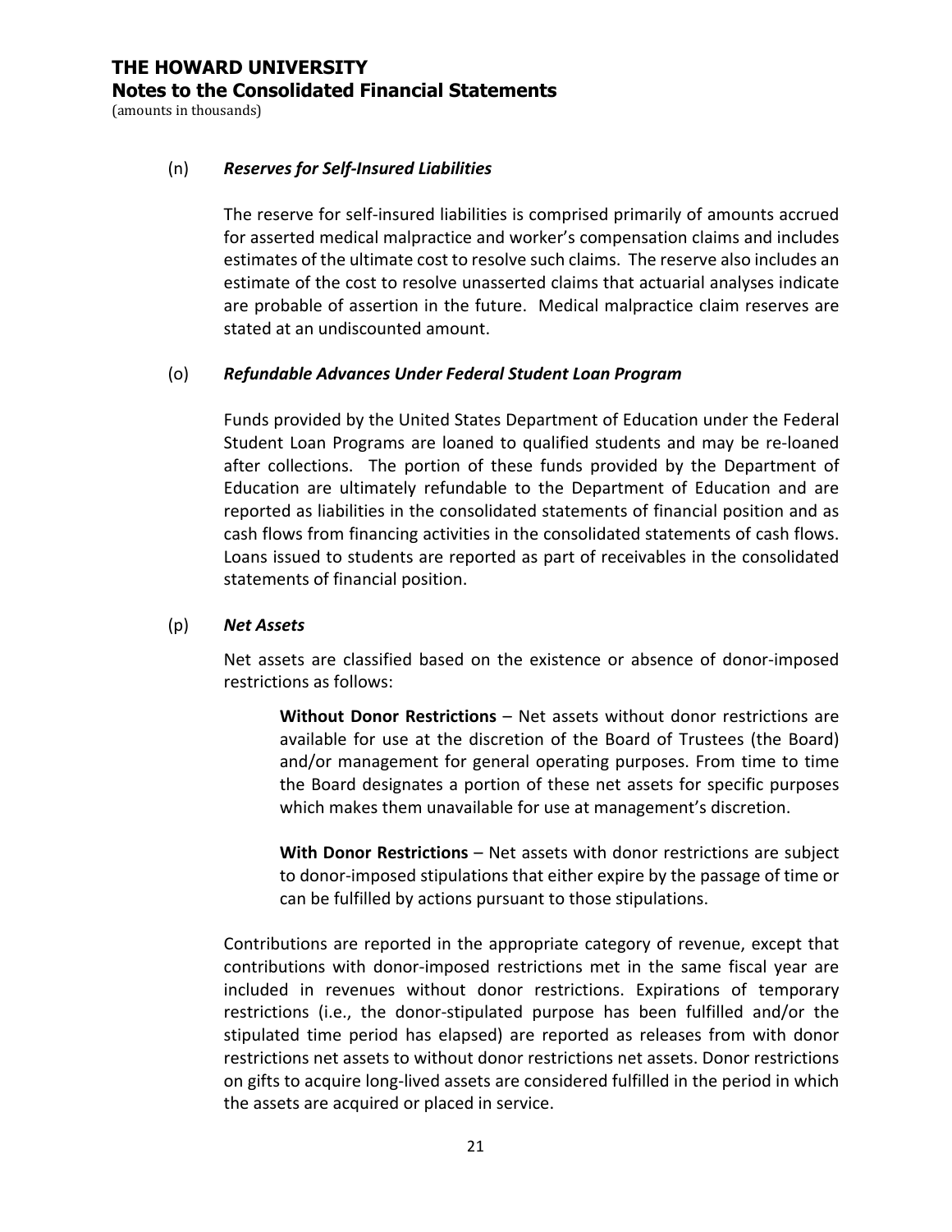(n) ***Reserves for Self-Insured Liabilities***

The reserve for self-insured liabilities is comprised primarily of amounts accrued for asserted medical malpractice and worker's compensation claims and includes estimates of the ultimate cost to resolve such claims. The reserve also includes an estimate of the cost to resolve unasserted claims that actuarial analyses indicate are probable of assertion in the future. Medical malpractice claim reserves are stated at an undiscounted amount.

(o) ***Refundable Advances Under Federal Student Loan Program***

Funds provided by the United States Department of Education under the Federal Student Loan Programs are loaned to qualified students and may be re-loaned after collections. The portion of these funds provided by the Department of Education are ultimately refundable to the Department of Education and are reported as liabilities in the consolidated statements of financial position and as cash flows from financing activities in the consolidated statements of cash flows. Loans issued to students are reported as part of receivables in the consolidated statements of financial position.

(p) ***Net Assets***

Net assets are classified based on the existence or absence of donor-imposed restrictions as follows:

**Without Donor Restrictions** – Net assets without donor restrictions are available for use at the discretion of the Board of Trustees (the Board) and/or management for general operating purposes. From time to time the Board designates a portion of these net assets for specific purposes which makes them unavailable for use at management's discretion.

**With Donor Restrictions** – Net assets with donor restrictions are subject to donor-imposed stipulations that either expire by the passage of time or can be fulfilled by actions pursuant to those stipulations.

Contributions are reported in the appropriate category of revenue, except that contributions with donor-imposed restrictions met in the same fiscal year are included in revenues without donor restrictions. Expirations of temporary restrictions (i.e., the donor-stipulated purpose has been fulfilled and/or the stipulated time period has elapsed) are reported as releases from with donor restrictions net assets to without donor restrictions net assets. Donor restrictions on gifts to acquire long-lived assets are considered fulfilled in the period in which the assets are acquired or placed in service.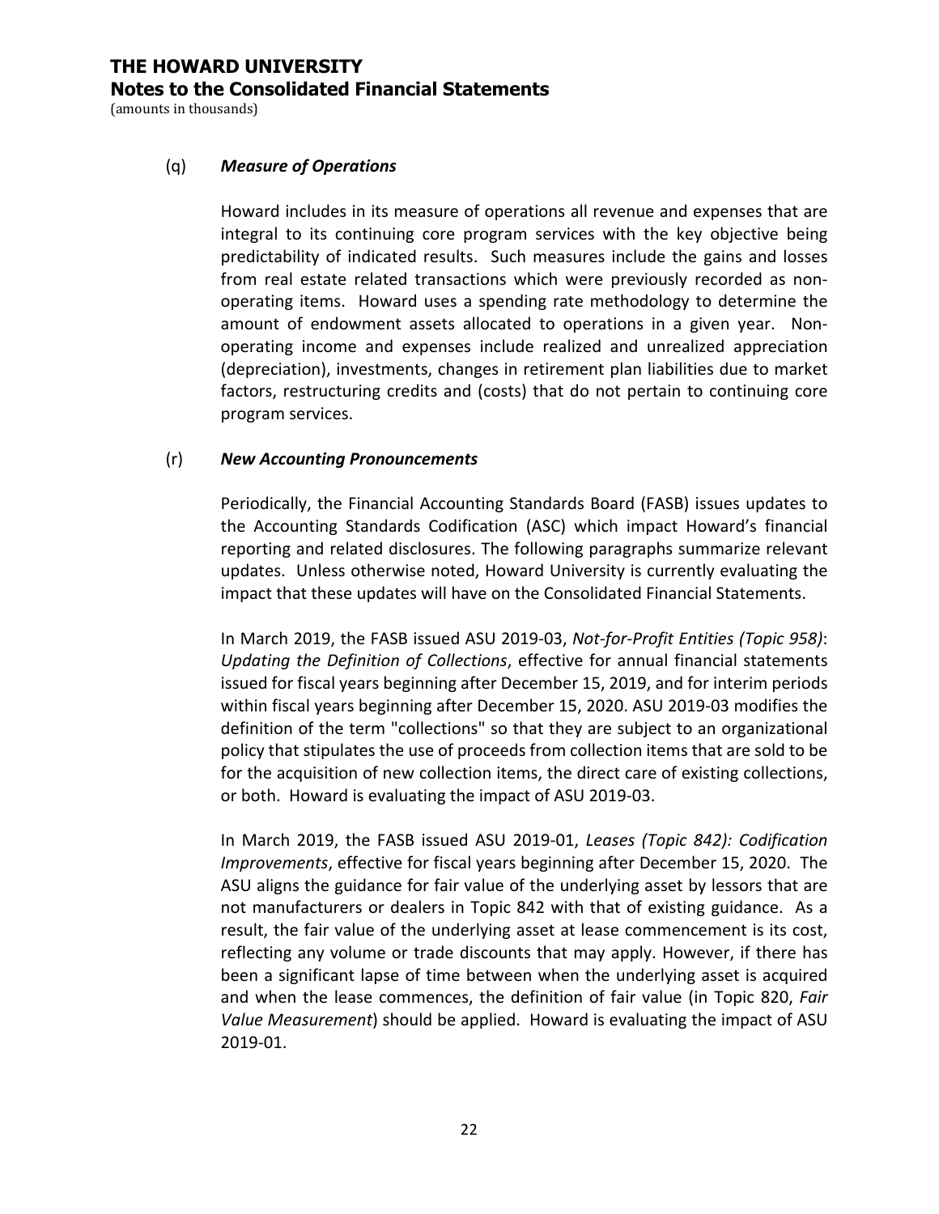(q) ***Measure of Operations***

Howard includes in its measure of operations all revenue and expenses that are integral to its continuing core program services with the key objective being predictability of indicated results. Such measures include the gains and losses from real estate related transactions which were previously recorded as non-operating items. Howard uses a spending rate methodology to determine the amount of endowment assets allocated to operations in a given year. Non-operating income and expenses include realized and unrealized appreciation (depreciation), investments, changes in retirement plan liabilities due to market factors, restructuring credits and (costs) that do not pertain to continuing core program services.

(r) ***New Accounting Pronouncements***

Periodically, the Financial Accounting Standards Board (FASB) issues updates to the Accounting Standards Codification (ASC) which impact Howard's financial reporting and related disclosures. The following paragraphs summarize relevant updates. Unless otherwise noted, Howard University is currently evaluating the impact that these updates will have on the Consolidated Financial Statements.

In March 2019, the FASB issued ASU 2019-03, *Not-for-Profit Entities (Topic 958)*: *Updating the Definition of Collections*, effective for annual financial statements issued for fiscal years beginning after December 15, 2019, and for interim periods within fiscal years beginning after December 15, 2020. ASU 2019-03 modifies the definition of the term "collections" so that they are subject to an organizational policy that stipulates the use of proceeds from collection items that are sold to be for the acquisition of new collection items, the direct care of existing collections, or both. Howard is evaluating the impact of ASU 2019-03.

In March 2019, the FASB issued ASU 2019-01, *Leases (Topic 842): Codification Improvements*, effective for fiscal years beginning after December 15, 2020. The ASU aligns the guidance for fair value of the underlying asset by lessors that are not manufacturers or dealers in Topic 842 with that of existing guidance. As a result, the fair value of the underlying asset at lease commencement is its cost, reflecting any volume or trade discounts that may apply. However, if there has been a significant lapse of time between when the underlying asset is acquired and when the lease commences, the definition of fair value (in Topic 820, *Fair Value Measurement*) should be applied. Howard is evaluating the impact of ASU 2019-01.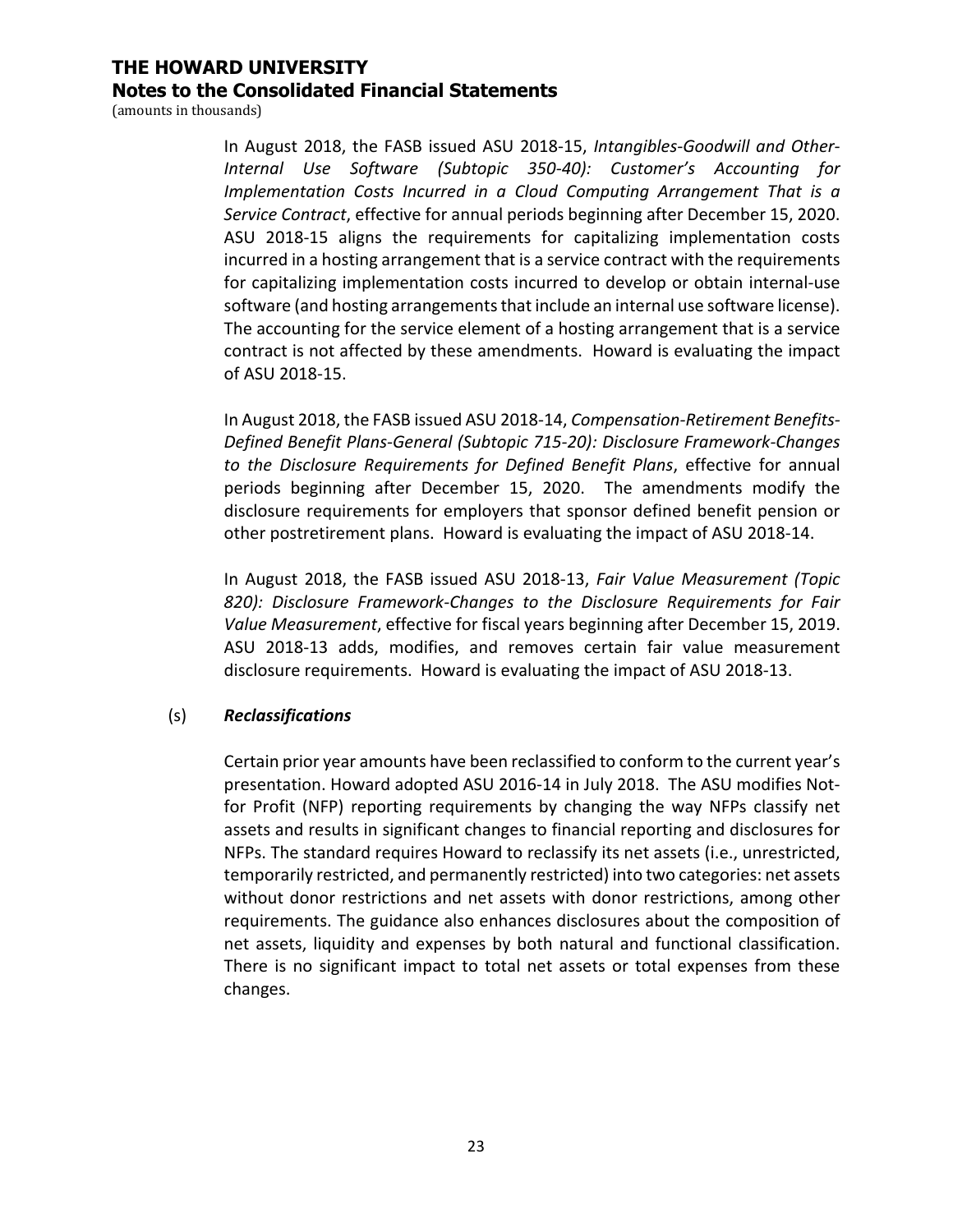In August 2018, the FASB issued ASU 2018-15, *Intangibles-Goodwill and Other-Internal Use Software (Subtopic 350-40): Customer's Accounting for Implementation Costs Incurred in a Cloud Computing Arrangement That is a Service Contract*, effective for annual periods beginning after December 15, 2020. ASU 2018-15 aligns the requirements for capitalizing implementation costs incurred in a hosting arrangement that is a service contract with the requirements for capitalizing implementation costs incurred to develop or obtain internal-use software (and hosting arrangements that include an internal use software license). The accounting for the service element of a hosting arrangement that is a service contract is not affected by these amendments. Howard is evaluating the impact of ASU 2018-15.

In August 2018, the FASB issued ASU 2018-14, *Compensation-Retirement Benefits-Defined Benefit Plans-General (Subtopic 715-20): Disclosure Framework-Changes to the Disclosure Requirements for Defined Benefit Plans*, effective for annual periods beginning after December 15, 2020. The amendments modify the disclosure requirements for employers that sponsor defined benefit pension or other postretirement plans. Howard is evaluating the impact of ASU 2018-14.

In August 2018, the FASB issued ASU 2018-13, *Fair Value Measurement (Topic 820): Disclosure Framework-Changes to the Disclosure Requirements for Fair Value Measurement*, effective for fiscal years beginning after December 15, 2019. ASU 2018-13 adds, modifies, and removes certain fair value measurement disclosure requirements. Howard is evaluating the impact of ASU 2018-13.

(s) ***Reclassifications***

Certain prior year amounts have been reclassified to conform to the current year's presentation. Howard adopted ASU 2016-14 in July 2018. The ASU modifies Not-for Profit (NFP) reporting requirements by changing the way NFPs classify net assets and results in significant changes to financial reporting and disclosures for NFPs. The standard requires Howard to reclassify its net assets (i.e., unrestricted, temporarily restricted, and permanently restricted) into two categories: net assets without donor restrictions and net assets with donor restrictions, among other requirements. The guidance also enhances disclosures about the composition of net assets, liquidity and expenses by both natural and functional classification. There is no significant impact to total net assets or total expenses from these changes.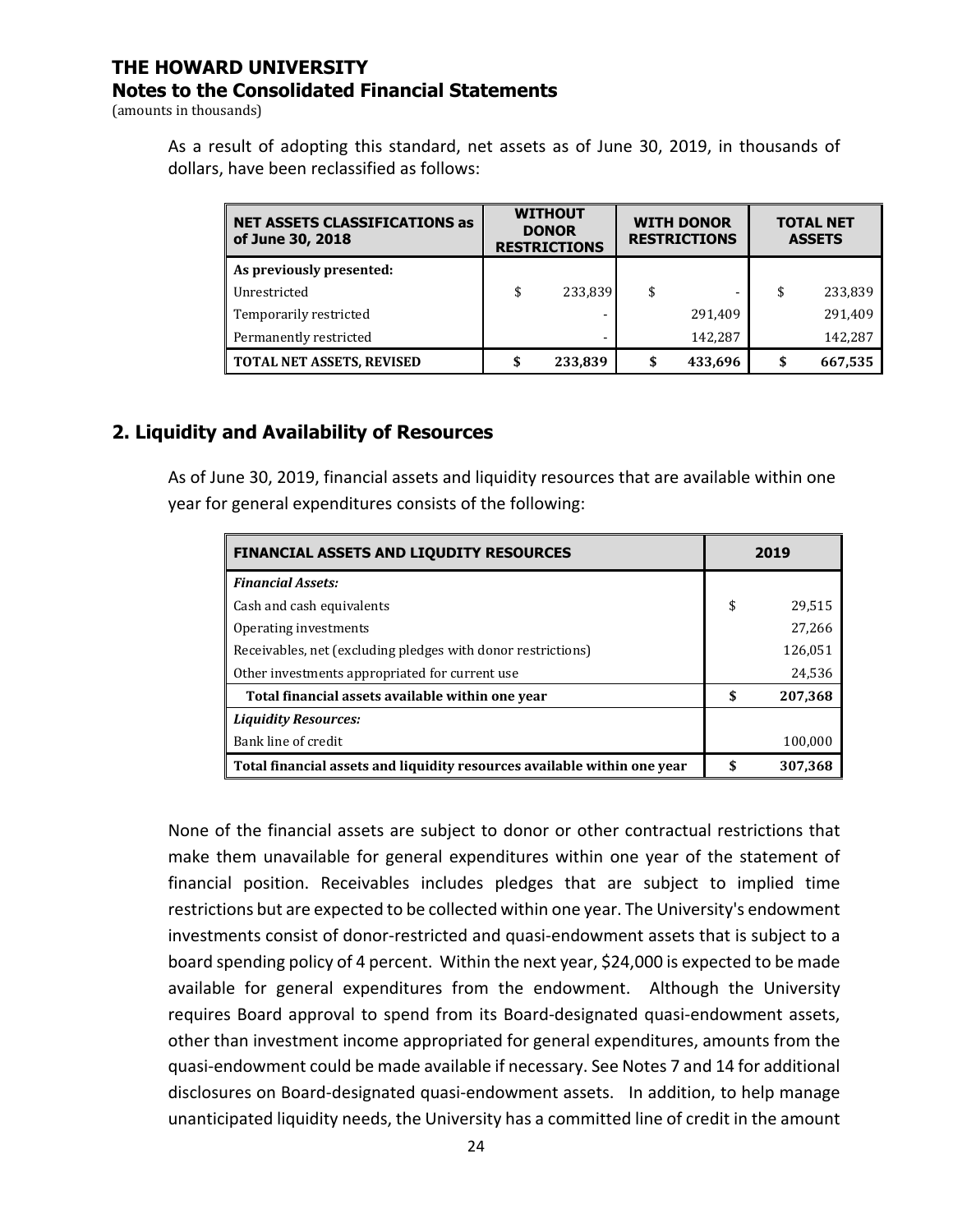As a result of adopting this standard, net assets as of June 30, 2019, in thousands of dollars, have been reclassified as follows:

| NET ASSETS CLASSIFICATIONS as of June 30, 2018 | WITHOUT DONOR RESTRICTIONS | WITH DONOR RESTRICTIONS | TOTAL NET ASSETS |
|---|---|---|---|
| **As previously presented:** | | | |
| Unrestricted | $ 233,839 | $ - | $ 233,839 |
| Temporarily restricted | - | 291,409 | 291,409 |
| Permanently restricted | - | 142,287 | 142,287 |
| **TOTAL NET ASSETS, REVISED** | **$ 233,839** | **$ 433,696** | **$ 667,535** |

## 2. Liquidity and Availability of Resources

As of June 30, 2019, financial assets and liquidity resources that are available within one year for general expenditures consists of the following:

| FINANCIAL ASSETS AND LIQUDITY RESOURCES | 2019 |
|---|---|
| ***Financial Assets:*** | |
| Cash and cash equivalents | $ 29,515 |
| Operating investments | 27,266 |
| Receivables, net (excluding pledges with donor restrictions) | 126,051 |
| Other investments appropriated for current use | 24,536 |
| **Total financial assets available within one year** | **$ 207,368** |
| ***Liquidity Resources:*** | |
| Bank line of credit | 100,000 |
| **Total financial assets and liquidity resources available within one year** | **$ 307,368** |

None of the financial assets are subject to donor or other contractual restrictions that make them unavailable for general expenditures within one year of the statement of financial position. Receivables includes pledges that are subject to implied time restrictions but are expected to be collected within one year. The University's endowment investments consist of donor-restricted and quasi-endowment assets that is subject to a board spending policy of 4 percent. Within the next year, $24,000 is expected to be made available for general expenditures from the endowment. Although the University requires Board approval to spend from its Board-designated quasi-endowment assets, other than investment income appropriated for general expenditures, amounts from the quasi-endowment could be made available if necessary. See Notes 7 and 14 for additional disclosures on Board-designated quasi-endowment assets. In addition, to help manage unanticipated liquidity needs, the University has a committed line of credit in the amount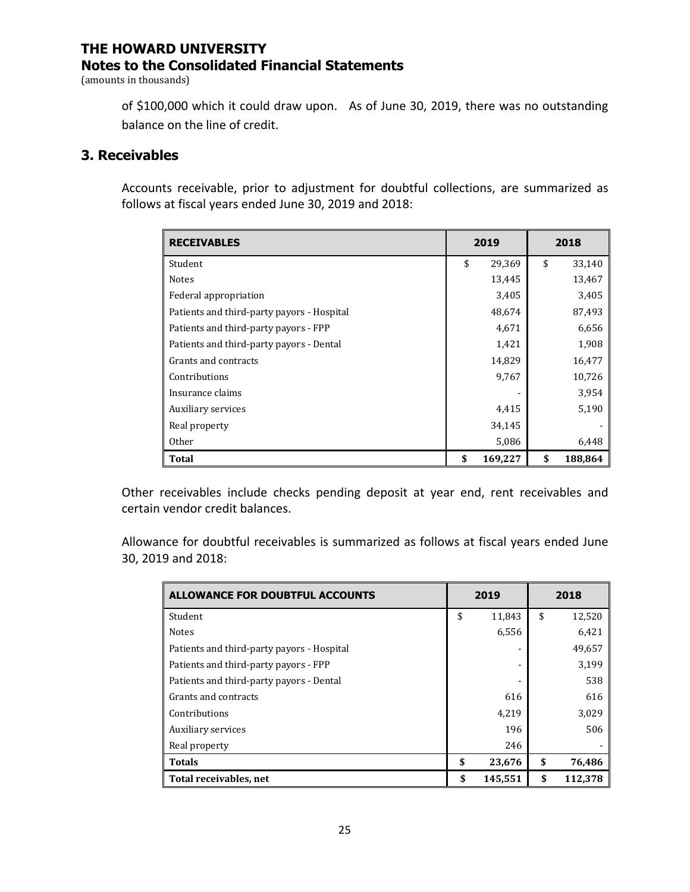of $100,000 which it could draw upon. As of June 30, 2019, there was no outstanding balance on the line of credit.

## 3. Receivables

Accounts receivable, prior to adjustment for doubtful collections, are summarized as follows at fiscal years ended June 30, 2019 and 2018:

| RECEIVABLES | 2019 | 2018 |
|---|---|---|
| Student | $ 29,369 | $ 33,140 |
| Notes | 13,445 | 13,467 |
| Federal appropriation | 3,405 | 3,405 |
| Patients and third-party payors - Hospital | 48,674 | 87,493 |
| Patients and third-party payors - FPP | 4,671 | 6,656 |
| Patients and third-party payors - Dental | 1,421 | 1,908 |
| Grants and contracts | 14,829 | 16,477 |
| Contributions | 9,767 | 10,726 |
| Insurance claims | - | 3,954 |
| Auxiliary services | 4,415 | 5,190 |
| Real property | 34,145 | - |
| Other | 5,086 | 6,448 |
| **Total** | **$ 169,227** | **$ 188,864** |

Other receivables include checks pending deposit at year end, rent receivables and certain vendor credit balances.

Allowance for doubtful receivables is summarized as follows at fiscal years ended June 30, 2019 and 2018:

| ALLOWANCE FOR DOUBTFUL ACCOUNTS | 2019 | 2018 |
|---|---|---|
| Student | $ 11,843 | $ 12,520 |
| Notes | 6,556 | 6,421 |
| Patients and third-party payors - Hospital | - | 49,657 |
| Patients and third-party payors - FPP | - | 3,199 |
| Patients and third-party payors - Dental | - | 538 |
| Grants and contracts | 616 | 616 |
| Contributions | 4,219 | 3,029 |
| Auxiliary services | 196 | 506 |
| Real property | 246 | - |
| **Totals** | **$ 23,676** | **$ 76,486** |
| **Total receivables, net** | **$ 145,551** | **$ 112,378** |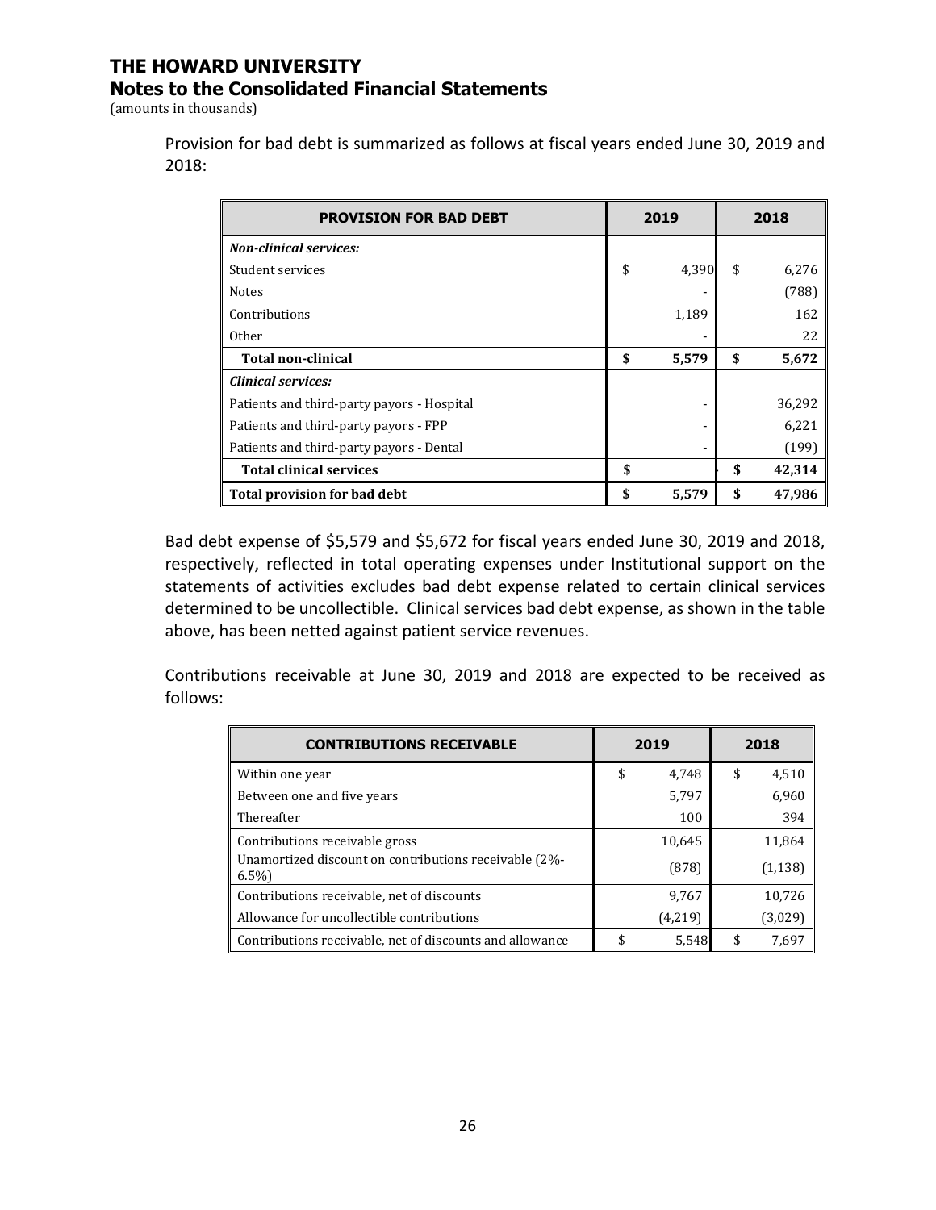# THE HOWARD UNIVERSITY
## Notes to the Consolidated Financial Statements
(amounts in thousands)

Provision for bad debt is summarized as follows at fiscal years ended June 30, 2019 and 2018:

| PROVISION FOR BAD DEBT | 2019 | 2018 |
|---|---|---|
| ***Non-clinical services:*** | | |
| Student services | $ 4,390 | $ 6,276 |
| Notes | - | (788) |
| Contributions | 1,189 | 162 |
| Other | - | 22 |
| **Total non-clinical** | **$ 5,579** | **$ 5,672** |
| ***Clinical services:*** | | |
| Patients and third-party payors - Hospital | - | 36,292 |
| Patients and third-party payors - FPP | - | 6,221 |
| Patients and third-party payors - Dental | - | (199) |
| **Total clinical services** | **$** | **$ 42,314** |
| **Total provision for bad debt** | **$ 5,579** | **$ 47,986** |

Bad debt expense of $5,579 and $5,672 for fiscal years ended June 30, 2019 and 2018, respectively, reflected in total operating expenses under Institutional support on the statements of activities excludes bad debt expense related to certain clinical services determined to be uncollectible. Clinical services bad debt expense, as shown in the table above, has been netted against patient service revenues.

Contributions receivable at June 30, 2019 and 2018 are expected to be received as follows:

| CONTRIBUTIONS RECEIVABLE | 2019 | 2018 |
|---|---|---|
| Within one year | $ 4,748 | $ 4,510 |
| Between one and five years | 5,797 | 6,960 |
| Thereafter | 100 | 394 |
| Contributions receivable gross | 10,645 | 11,864 |
| Unamortized discount on contributions receivable (2%-6.5%) | (878) | (1,138) |
| Contributions receivable, net of discounts | 9,767 | 10,726 |
| Allowance for uncollectible contributions | (4,219) | (3,029) |
| Contributions receivable, net of discounts and allowance | $ 5,548 | $ 7,697 |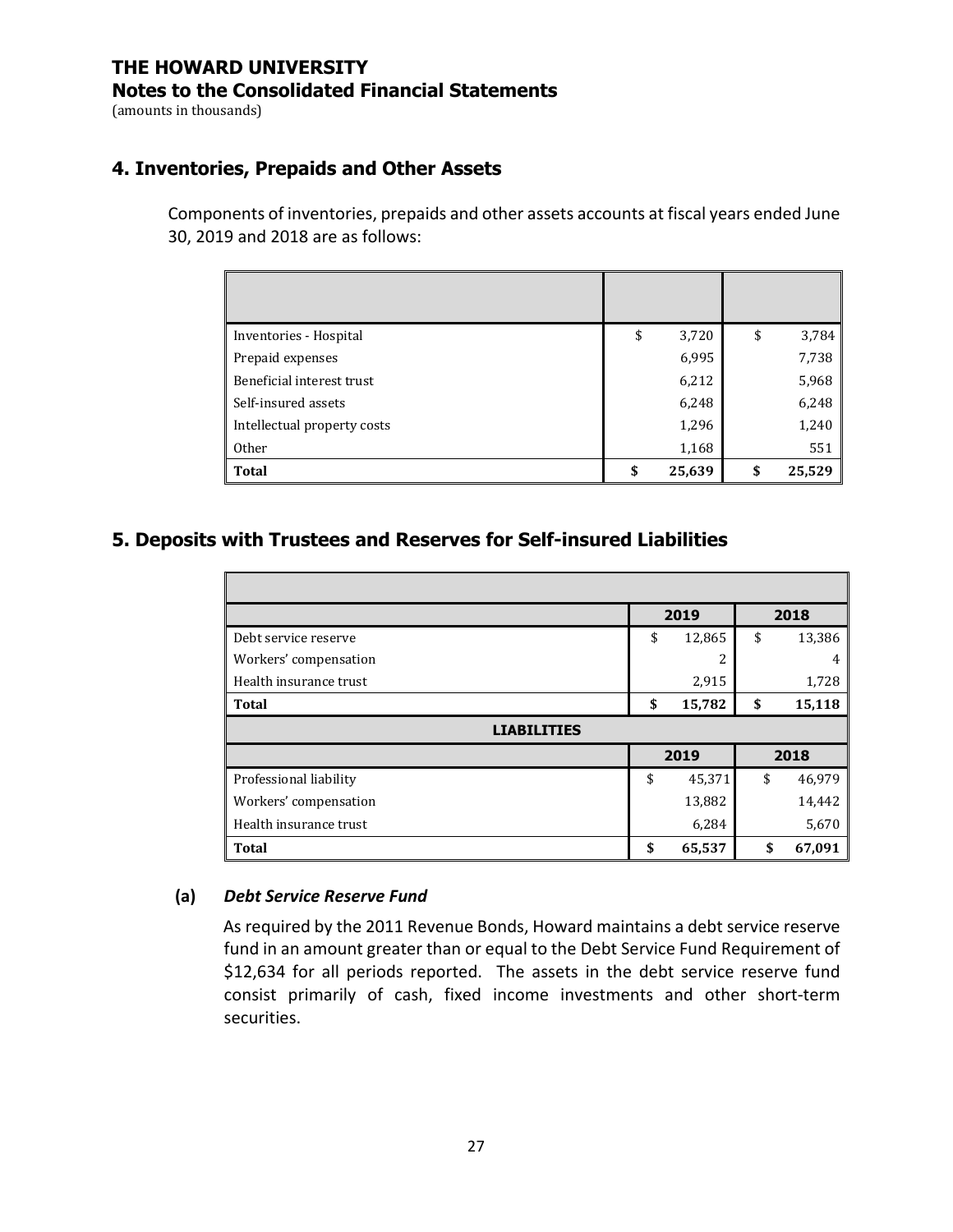# THE HOWARD UNIVERSITY
## Notes to the Consolidated Financial Statements
(amounts in thousands)

### 4. Inventories, Prepaids and Other Assets

Components of inventories, prepaids and other assets accounts at fiscal years ended June 30, 2019 and 2018 are as follows:

| | | |
|---|---|---|
| Inventories - Hospital | $ 3,720 | $ 3,784 |
| Prepaid expenses | 6,995 | 7,738 |
| Beneficial interest trust | 6,212 | 5,968 |
| Self-insured assets | 6,248 | 6,248 |
| Intellectual property costs | 1,296 | 1,240 |
| Other | 1,168 | 551 |
| **Total** | **$ 25,639** | **$ 25,529** |

### 5. Deposits with Trustees and Reserves for Self-insured Liabilities

| | **2019** | **2018** |
|---|---|---|
| Debt service reserve | $ 12,865 | $ 13,386 |
| Workers' compensation | 2 | 4 |
| Health insurance trust | 2,915 | 1,728 |
| **Total** | **$ 15,782** | **$ 15,118** |
| **LIABILITIES** | | |
| | **2019** | **2018** |
| Professional liability | $ 45,371 | $ 46,979 |
| Workers' compensation | 13,882 | 14,442 |
| Health insurance trust | 6,284 | 5,670 |
| **Total** | **$ 65,537** | **$ 67,091** |

**(a)** ***Debt Service Reserve Fund***

As required by the 2011 Revenue Bonds, Howard maintains a debt service reserve fund in an amount greater than or equal to the Debt Service Fund Requirement of $12,634 for all periods reported. The assets in the debt service reserve fund consist primarily of cash, fixed income investments and other short-term securities.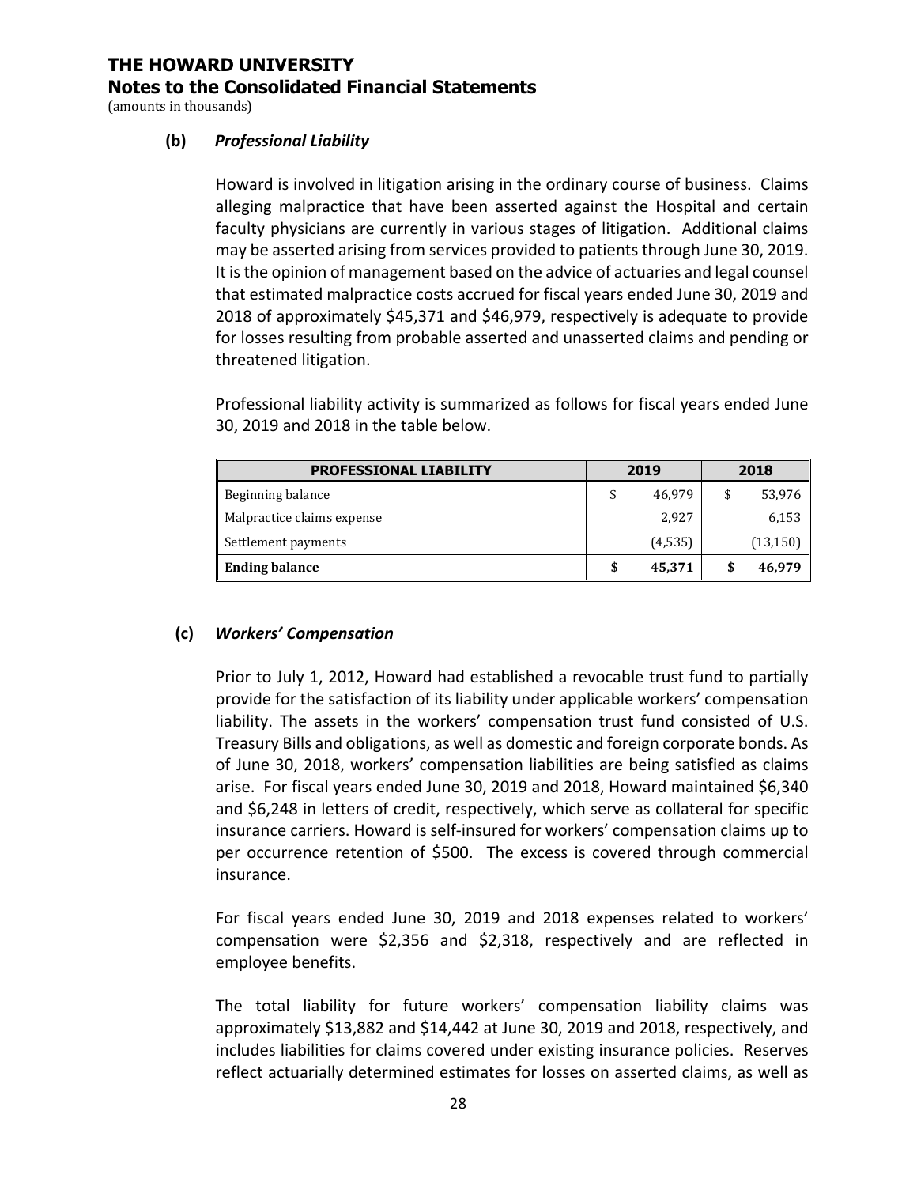**(b)** ***Professional Liability***

Howard is involved in litigation arising in the ordinary course of business. Claims alleging malpractice that have been asserted against the Hospital and certain faculty physicians are currently in various stages of litigation. Additional claims may be asserted arising from services provided to patients through June 30, 2019. It is the opinion of management based on the advice of actuaries and legal counsel that estimated malpractice costs accrued for fiscal years ended June 30, 2019 and 2018 of approximately \$45,371 and \$46,979, respectively is adequate to provide for losses resulting from probable asserted and unasserted claims and pending or threatened litigation.

Professional liability activity is summarized as follows for fiscal years ended June 30, 2019 and 2018 in the table below.

| PROFESSIONAL LIABILITY | 2019 | 2018 |
|---|---|---|
| Beginning balance | \$ 46,979 | \$ 53,976 |
| Malpractice claims expense | 2,927 | 6,153 |
| Settlement payments | (4,535) | (13,150) |
| **Ending balance** | **\$ 45,371** | **\$ 46,979** |

**(c)** ***Workers' Compensation***

Prior to July 1, 2012, Howard had established a revocable trust fund to partially provide for the satisfaction of its liability under applicable workers' compensation liability. The assets in the workers' compensation trust fund consisted of U.S. Treasury Bills and obligations, as well as domestic and foreign corporate bonds. As of June 30, 2018, workers' compensation liabilities are being satisfied as claims arise. For fiscal years ended June 30, 2019 and 2018, Howard maintained \$6,340 and \$6,248 in letters of credit, respectively, which serve as collateral for specific insurance carriers. Howard is self-insured for workers' compensation claims up to per occurrence retention of \$500. The excess is covered through commercial insurance.

For fiscal years ended June 30, 2019 and 2018 expenses related to workers' compensation were \$2,356 and \$2,318, respectively and are reflected in employee benefits.

The total liability for future workers' compensation liability claims was approximately \$13,882 and \$14,442 at June 30, 2019 and 2018, respectively, and includes liabilities for claims covered under existing insurance policies. Reserves reflect actuarially determined estimates for losses on asserted claims, as well as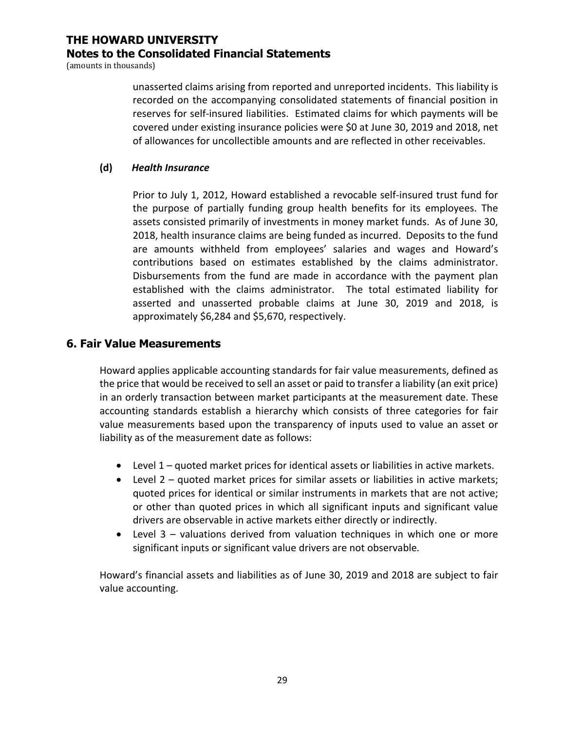unasserted claims arising from reported and unreported incidents. This liability is recorded on the accompanying consolidated statements of financial position in reserves for self-insured liabilities. Estimated claims for which payments will be covered under existing insurance policies were $0 at June 30, 2019 and 2018, net of allowances for uncollectible amounts and are reflected in other receivables.

**(d)** ***Health Insurance***

Prior to July 1, 2012, Howard established a revocable self-insured trust fund for the purpose of partially funding group health benefits for its employees. The assets consisted primarily of investments in money market funds. As of June 30, 2018, health insurance claims are being funded as incurred. Deposits to the fund are amounts withheld from employees' salaries and wages and Howard's contributions based on estimates established by the claims administrator. Disbursements from the fund are made in accordance with the payment plan established with the claims administrator. The total estimated liability for asserted and unasserted probable claims at June 30, 2019 and 2018, is approximately $6,284 and $5,670, respectively.

## 6. Fair Value Measurements

Howard applies applicable accounting standards for fair value measurements, defined as the price that would be received to sell an asset or paid to transfer a liability (an exit price) in an orderly transaction between market participants at the measurement date. These accounting standards establish a hierarchy which consists of three categories for fair value measurements based upon the transparency of inputs used to value an asset or liability as of the measurement date as follows:

- Level 1 – quoted market prices for identical assets or liabilities in active markets.
- Level 2 – quoted market prices for similar assets or liabilities in active markets; quoted prices for identical or similar instruments in markets that are not active; or other than quoted prices in which all significant inputs and significant value drivers are observable in active markets either directly or indirectly.
- Level 3 – valuations derived from valuation techniques in which one or more significant inputs or significant value drivers are not observable.

Howard's financial assets and liabilities as of June 30, 2019 and 2018 are subject to fair value accounting.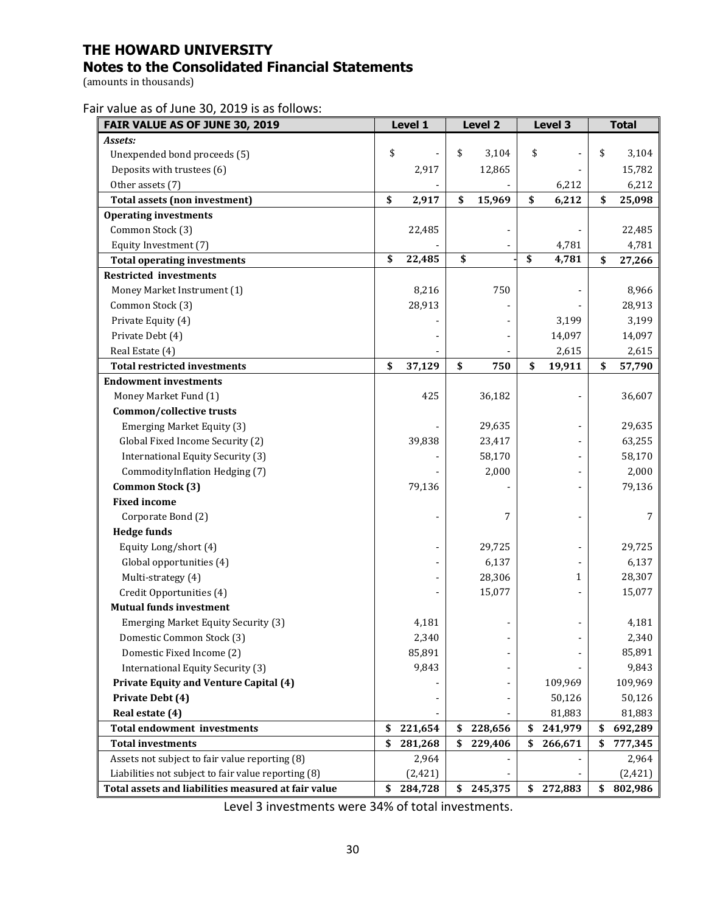# THE HOWARD UNIVERSITY

## Notes to the Consolidated Financial Statements

(amounts in thousands)

Fair value as of June 30, 2019 is as follows:

| FAIR VALUE AS OF JUNE 30, 2019 | Level 1 | Level 2 | Level 3 | Total |
|---|---|---|---|---|
| *Assets:* | | | | |
| Unexpended bond proceeds (5) | $ - | $ 3,104 | $ - | $ 3,104 |
| Deposits with trustees (6) | 2,917 | 12,865 | - | 15,782 |
| Other assets (7) | - | - | 6,212 | 6,212 |
| **Total assets (non investment)** | **$ 2,917** | **$ 15,969** | **$ 6,212** | **$ 25,098** |
| **Operating investments** | | | | |
| Common Stock (3) | 22,485 | - | - | 22,485 |
| Equity Investment (7) | - | - | 4,781 | 4,781 |
| **Total operating investments** | **$ 22,485** | **$ -** | **$ 4,781** | **$ 27,266** |
| **Restricted investments** | | | | |
| Money Market Instrument (1) | 8,216 | 750 | - | 8,966 |
| Common Stock (3) | 28,913 | - | - | 28,913 |
| Private Equity (4) | - | - | 3,199 | 3,199 |
| Private Debt (4) | - | - | 14,097 | 14,097 |
| Real Estate (4) | - | - | 2,615 | 2,615 |
| **Total restricted investments** | **$ 37,129** | **$ 750** | **$ 19,911** | **$ 57,790** |
| **Endowment investments** | | | | |
| Money Market Fund (1) | 425 | 36,182 | - | 36,607 |
| **Common/collective trusts** | | | | |
| Emerging Market Equity (3) | - | 29,635 | - | 29,635 |
| Global Fixed Income Security (2) | 39,838 | 23,417 | - | 63,255 |
| International Equity Security (3) | - | 58,170 | - | 58,170 |
| CommodityInflation Hedging (7) | - | 2,000 | - | 2,000 |
| **Common Stock (3)** | 79,136 | - | - | 79,136 |
| **Fixed income** | | | | |
| Corporate Bond (2) | - | 7 | - | 7 |
| **Hedge funds** | | | | |
| Equity Long/short (4) | - | 29,725 | - | 29,725 |
| Global opportunities (4) | - | 6,137 | - | 6,137 |
| Multi-strategy (4) | - | 28,306 | 1 | 28,307 |
| Credit Opportunities (4) | - | 15,077 | - | 15,077 |
| **Mutual funds investment** | | | | |
| Emerging Market Equity Security (3) | 4,181 | - | - | 4,181 |
| Domestic Common Stock (3) | 2,340 | - | - | 2,340 |
| Domestic Fixed Income (2) | 85,891 | - | - | 85,891 |
| International Equity Security (3) | 9,843 | - | - | 9,843 |
| **Private Equity and Venture Capital (4)** | - | - | 109,969 | 109,969 |
| **Private Debt (4)** | - | - | 50,126 | 50,126 |
| **Real estate (4)** | - | - | 81,883 | 81,883 |
| **Total endowment investments** | **$ 221,654** | **$ 228,656** | **$ 241,979** | **$ 692,289** |
| **Total investments** | **$ 281,268** | **$ 229,406** | **$ 266,671** | **$ 777,345** |
| Assets not subject to fair value reporting (8) | 2,964 | - | - | 2,964 |
| Liabilities not subject to fair value reporting (8) | (2,421) | - | - | (2,421) |
| **Total assets and liabilities measured at fair value** | **$ 284,728** | **$ 245,375** | **$ 272,883** | **$ 802,986** |

Level 3 investments were 34% of total investments.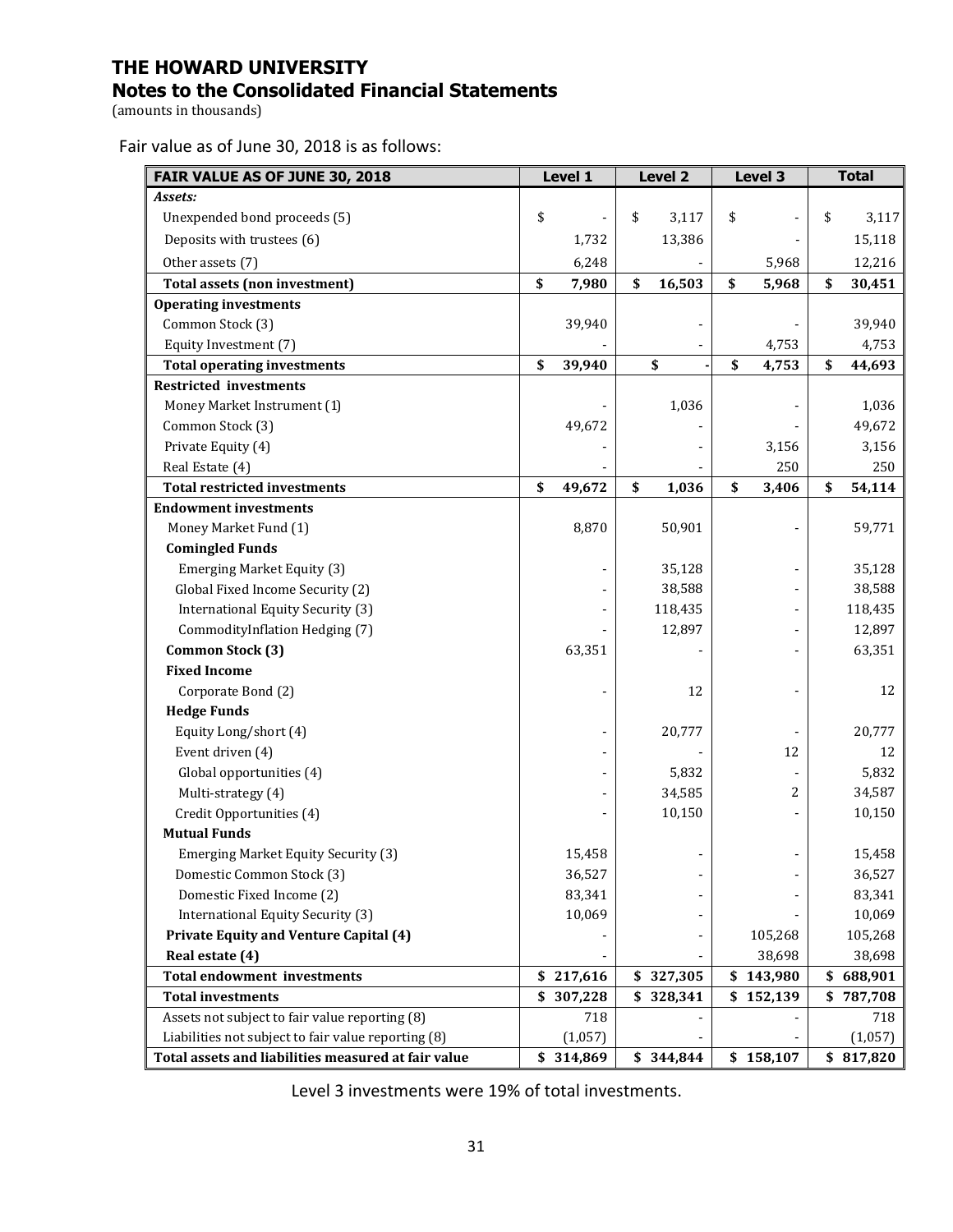# THE HOWARD UNIVERSITY
## Notes to the Consolidated Financial Statements
(amounts in thousands)

Fair value as of June 30, 2018 is as follows:

| FAIR VALUE AS OF JUNE 30, 2018 | Level 1 | Level 2 | Level 3 | Total |
|---|---|---|---|---|
| ***Assets:*** | | | | |
| Unexpended bond proceeds (5) | $ - | $ 3,117 | $ - | $ 3,117 |
| Deposits with trustees (6) | 1,732 | 13,386 | - | 15,118 |
| Other assets (7) | 6,248 | - | 5,968 | 12,216 |
| **Total assets (non investment)** | **$ 7,980** | **$ 16,503** | **$ 5,968** | **$ 30,451** |
| **Operating investments** | | | | |
| Common Stock (3) | 39,940 | - | - | 39,940 |
| Equity Investment (7) | - | - | 4,753 | 4,753 |
| **Total operating investments** | **$ 39,940** | **$ -** | **$ 4,753** | **$ 44,693** |
| **Restricted investments** | | | | |
| Money Market Instrument (1) | - | 1,036 | - | 1,036 |
| Common Stock (3) | 49,672 | - | - | 49,672 |
| Private Equity (4) | - | - | 3,156 | 3,156 |
| Real Estate (4) | - | - | 250 | 250 |
| **Total restricted investments** | **$ 49,672** | **$ 1,036** | **$ 3,406** | **$ 54,114** |
| **Endowment investments** | | | | |
| Money Market Fund (1) | 8,870 | 50,901 | - | 59,771 |
| **Comingled Funds** | | | | |
| Emerging Market Equity (3) | - | 35,128 | - | 35,128 |
| Global Fixed Income Security (2) | - | 38,588 | - | 38,588 |
| International Equity Security (3) | - | 118,435 | - | 118,435 |
| CommodityInflation Hedging (7) | - | 12,897 | - | 12,897 |
| **Common Stock (3)** | 63,351 | - | - | 63,351 |
| **Fixed Income** | | | | |
| Corporate Bond (2) | - | 12 | - | 12 |
| **Hedge Funds** | | | | |
| Equity Long/short (4) | - | 20,777 | - | 20,777 |
| Event driven (4) | - | - | 12 | 12 |
| Global opportunities (4) | - | 5,832 | - | 5,832 |
| Multi-strategy (4) | - | 34,585 | 2 | 34,587 |
| Credit Opportunities (4) | - | 10,150 | - | 10,150 |
| **Mutual Funds** | | | | |
| Emerging Market Equity Security (3) | 15,458 | - | - | 15,458 |
| Domestic Common Stock (3) | 36,527 | - | - | 36,527 |
| Domestic Fixed Income (2) | 83,341 | - | - | 83,341 |
| International Equity Security (3) | 10,069 | - | - | 10,069 |
| **Private Equity and Venture Capital (4)** | - | - | 105,268 | 105,268 |
| **Real estate (4)** | - | - | 38,698 | 38,698 |
| **Total endowment investments** | **$ 217,616** | **$ 327,305** | **$ 143,980** | **$ 688,901** |
| **Total investments** | **$ 307,228** | **$ 328,341** | **$ 152,139** | **$ 787,708** |
| Assets not subject to fair value reporting (8) | 718 | - | - | 718 |
| Liabilities not subject to fair value reporting (8) | (1,057) | - | - | (1,057) |
| **Total assets and liabilities measured at fair value** | **$ 314,869** | **$ 344,844** | **$ 158,107** | **$ 817,820** |

Level 3 investments were 19% of total investments.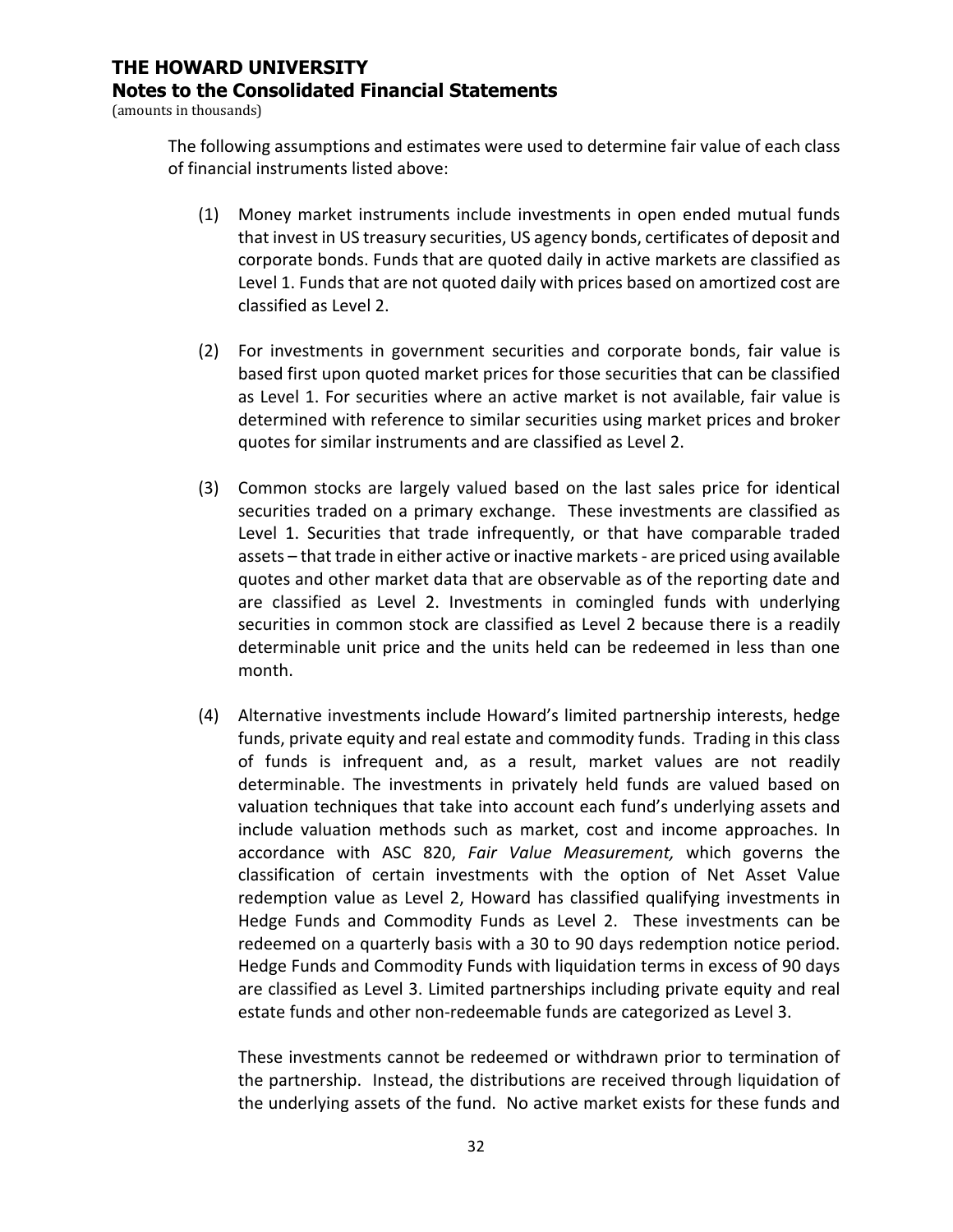The following assumptions and estimates were used to determine fair value of each class of financial instruments listed above:

(1) Money market instruments include investments in open ended mutual funds that invest in US treasury securities, US agency bonds, certificates of deposit and corporate bonds. Funds that are quoted daily in active markets are classified as Level 1. Funds that are not quoted daily with prices based on amortized cost are classified as Level 2.

(2) For investments in government securities and corporate bonds, fair value is based first upon quoted market prices for those securities that can be classified as Level 1. For securities where an active market is not available, fair value is determined with reference to similar securities using market prices and broker quotes for similar instruments and are classified as Level 2.

(3) Common stocks are largely valued based on the last sales price for identical securities traded on a primary exchange. These investments are classified as Level 1. Securities that trade infrequently, or that have comparable traded assets – that trade in either active or inactive markets - are priced using available quotes and other market data that are observable as of the reporting date and are classified as Level 2. Investments in comingled funds with underlying securities in common stock are classified as Level 2 because there is a readily determinable unit price and the units held can be redeemed in less than one month.

(4) Alternative investments include Howard's limited partnership interests, hedge funds, private equity and real estate and commodity funds. Trading in this class of funds is infrequent and, as a result, market values are not readily determinable. The investments in privately held funds are valued based on valuation techniques that take into account each fund's underlying assets and include valuation methods such as market, cost and income approaches. In accordance with ASC 820, *Fair Value Measurement,* which governs the classification of certain investments with the option of Net Asset Value redemption value as Level 2, Howard has classified qualifying investments in Hedge Funds and Commodity Funds as Level 2. These investments can be redeemed on a quarterly basis with a 30 to 90 days redemption notice period. Hedge Funds and Commodity Funds with liquidation terms in excess of 90 days are classified as Level 3. Limited partnerships including private equity and real estate funds and other non-redeemable funds are categorized as Level 3.

   These investments cannot be redeemed or withdrawn prior to termination of the partnership. Instead, the distributions are received through liquidation of the underlying assets of the fund. No active market exists for these funds and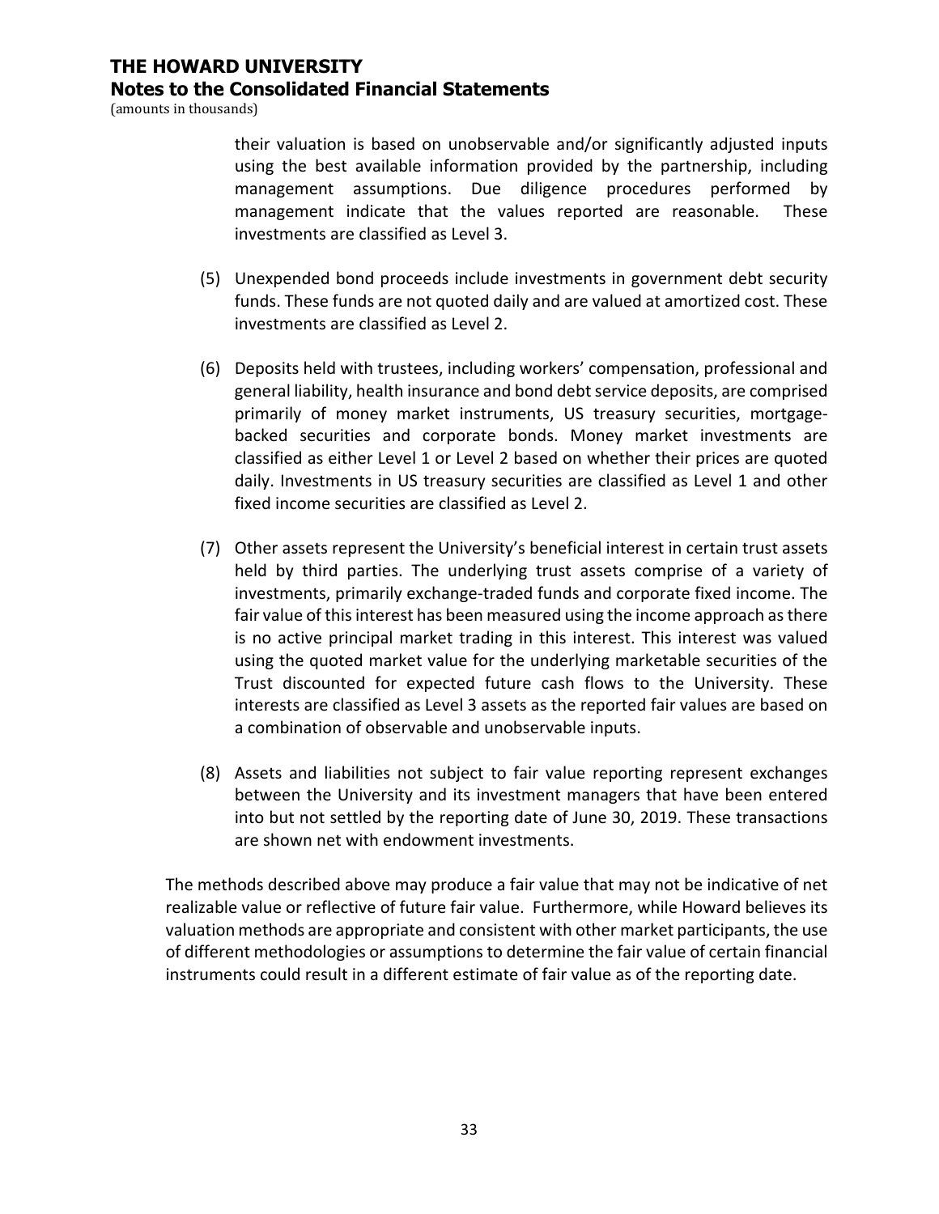their valuation is based on unobservable and/or significantly adjusted inputs using the best available information provided by the partnership, including management assumptions. Due diligence procedures performed by management indicate that the values reported are reasonable. These investments are classified as Level 3.

(5) Unexpended bond proceeds include investments in government debt security funds. These funds are not quoted daily and are valued at amortized cost. These investments are classified as Level 2.

(6) Deposits held with trustees, including workers' compensation, professional and general liability, health insurance and bond debt service deposits, are comprised primarily of money market instruments, US treasury securities, mortgage-backed securities and corporate bonds. Money market investments are classified as either Level 1 or Level 2 based on whether their prices are quoted daily. Investments in US treasury securities are classified as Level 1 and other fixed income securities are classified as Level 2.

(7) Other assets represent the University's beneficial interest in certain trust assets held by third parties. The underlying trust assets comprise of a variety of investments, primarily exchange-traded funds and corporate fixed income. The fair value of this interest has been measured using the income approach as there is no active principal market trading in this interest. This interest was valued using the quoted market value for the underlying marketable securities of the Trust discounted for expected future cash flows to the University. These interests are classified as Level 3 assets as the reported fair values are based on a combination of observable and unobservable inputs.

(8) Assets and liabilities not subject to fair value reporting represent exchanges between the University and its investment managers that have been entered into but not settled by the reporting date of June 30, 2019. These transactions are shown net with endowment investments.

The methods described above may produce a fair value that may not be indicative of net realizable value or reflective of future fair value. Furthermore, while Howard believes its valuation methods are appropriate and consistent with other market participants, the use of different methodologies or assumptions to determine the fair value of certain financial instruments could result in a different estimate of fair value as of the reporting date.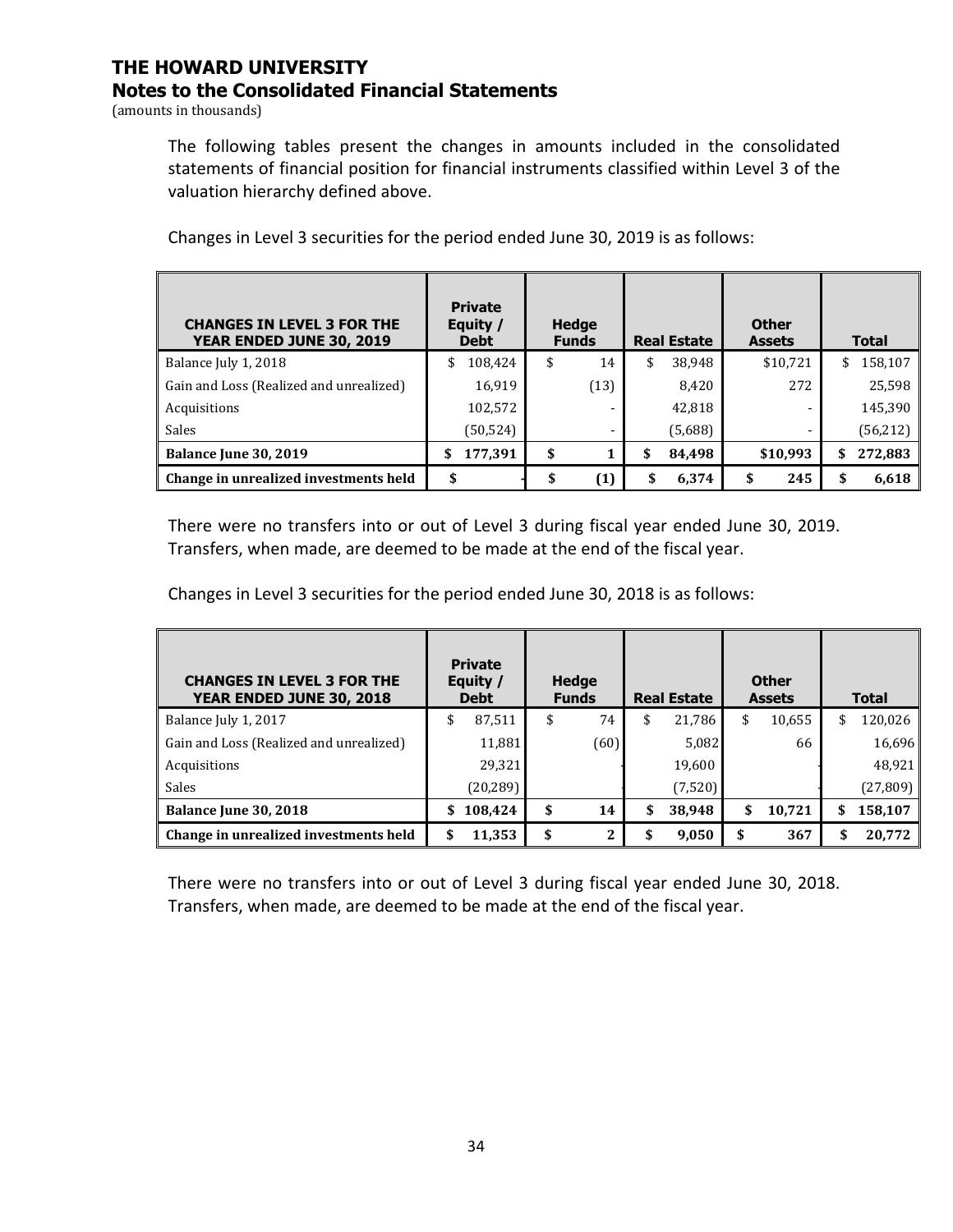# THE HOWARD UNIVERSITY

## Notes to the Consolidated Financial Statements

(amounts in thousands)

The following tables present the changes in amounts included in the consolidated statements of financial position for financial instruments classified within Level 3 of the valuation hierarchy defined above.

Changes in Level 3 securities for the period ended June 30, 2019 is as follows:

| CHANGES IN LEVEL 3 FOR THE YEAR ENDED JUNE 30, 2019 | Private Equity / Debt | Hedge Funds | Real Estate | Other Assets | Total |
|---|---|---|---|---|---|
| Balance July 1, 2018 | $ 108,424 | $ 14 | $ 38,948 | $10,721 | $ 158,107 |
| Gain and Loss (Realized and unrealized) | 16,919 | (13) | 8,420 | 272 | 25,598 |
| Acquisitions | 102,572 | - | 42,818 | - | 145,390 |
| Sales | (50,524) | - | (5,688) | - | (56,212) |
| **Balance June 30, 2019** | **$ 177,391** | **$ 1** | **$ 84,498** | **$10,993** | **$ 272,883** |
| **Change in unrealized investments held** | **$ -** | **$ (1)** | **$ 6,374** | **$ 245** | **$ 6,618** |

There were no transfers into or out of Level 3 during fiscal year ended June 30, 2019. Transfers, when made, are deemed to be made at the end of the fiscal year.

Changes in Level 3 securities for the period ended June 30, 2018 is as follows:

| CHANGES IN LEVEL 3 FOR THE YEAR ENDED JUNE 30, 2018 | Private Equity / Debt | Hedge Funds | Real Estate | Other Assets | Total |
|---|---|---|---|---|---|
| Balance July 1, 2017 | $ 87,511 | $ 74 | $ 21,786 | $ 10,655 | $ 120,026 |
| Gain and Loss (Realized and unrealized) | 11,881 | (60) | 5,082 | 66 | 16,696 |
| Acquisitions | 29,321 | - | 19,600 | - | 48,921 |
| Sales | (20,289) | - | (7,520) | - | (27,809) |
| **Balance June 30, 2018** | **$ 108,424** | **$ 14** | **$ 38,948** | **$ 10,721** | **$ 158,107** |
| **Change in unrealized investments held** | **$ 11,353** | **$ 2** | **$ 9,050** | **$ 367** | **$ 20,772** |

There were no transfers into or out of Level 3 during fiscal year ended June 30, 2018. Transfers, when made, are deemed to be made at the end of the fiscal year.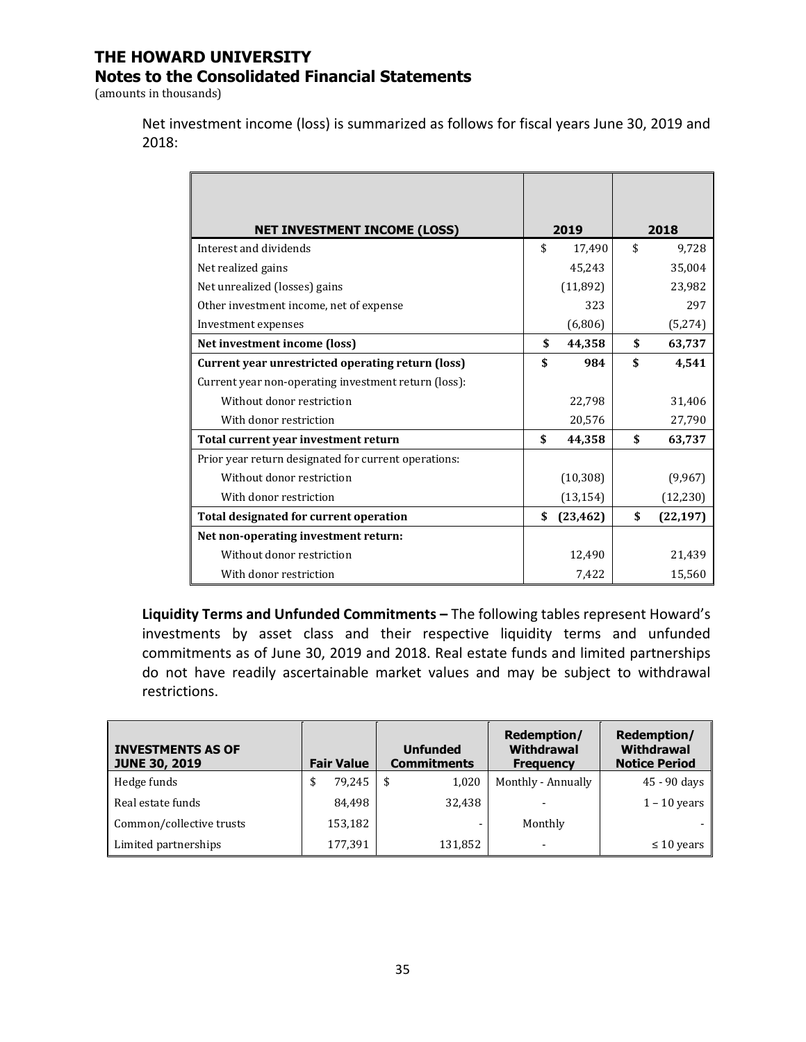# THE HOWARD UNIVERSITY
## Notes to the Consolidated Financial Statements
(amounts in thousands)

Net investment income (loss) is summarized as follows for fiscal years June 30, 2019 and 2018:

| NET INVESTMENT INCOME (LOSS) | 2019 | 2018 |
|---|---|---|
| Interest and dividends | $ 17,490 | $ 9,728 |
| Net realized gains | 45,243 | 35,004 |
| Net unrealized (losses) gains | (11,892) | 23,982 |
| Other investment income, net of expense | 323 | 297 |
| Investment expenses | (6,806) | (5,274) |
| **Net investment income (loss)** | **$ 44,358** | **$ 63,737** |
| **Current year unrestricted operating return (loss)** | **$ 984** | **$ 4,541** |
| Current year non-operating investment return (loss): | | |
| Without donor restriction | 22,798 | 31,406 |
| With donor restriction | 20,576 | 27,790 |
| **Total current year investment return** | **$ 44,358** | **$ 63,737** |
| Prior year return designated for current operations: | | |
| Without donor restriction | (10,308) | (9,967) |
| With donor restriction | (13,154) | (12,230) |
| **Total designated for current operation** | **$ (23,462)** | **$ (22,197)** |
| **Net non-operating investment return:** | | |
| Without donor restriction | 12,490 | 21,439 |
| With donor restriction | 7,422 | 15,560 |

**Liquidity Terms and Unfunded Commitments –** The following tables represent Howard's investments by asset class and their respective liquidity terms and unfunded commitments as of June 30, 2019 and 2018. Real estate funds and limited partnerships do not have readily ascertainable market values and may be subject to withdrawal restrictions.

| INVESTMENTS AS OF JUNE 30, 2019 | Fair Value | Unfunded Commitments | Redemption/ Withdrawal Frequency | Redemption/ Withdrawal Notice Period |
|---|---|---|---|---|
| Hedge funds | $ 79,245 | $ 1,020 | Monthly - Annually | 45 - 90 days |
| Real estate funds | 84,498 | 32,438 | - | 1 – 10 years |
| Common/collective trusts | 153,182 | - | Monthly | - |
| Limited partnerships | 177,391 | 131,852 | - | ≤ 10 years |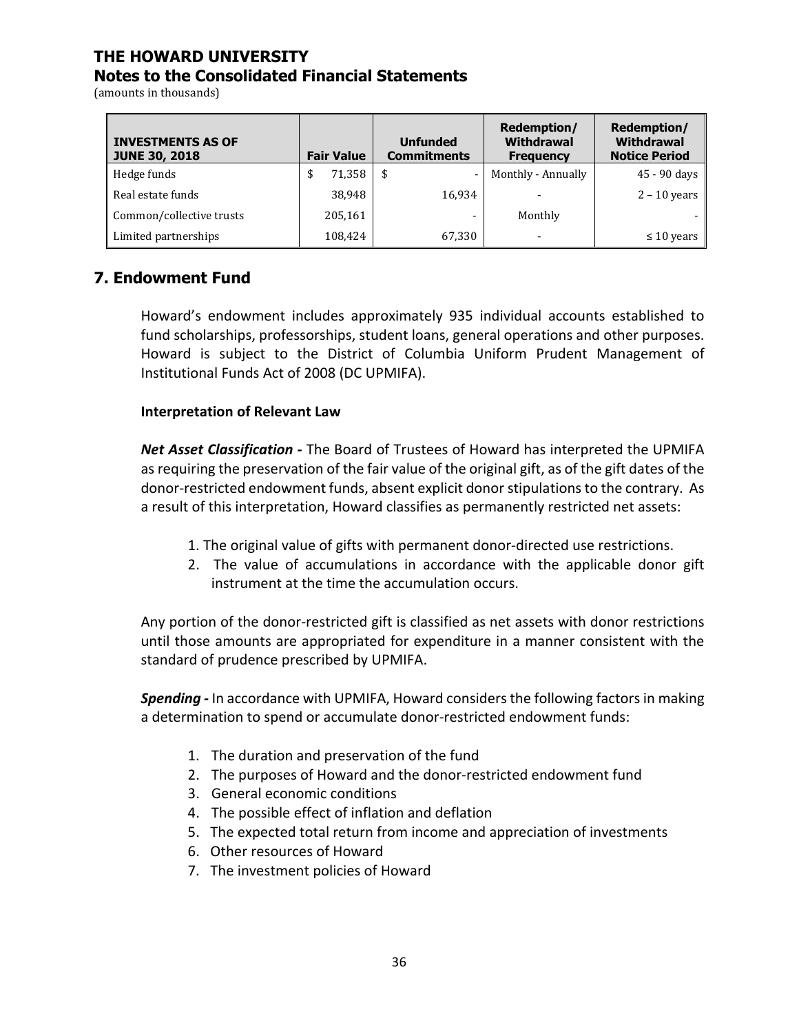# THE HOWARD UNIVERSITY
## Notes to the Consolidated Financial Statements
(amounts in thousands)

| INVESTMENTS AS OF JUNE 30, 2018 | Fair Value | Unfunded Commitments | Redemption/ Withdrawal Frequency | Redemption/ Withdrawal Notice Period |
|---|---|---|---|---|
| Hedge funds | $ 71,358 | $ - | Monthly - Annually | 45 - 90 days |
| Real estate funds | 38,948 | 16,934 | - | 2 – 10 years |
| Common/collective trusts | 205,161 | - | Monthly | - |
| Limited partnerships | 108,424 | 67,330 | - | ≤ 10 years |

## 7. Endowment Fund

Howard's endowment includes approximately 935 individual accounts established to fund scholarships, professorships, student loans, general operations and other purposes. Howard is subject to the District of Columbia Uniform Prudent Management of Institutional Funds Act of 2008 (DC UPMIFA).

**Interpretation of Relevant Law**

***Net Asset Classification -*** The Board of Trustees of Howard has interpreted the UPMIFA as requiring the preservation of the fair value of the original gift, as of the gift dates of the donor-restricted endowment funds, absent explicit donor stipulations to the contrary. As a result of this interpretation, Howard classifies as permanently restricted net assets:

1. The original value of gifts with permanent donor-directed use restrictions.
2. The value of accumulations in accordance with the applicable donor gift instrument at the time the accumulation occurs.

Any portion of the donor-restricted gift is classified as net assets with donor restrictions until those amounts are appropriated for expenditure in a manner consistent with the standard of prudence prescribed by UPMIFA.

***Spending -*** In accordance with UPMIFA, Howard considers the following factors in making a determination to spend or accumulate donor-restricted endowment funds:

1. The duration and preservation of the fund
2. The purposes of Howard and the donor-restricted endowment fund
3. General economic conditions
4. The possible effect of inflation and deflation
5. The expected total return from income and appreciation of investments
6. Other resources of Howard
7. The investment policies of Howard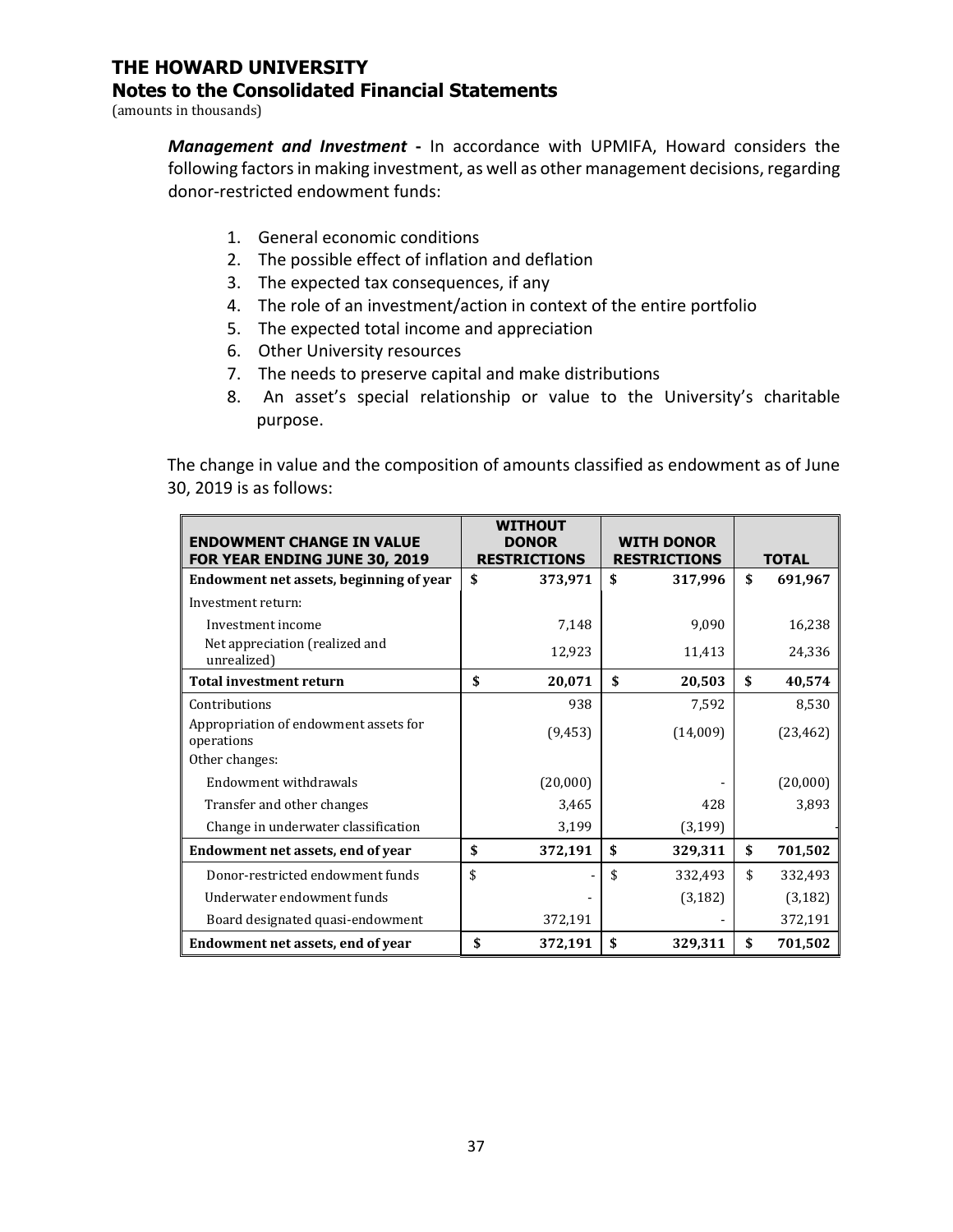# THE HOWARD UNIVERSITY
## Notes to the Consolidated Financial Statements
(amounts in thousands)

***Management and Investment* -** In accordance with UPMIFA, Howard considers the following factors in making investment, as well as other management decisions, regarding donor-restricted endowment funds:

1. General economic conditions
2. The possible effect of inflation and deflation
3. The expected tax consequences, if any
4. The role of an investment/action in context of the entire portfolio
5. The expected total income and appreciation
6. Other University resources
7. The needs to preserve capital and make distributions
8. An asset's special relationship or value to the University's charitable purpose.

The change in value and the composition of amounts classified as endowment as of June 30, 2019 is as follows:

| ENDOWMENT CHANGE IN VALUE FOR YEAR ENDING JUNE 30, 2019 | WITHOUT DONOR RESTRICTIONS | WITH DONOR RESTRICTIONS | TOTAL |
|---|---|---|---|
| **Endowment net assets, beginning of year** | **$ 373,971** | **$ 317,996** | **$ 691,967** |
| Investment return: | | | |
| Investment income | 7,148 | 9,090 | 16,238 |
| Net appreciation (realized and unrealized) | 12,923 | 11,413 | 24,336 |
| **Total investment return** | **$ 20,071** | **$ 20,503** | **$ 40,574** |
| Contributions | 938 | 7,592 | 8,530 |
| Appropriation of endowment assets for operations | (9,453) | (14,009) | (23,462) |
| Other changes: | | | |
| Endowment withdrawals | (20,000) | - | (20,000) |
| Transfer and other changes | 3,465 | 428 | 3,893 |
| Change in underwater classification | 3,199 | (3,199) | - |
| **Endowment net assets, end of year** | **$ 372,191** | **$ 329,311** | **$ 701,502** |
| Donor-restricted endowment funds | $ - | $ 332,493 | $ 332,493 |
| Underwater endowment funds | - | (3,182) | (3,182) |
| Board designated quasi-endowment | 372,191 | - | 372,191 |
| **Endowment net assets, end of year** | **$ 372,191** | **$ 329,311** | **$ 701,502** |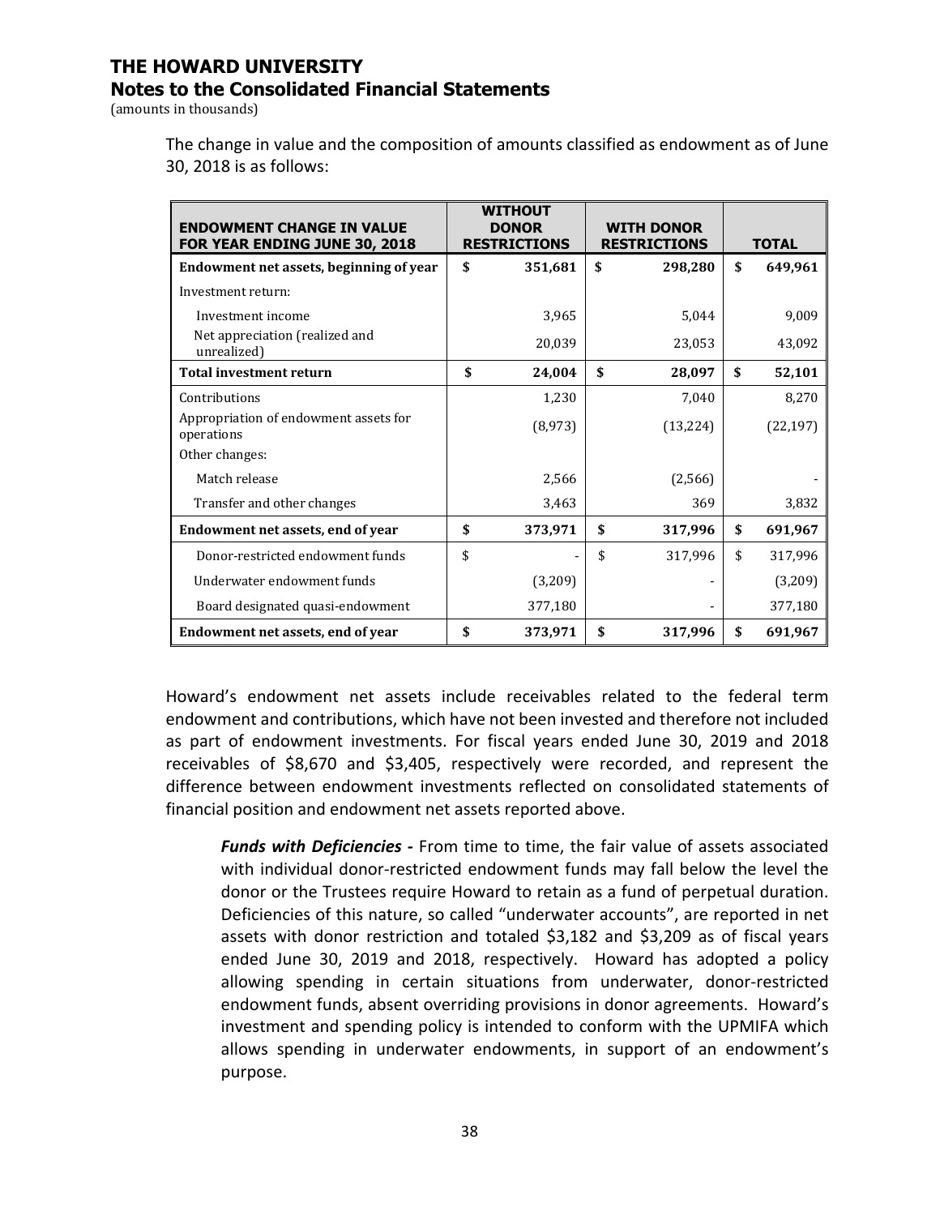# THE HOWARD UNIVERSITY
## Notes to the Consolidated Financial Statements
(amounts in thousands)

The change in value and the composition of amounts classified as endowment as of June 30, 2018 is as follows:

| ENDOWMENT CHANGE IN VALUE FOR YEAR ENDING JUNE 30, 2018 | WITHOUT DONOR RESTRICTIONS | WITH DONOR RESTRICTIONS | TOTAL |
|---|---|---|---|
| **Endowment net assets, beginning of year** | **$ 351,681** | **$ 298,280** | **$ 649,961** |
| Investment return: | | | |
| Investment income | 3,965 | 5,044 | 9,009 |
| Net appreciation (realized and unrealized) | 20,039 | 23,053 | 43,092 |
| **Total investment return** | **$ 24,004** | **$ 28,097** | **$ 52,101** |
| Contributions | 1,230 | 7,040 | 8,270 |
| Appropriation of endowment assets for operations | (8,973) | (13,224) | (22,197) |
| Other changes: | | | |
| Match release | 2,566 | (2,566) | - |
| Transfer and other changes | 3,463 | 369 | 3,832 |
| **Endowment net assets, end of year** | **$ 373,971** | **$ 317,996** | **$ 691,967** |
| Donor-restricted endowment funds | $ - | $ 317,996 | $ 317,996 |
| Underwater endowment funds | (3,209) | - | (3,209) |
| Board designated quasi-endowment | 377,180 | - | 377,180 |
| **Endowment net assets, end of year** | **$ 373,971** | **$ 317,996** | **$ 691,967** |

Howard's endowment net assets include receivables related to the federal term endowment and contributions, which have not been invested and therefore not included as part of endowment investments. For fiscal years ended June 30, 2019 and 2018 receivables of $8,670 and $3,405, respectively were recorded, and represent the difference between endowment investments reflected on consolidated statements of financial position and endowment net assets reported above.

***Funds with Deficiencies -*** From time to time, the fair value of assets associated with individual donor-restricted endowment funds may fall below the level the donor or the Trustees require Howard to retain as a fund of perpetual duration. Deficiencies of this nature, so called "underwater accounts", are reported in net assets with donor restriction and totaled $3,182 and $3,209 as of fiscal years ended June 30, 2019 and 2018, respectively. Howard has adopted a policy allowing spending in certain situations from underwater, donor-restricted endowment funds, absent overriding provisions in donor agreements. Howard's investment and spending policy is intended to conform with the UPMIFA which allows spending in underwater endowments, in support of an endowment's purpose.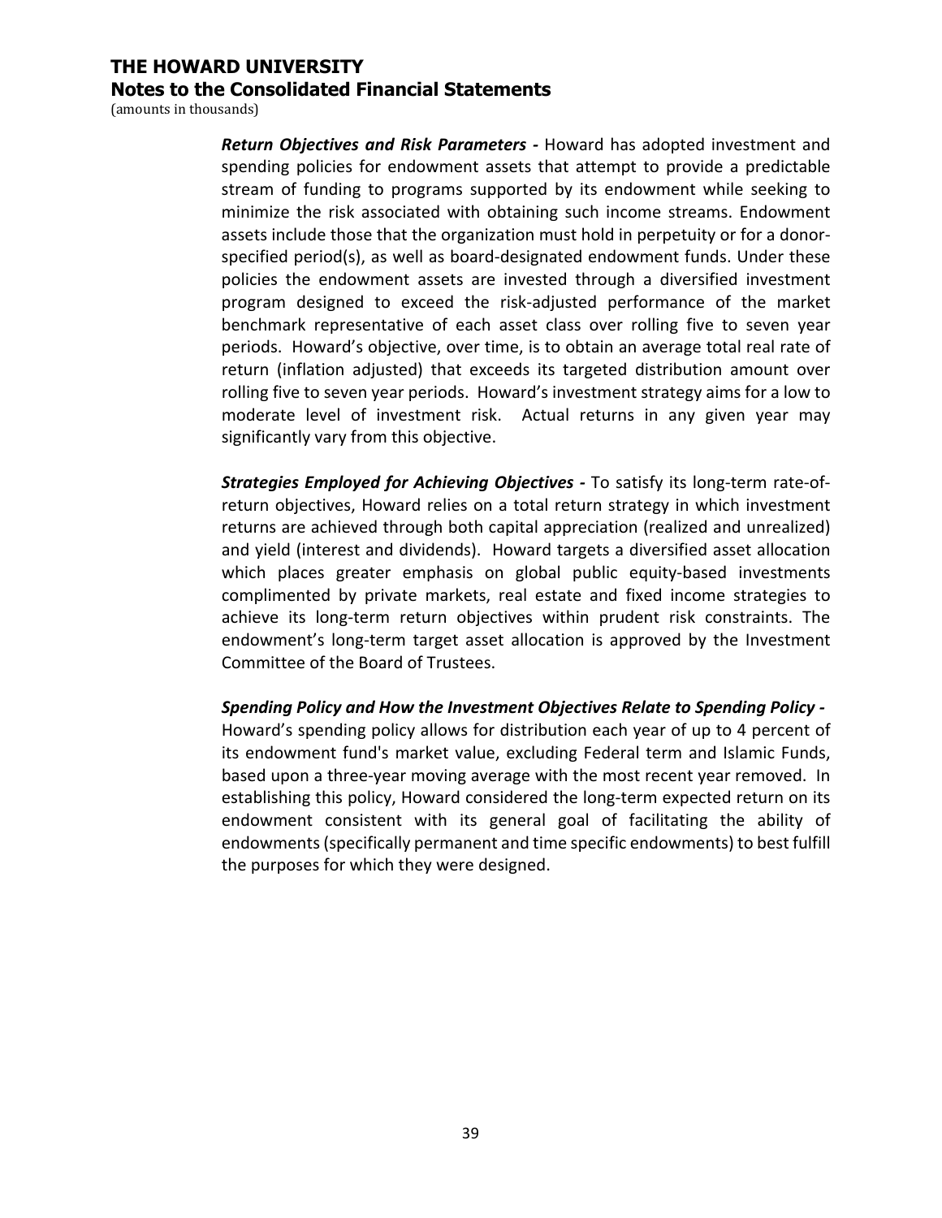***Return Objectives and Risk Parameters -*** Howard has adopted investment and spending policies for endowment assets that attempt to provide a predictable stream of funding to programs supported by its endowment while seeking to minimize the risk associated with obtaining such income streams. Endowment assets include those that the organization must hold in perpetuity or for a donor-specified period(s), as well as board-designated endowment funds. Under these policies the endowment assets are invested through a diversified investment program designed to exceed the risk-adjusted performance of the market benchmark representative of each asset class over rolling five to seven year periods. Howard's objective, over time, is to obtain an average total real rate of return (inflation adjusted) that exceeds its targeted distribution amount over rolling five to seven year periods. Howard's investment strategy aims for a low to moderate level of investment risk. Actual returns in any given year may significantly vary from this objective.

***Strategies Employed for Achieving Objectives -*** To satisfy its long-term rate-of-return objectives, Howard relies on a total return strategy in which investment returns are achieved through both capital appreciation (realized and unrealized) and yield (interest and dividends). Howard targets a diversified asset allocation which places greater emphasis on global public equity-based investments complimented by private markets, real estate and fixed income strategies to achieve its long-term return objectives within prudent risk constraints. The endowment's long-term target asset allocation is approved by the Investment Committee of the Board of Trustees.

***Spending Policy and How the Investment Objectives Relate to Spending Policy -*** Howard's spending policy allows for distribution each year of up to 4 percent of its endowment fund's market value, excluding Federal term and Islamic Funds, based upon a three-year moving average with the most recent year removed. In establishing this policy, Howard considered the long-term expected return on its endowment consistent with its general goal of facilitating the ability of endowments (specifically permanent and time specific endowments) to best fulfill the purposes for which they were designed.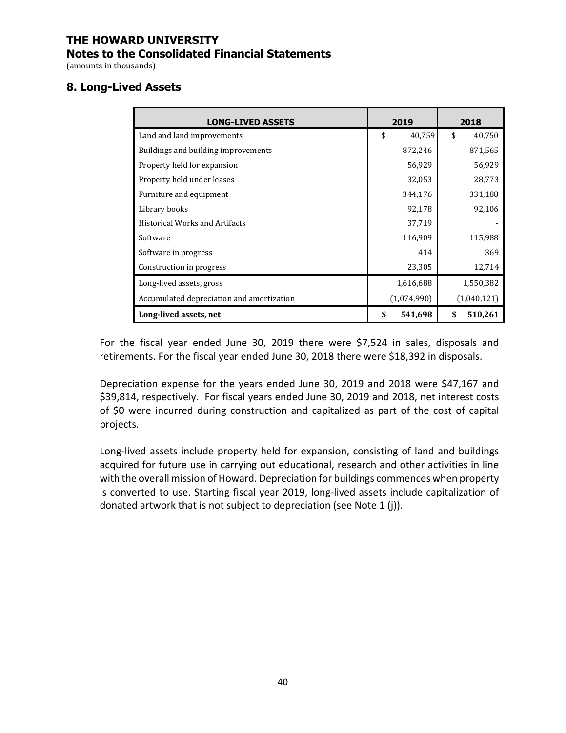# THE HOWARD UNIVERSITY

## Notes to the Consolidated Financial Statements

(amounts in thousands)

## 8. Long-Lived Assets

| LONG-LIVED ASSETS | 2019 | 2018 |
|---|---|---|
| Land and land improvements | $ 40,759 | $ 40,750 |
| Buildings and building improvements | 872,246 | 871,565 |
| Property held for expansion | 56,929 | 56,929 |
| Property held under leases | 32,053 | 28,773 |
| Furniture and equipment | 344,176 | 331,188 |
| Library books | 92,178 | 92,106 |
| Historical Works and Artifacts | 37,719 | - |
| Software | 116,909 | 115,988 |
| Software in progress | 414 | 369 |
| Construction in progress | 23,305 | 12,714 |
| Long-lived assets, gross | 1,616,688 | 1,550,382 |
| Accumulated depreciation and amortization | (1,074,990) | (1,040,121) |
| **Long-lived assets, net** | **$ 541,698** | **$ 510,261** |

For the fiscal year ended June 30, 2019 there were $7,524 in sales, disposals and retirements. For the fiscal year ended June 30, 2018 there were $18,392 in disposals.

Depreciation expense for the years ended June 30, 2019 and 2018 were $47,167 and $39,814, respectively. For fiscal years ended June 30, 2019 and 2018, net interest costs of $0 were incurred during construction and capitalized as part of the cost of capital projects.

Long-lived assets include property held for expansion, consisting of land and buildings acquired for future use in carrying out educational, research and other activities in line with the overall mission of Howard. Depreciation for buildings commences when property is converted to use. Starting fiscal year 2019, long-lived assets include capitalization of donated artwork that is not subject to depreciation (see Note 1 (j)).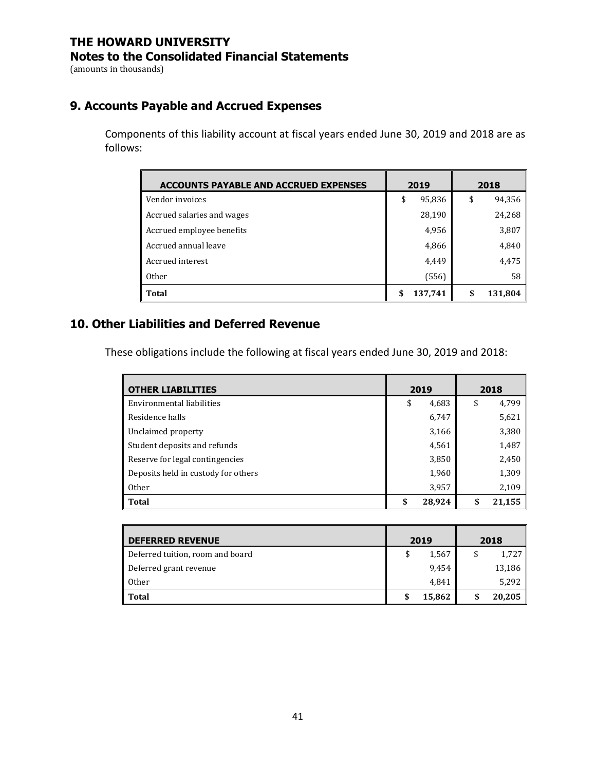# THE HOWARD UNIVERSITY

## Notes to the Consolidated Financial Statements

(amounts in thousands)

## 9. Accounts Payable and Accrued Expenses

Components of this liability account at fiscal years ended June 30, 2019 and 2018 are as follows:

| ACCOUNTS PAYABLE AND ACCRUED EXPENSES | 2019 | 2018 |
|---|---|---|
| Vendor invoices | $ 95,836 | $ 94,356 |
| Accrued salaries and wages | 28,190 | 24,268 |
| Accrued employee benefits | 4,956 | 3,807 |
| Accrued annual leave | 4,866 | 4,840 |
| Accrued interest | 4,449 | 4,475 |
| Other | (556) | 58 |
| **Total** | **$ 137,741** | **$ 131,804** |

## 10. Other Liabilities and Deferred Revenue

These obligations include the following at fiscal years ended June 30, 2019 and 2018:

| OTHER LIABILITIES | 2019 | 2018 |
|---|---|---|
| Environmental liabilities | $ 4,683 | $ 4,799 |
| Residence halls | 6,747 | 5,621 |
| Unclaimed property | 3,166 | 3,380 |
| Student deposits and refunds | 4,561 | 1,487 |
| Reserve for legal contingencies | 3,850 | 2,450 |
| Deposits held in custody for others | 1,960 | 1,309 |
| Other | 3,957 | 2,109 |
| **Total** | **$ 28,924** | **$ 21,155** |

| DEFERRED REVENUE | 2019 | 2018 |
|---|---|---|
| Deferred tuition, room and board | $ 1,567 | $ 1,727 |
| Deferred grant revenue | 9,454 | 13,186 |
| Other | 4,841 | 5,292 |
| **Total** | **$ 15,862** | **$ 20,205** |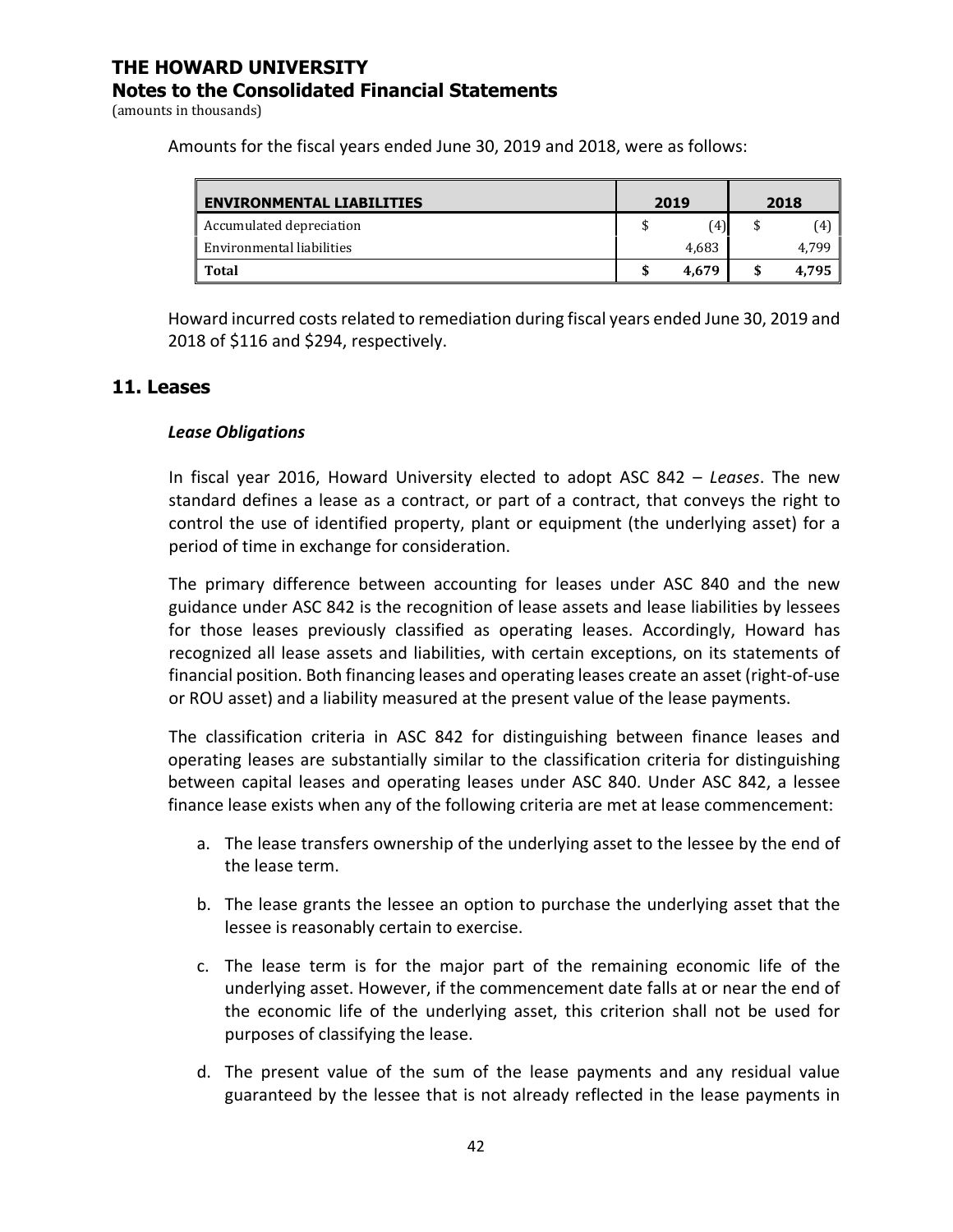Amounts for the fiscal years ended June 30, 2019 and 2018, were as follows:

| ENVIRONMENTAL LIABILITIES | 2019 | 2018 |
|---|---|---|
| Accumulated depreciation | $ (4) | $ (4) |
| Environmental liabilities | 4,683 | 4,799 |
| **Total** | **$ 4,679** | **$ 4,795** |

Howard incurred costs related to remediation during fiscal years ended June 30, 2019 and 2018 of $116 and $294, respectively.

## 11. Leases

***Lease Obligations***

In fiscal year 2016, Howard University elected to adopt ASC 842 – *Leases*. The new standard defines a lease as a contract, or part of a contract, that conveys the right to control the use of identified property, plant or equipment (the underlying asset) for a period of time in exchange for consideration.

The primary difference between accounting for leases under ASC 840 and the new guidance under ASC 842 is the recognition of lease assets and lease liabilities by lessees for those leases previously classified as operating leases. Accordingly, Howard has recognized all lease assets and liabilities, with certain exceptions, on its statements of financial position. Both financing leases and operating leases create an asset (right-of-use or ROU asset) and a liability measured at the present value of the lease payments.

The classification criteria in ASC 842 for distinguishing between finance leases and operating leases are substantially similar to the classification criteria for distinguishing between capital leases and operating leases under ASC 840. Under ASC 842, a lessee finance lease exists when any of the following criteria are met at lease commencement:

a. The lease transfers ownership of the underlying asset to the lessee by the end of the lease term.

b. The lease grants the lessee an option to purchase the underlying asset that the lessee is reasonably certain to exercise.

c. The lease term is for the major part of the remaining economic life of the underlying asset. However, if the commencement date falls at or near the end of the economic life of the underlying asset, this criterion shall not be used for purposes of classifying the lease.

d. The present value of the sum of the lease payments and any residual value guaranteed by the lessee that is not already reflected in the lease payments in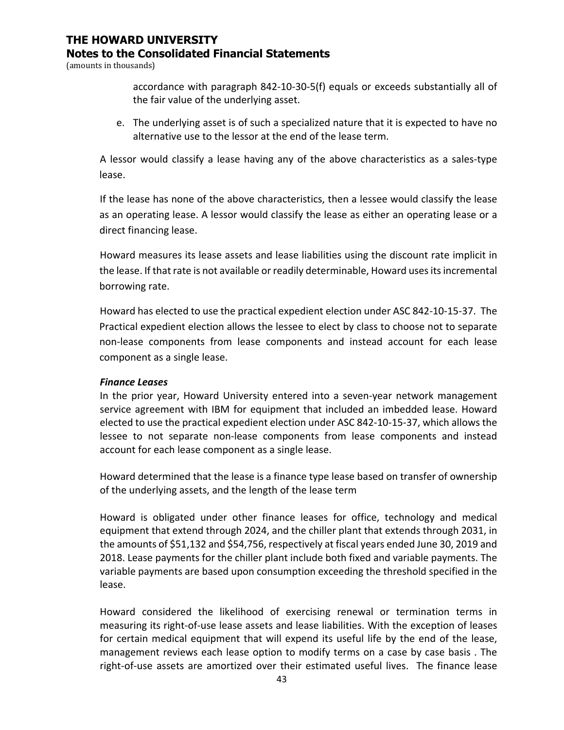accordance with paragraph 842-10-30-5(f) equals or exceeds substantially all of the fair value of the underlying asset.

e. The underlying asset is of such a specialized nature that it is expected to have no alternative use to the lessor at the end of the lease term.

A lessor would classify a lease having any of the above characteristics as a sales-type lease.

If the lease has none of the above characteristics, then a lessee would classify the lease as an operating lease. A lessor would classify the lease as either an operating lease or a direct financing lease.

Howard measures its lease assets and lease liabilities using the discount rate implicit in the lease. If that rate is not available or readily determinable, Howard uses its incremental borrowing rate.

Howard has elected to use the practical expedient election under ASC 842-10-15-37. The Practical expedient election allows the lessee to elect by class to choose not to separate non-lease components from lease components and instead account for each lease component as a single lease.

***Finance Leases***

In the prior year, Howard University entered into a seven-year network management service agreement with IBM for equipment that included an imbedded lease. Howard elected to use the practical expedient election under ASC 842-10-15-37, which allows the lessee to not separate non-lease components from lease components and instead account for each lease component as a single lease.

Howard determined that the lease is a finance type lease based on transfer of ownership of the underlying assets, and the length of the lease term

Howard is obligated under other finance leases for office, technology and medical equipment that extend through 2024, and the chiller plant that extends through 2031, in the amounts of $51,132 and $54,756, respectively at fiscal years ended June 30, 2019 and 2018. Lease payments for the chiller plant include both fixed and variable payments. The variable payments are based upon consumption exceeding the threshold specified in the lease.

Howard considered the likelihood of exercising renewal or termination terms in measuring its right-of-use lease assets and lease liabilities. With the exception of leases for certain medical equipment that will expend its useful life by the end of the lease, management reviews each lease option to modify terms on a case by case basis . The right-of-use assets are amortized over their estimated useful lives. The finance lease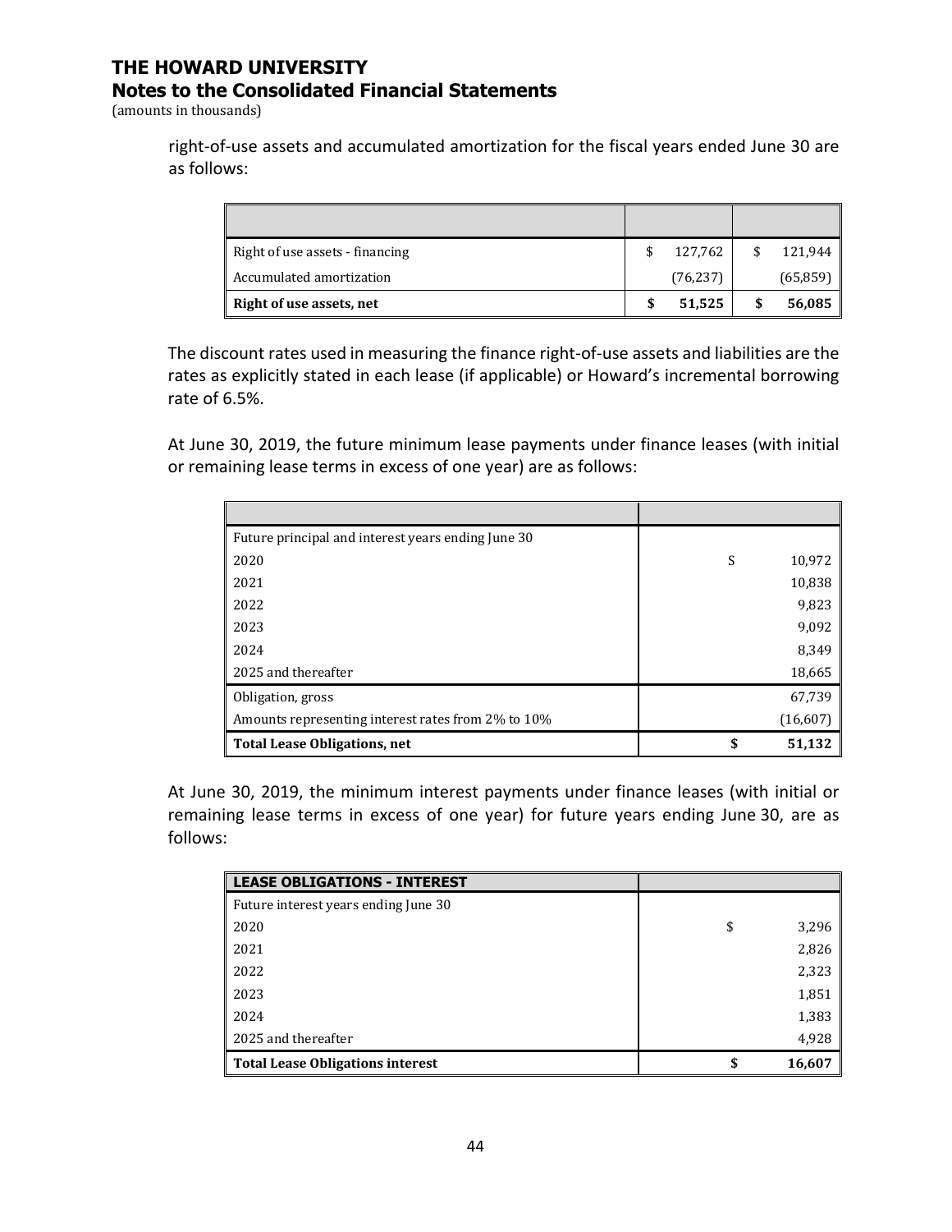right-of-use assets and accumulated amortization for the fiscal years ended June 30 are as follows:

| | | |
|---|---|---|
| Right of use assets - financing | $ 127,762 | $ 121,944 |
| Accumulated amortization | (76,237) | (65,859) |
| **Right of use assets, net** | **$ 51,525** | **$ 56,085** |

The discount rates used in measuring the finance right-of-use assets and liabilities are the rates as explicitly stated in each lease (if applicable) or Howard's incremental borrowing rate of 6.5%.

At June 30, 2019, the future minimum lease payments under finance leases (with initial or remaining lease terms in excess of one year) are as follows:

| | |
|---|---|
| Future principal and interest years ending June 30 | |
| 2020 | $ 10,972 |
| 2021 | 10,838 |
| 2022 | 9,823 |
| 2023 | 9,092 |
| 2024 | 8,349 |
| 2025 and thereafter | 18,665 |
| Obligation, gross | 67,739 |
| Amounts representing interest rates from 2% to 10% | (16,607) |
| **Total Lease Obligations, net** | **$ 51,132** |

At June 30, 2019, the minimum interest payments under finance leases (with initial or remaining lease terms in excess of one year) for future years ending June 30, are as follows:

| **LEASE OBLIGATIONS - INTEREST** | |
|---|---|
| Future interest years ending June 30 | |
| 2020 | $ 3,296 |
| 2021 | 2,826 |
| 2022 | 2,323 |
| 2023 | 1,851 |
| 2024 | 1,383 |
| 2025 and thereafter | 4,928 |
| **Total Lease Obligations interest** | **$ 16,607** |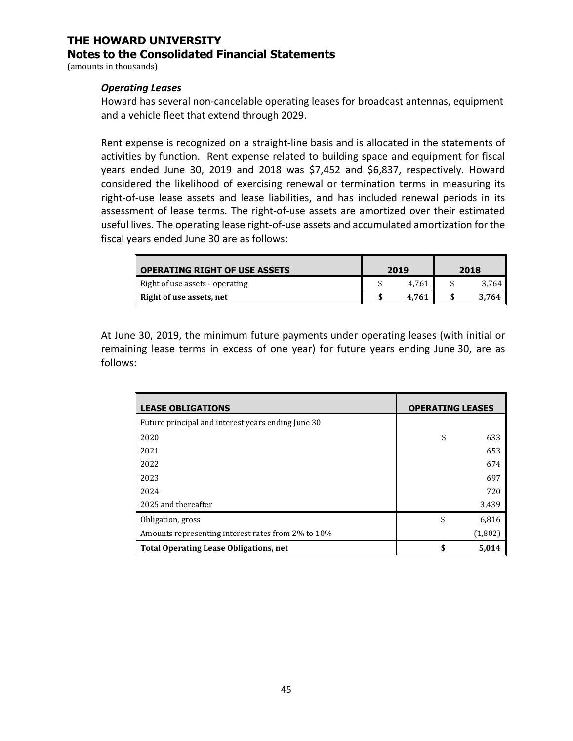# THE HOWARD UNIVERSITY
## Notes to the Consolidated Financial Statements
(amounts in thousands)

### *Operating Leases*

Howard has several non-cancelable operating leases for broadcast antennas, equipment and a vehicle fleet that extend through 2029.

Rent expense is recognized on a straight-line basis and is allocated in the statements of activities by function. Rent expense related to building space and equipment for fiscal years ended June 30, 2019 and 2018 was $7,452 and $6,837, respectively. Howard considered the likelihood of exercising renewal or termination terms in measuring its right-of-use lease assets and lease liabilities, and has included renewal periods in its assessment of lease terms. The right-of-use assets are amortized over their estimated useful lives. The operating lease right-of-use assets and accumulated amortization for the fiscal years ended June 30 are as follows:

| OPERATING RIGHT OF USE ASSETS | 2019 | 2018 |
|---|---|---|
| Right of use assets - operating | $ 4,761 | $ 3,764 |
| **Right of use assets, net** | **$ 4,761** | **$ 3,764** |

At June 30, 2019, the minimum future payments under operating leases (with initial or remaining lease terms in excess of one year) for future years ending June 30, are as follows:

| LEASE OBLIGATIONS | OPERATING LEASES |
|---|---|
| Future principal and interest years ending June 30 | |
| 2020 | $ 633 |
| 2021 | 653 |
| 2022 | 674 |
| 2023 | 697 |
| 2024 | 720 |
| 2025 and thereafter | 3,439 |
| Obligation, gross | $ 6,816 |
| Amounts representing interest rates from 2% to 10% | (1,802) |
| **Total Operating Lease Obligations, net** | **$ 5,014** |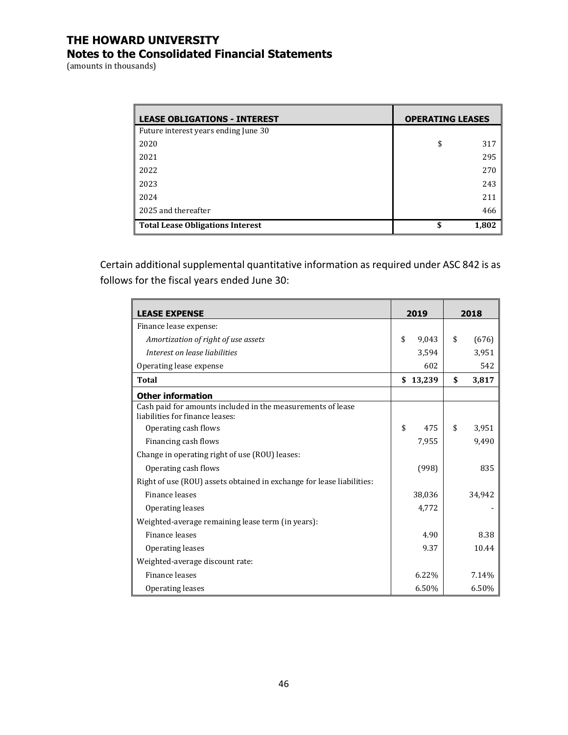# THE HOWARD UNIVERSITY

## Notes to the Consolidated Financial Statements

(amounts in thousands)

| LEASE OBLIGATIONS - INTEREST | OPERATING LEASES |
|---|---|
| Future interest years ending June 30 | |
| 2020 | $ 317 |
| 2021 | 295 |
| 2022 | 270 |
| 2023 | 243 |
| 2024 | 211 |
| 2025 and thereafter | 466 |
| **Total Lease Obligations Interest** | **$ 1,802** |

Certain additional supplemental quantitative information as required under ASC 842 is as follows for the fiscal years ended June 30:

| LEASE EXPENSE | 2019 | 2018 |
|---|---|---|
| Finance lease expense: | | |
| *Amortization of right of use assets* | $ 9,043 | $ (676) |
| *Interest on lease liabilities* | 3,594 | 3,951 |
| Operating lease expense | 602 | 542 |
| **Total** | **$ 13,239** | **$ 3,817** |
| **Other information** | | |
| Cash paid for amounts included in the measurements of lease liabilities for finance leases: | | |
| Operating cash flows | $ 475 | $ 3,951 |
| Financing cash flows | 7,955 | 9,490 |
| Change in operating right of use (ROU) leases: | | |
| Operating cash flows | (998) | 835 |
| Right of use (ROU) assets obtained in exchange for lease liabilities: | | |
| Finance leases | 38,036 | 34,942 |
| Operating leases | 4,772 | - |
| Weighted-average remaining lease term (in years): | | |
| Finance leases | 4.90 | 8.38 |
| Operating leases | 9.37 | 10.44 |
| Weighted-average discount rate: | | |
| Finance leases | 6.22% | 7.14% |
| Operating leases | 6.50% | 6.50% |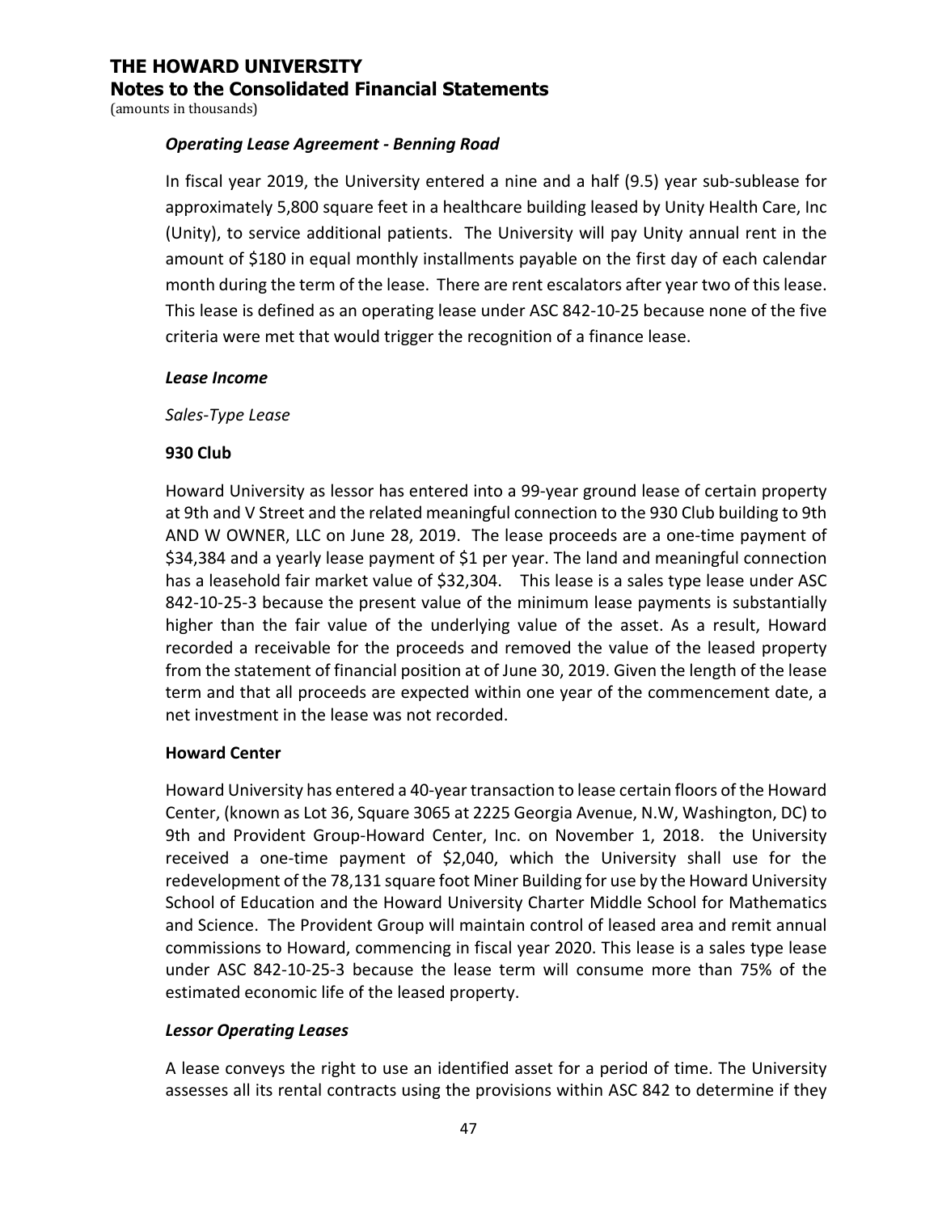*Operating Lease Agreement - Benning Road*

In fiscal year 2019, the University entered a nine and a half (9.5) year sub-sublease for approximately 5,800 square feet in a healthcare building leased by Unity Health Care, Inc (Unity), to service additional patients. The University will pay Unity annual rent in the amount of $180 in equal monthly installments payable on the first day of each calendar month during the term of the lease. There are rent escalators after year two of this lease. This lease is defined as an operating lease under ASC 842-10-25 because none of the five criteria were met that would trigger the recognition of a finance lease.

*Lease Income*

*Sales-Type Lease*

**930 Club**

Howard University as lessor has entered into a 99-year ground lease of certain property at 9th and V Street and the related meaningful connection to the 930 Club building to 9th AND W OWNER, LLC on June 28, 2019. The lease proceeds are a one-time payment of $34,384 and a yearly lease payment of $1 per year. The land and meaningful connection has a leasehold fair market value of $32,304. This lease is a sales type lease under ASC 842-10-25-3 because the present value of the minimum lease payments is substantially higher than the fair value of the underlying value of the asset. As a result, Howard recorded a receivable for the proceeds and removed the value of the leased property from the statement of financial position at of June 30, 2019. Given the length of the lease term and that all proceeds are expected within one year of the commencement date, a net investment in the lease was not recorded.

**Howard Center**

Howard University has entered a 40-year transaction to lease certain floors of the Howard Center, (known as Lot 36, Square 3065 at 2225 Georgia Avenue, N.W, Washington, DC) to 9th and Provident Group-Howard Center, Inc. on November 1, 2018. the University received a one-time payment of $2,040, which the University shall use for the redevelopment of the 78,131 square foot Miner Building for use by the Howard University School of Education and the Howard University Charter Middle School for Mathematics and Science. The Provident Group will maintain control of leased area and remit annual commissions to Howard, commencing in fiscal year 2020. This lease is a sales type lease under ASC 842-10-25-3 because the lease term will consume more than 75% of the estimated economic life of the leased property.

*Lessor Operating Leases*

A lease conveys the right to use an identified asset for a period of time. The University assesses all its rental contracts using the provisions within ASC 842 to determine if they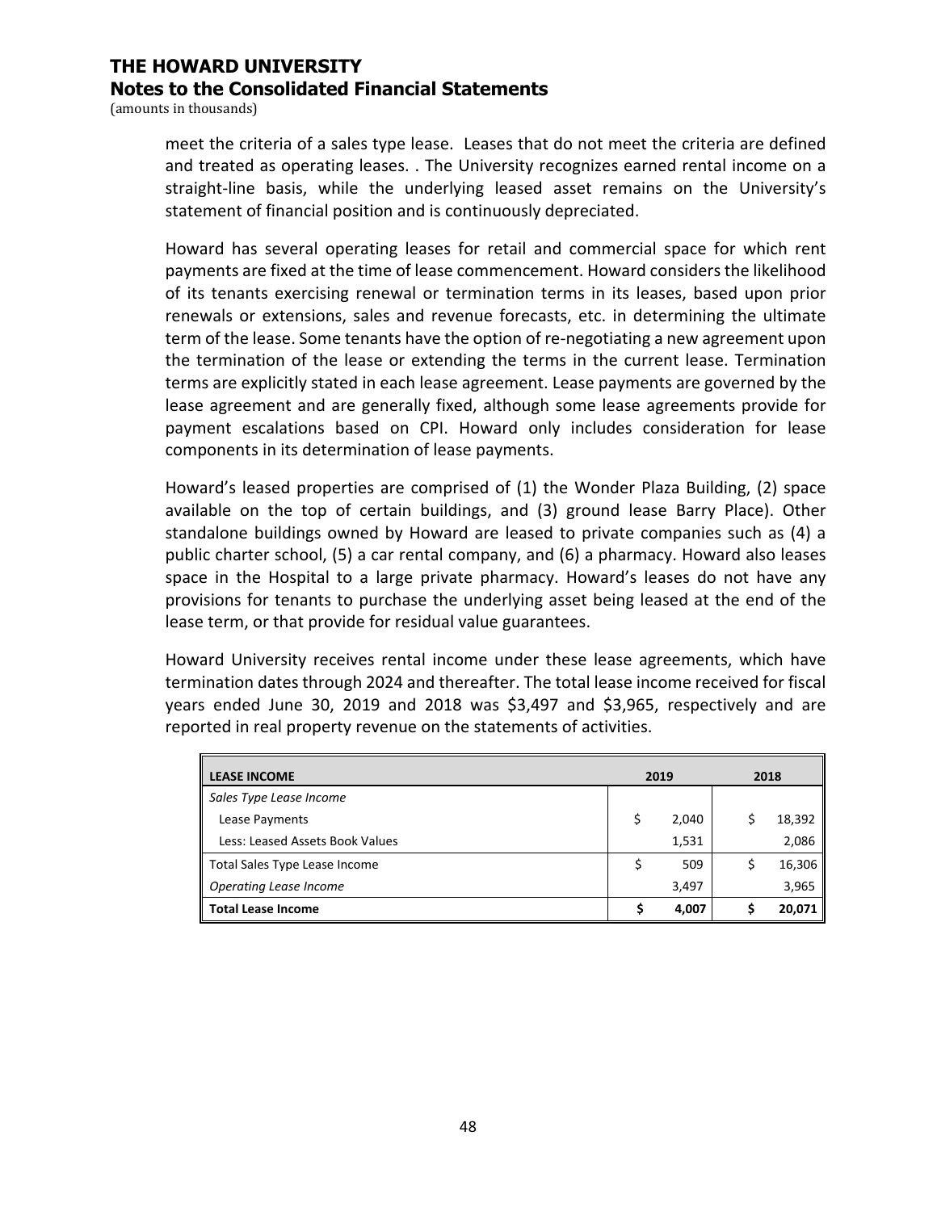meet the criteria of a sales type lease. Leases that do not meet the criteria are defined and treated as operating leases. . The University recognizes earned rental income on a straight-line basis, while the underlying leased asset remains on the University's statement of financial position and is continuously depreciated.

Howard has several operating leases for retail and commercial space for which rent payments are fixed at the time of lease commencement. Howard considers the likelihood of its tenants exercising renewal or termination terms in its leases, based upon prior renewals or extensions, sales and revenue forecasts, etc. in determining the ultimate term of the lease. Some tenants have the option of re-negotiating a new agreement upon the termination of the lease or extending the terms in the current lease. Termination terms are explicitly stated in each lease agreement. Lease payments are governed by the lease agreement and are generally fixed, although some lease agreements provide for payment escalations based on CPI. Howard only includes consideration for lease components in its determination of lease payments.

Howard's leased properties are comprised of (1) the Wonder Plaza Building, (2) space available on the top of certain buildings, and (3) ground lease Barry Place). Other standalone buildings owned by Howard are leased to private companies such as (4) a public charter school, (5) a car rental company, and (6) a pharmacy. Howard also leases space in the Hospital to a large private pharmacy. Howard's leases do not have any provisions for tenants to purchase the underlying asset being leased at the end of the lease term, or that provide for residual value guarantees.

Howard University receives rental income under these lease agreements, which have termination dates through 2024 and thereafter. The total lease income received for fiscal years ended June 30, 2019 and 2018 was $3,497 and $3,965, respectively and are reported in real property revenue on the statements of activities.

| **LEASE INCOME** | **2019** | **2018** |
|---|---|---|
| *Sales Type Lease Income* | | |
| Lease Payments | $ 2,040 | $ 18,392 |
| Less: Leased Assets Book Values | 1,531 | 2,086 |
| Total Sales Type Lease Income | $ 509 | $ 16,306 |
| *Operating Lease Income* | 3,497 | 3,965 |
| **Total Lease Income** | **$ 4,007** | **$ 20,071** |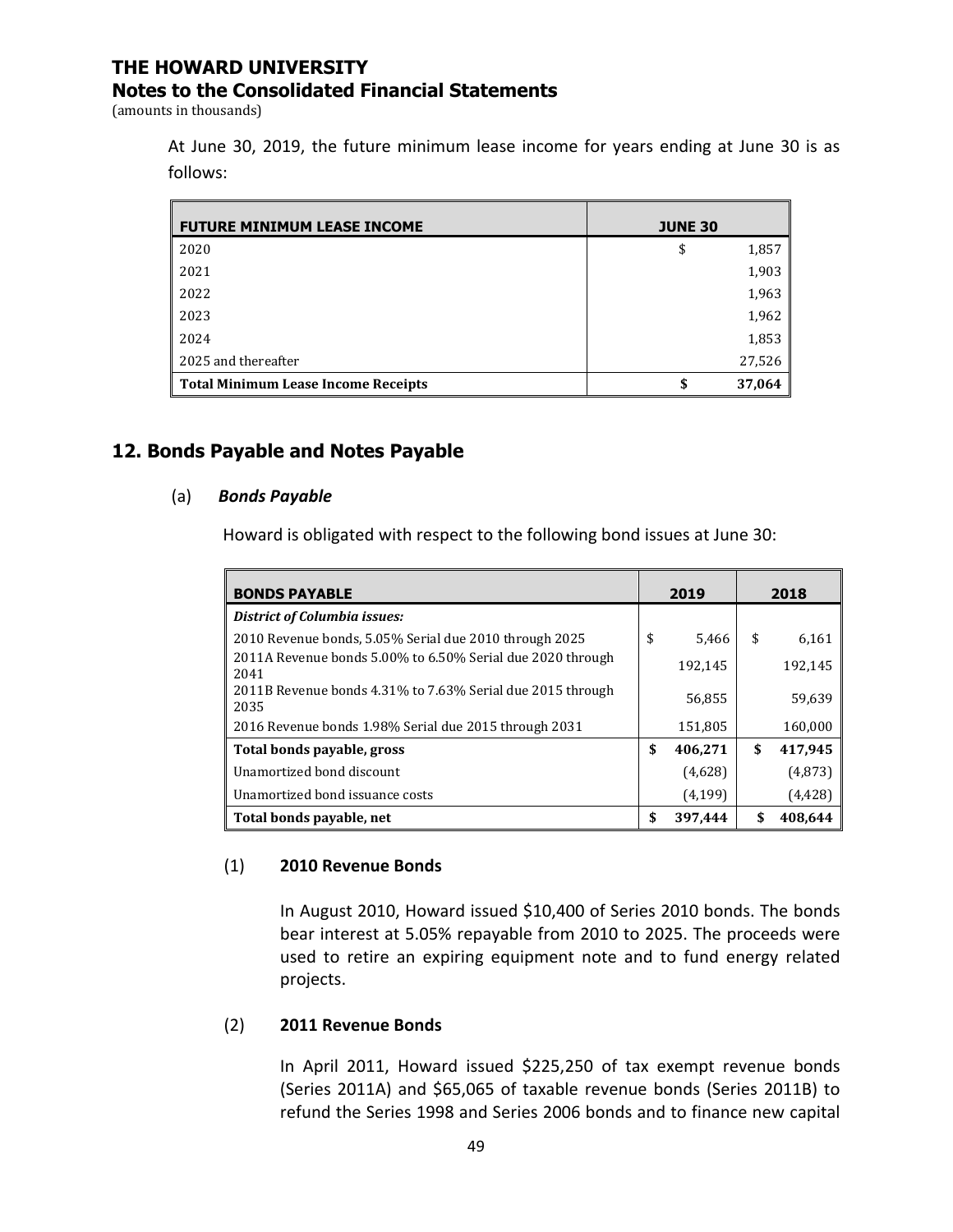At June 30, 2019, the future minimum lease income for years ending at June 30 is as follows:

| FUTURE MINIMUM LEASE INCOME | JUNE 30 |
|---|---|
| 2020 | $ 1,857 |
| 2021 | 1,903 |
| 2022 | 1,963 |
| 2023 | 1,962 |
| 2024 | 1,853 |
| 2025 and thereafter | 27,526 |
| **Total Minimum Lease Income Receipts** | **$ 37,064** |

## 12. Bonds Payable and Notes Payable

### (a) *Bonds Payable*

Howard is obligated with respect to the following bond issues at June 30:

| BONDS PAYABLE | 2019 | 2018 |
|---|---|---|
| ***District of Columbia issues:*** | | |
| 2010 Revenue bonds, 5.05% Serial due 2010 through 2025 | $ 5,466 | $ 6,161 |
| 2011A Revenue bonds 5.00% to 6.50% Serial due 2020 through 2041 | 192,145 | 192,145 |
| 2011B Revenue bonds 4.31% to 7.63% Serial due 2015 through 2035 | 56,855 | 59,639 |
| 2016 Revenue bonds 1.98% Serial due 2015 through 2031 | 151,805 | 160,000 |
| **Total bonds payable, gross** | **$ 406,271** | **$ 417,945** |
| Unamortized bond discount | (4,628) | (4,873) |
| Unamortized bond issuance costs | (4,199) | (4,428) |
| **Total bonds payable, net** | **$ 397,444** | **$ 408,644** |

#### (1) 2010 Revenue Bonds

In August 2010, Howard issued $10,400 of Series 2010 bonds. The bonds bear interest at 5.05% repayable from 2010 to 2025. The proceeds were used to retire an expiring equipment note and to fund energy related projects.

#### (2) 2011 Revenue Bonds

In April 2011, Howard issued $225,250 of tax exempt revenue bonds (Series 2011A) and $65,065 of taxable revenue bonds (Series 2011B) to refund the Series 1998 and Series 2006 bonds and to finance new capital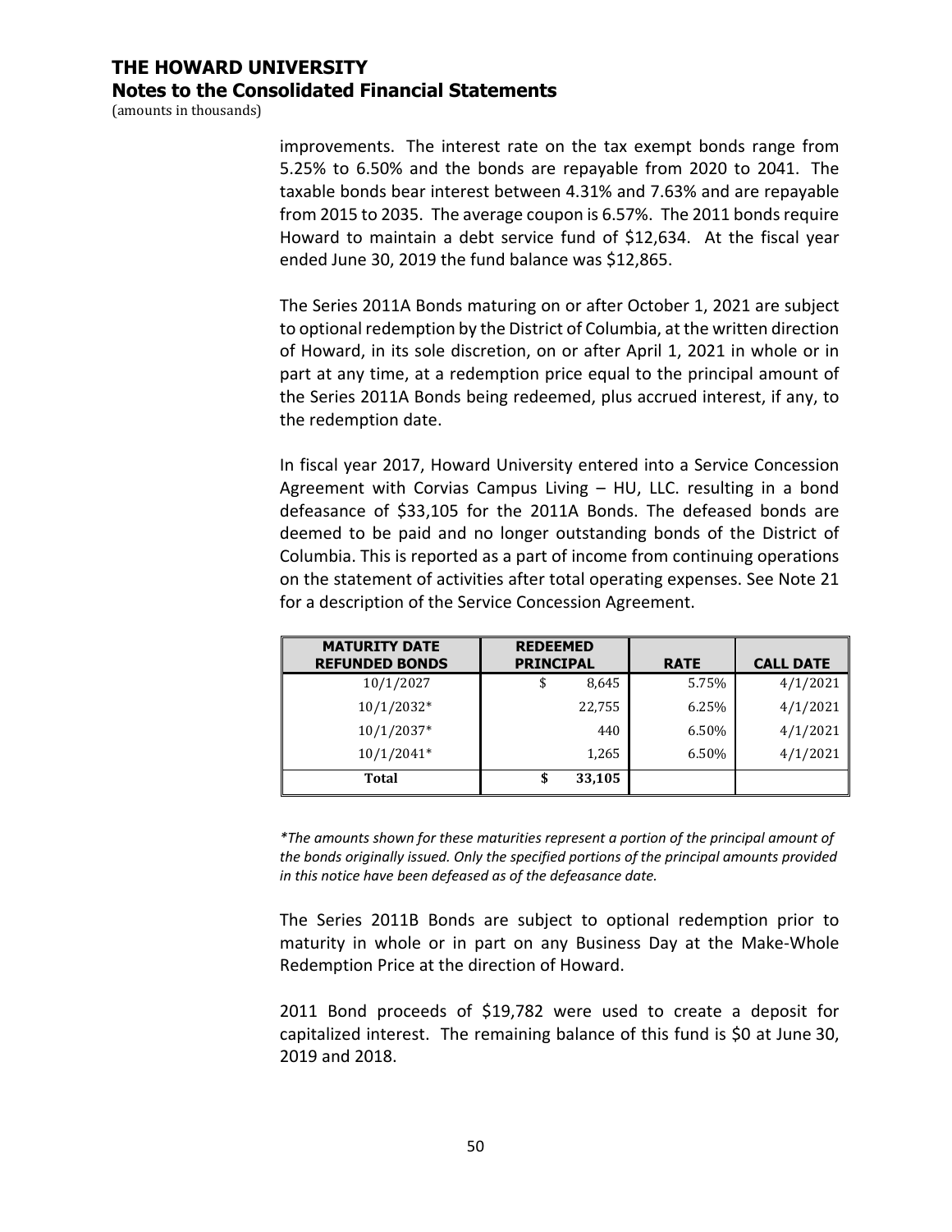improvements. The interest rate on the tax exempt bonds range from 5.25% to 6.50% and the bonds are repayable from 2020 to 2041. The taxable bonds bear interest between 4.31% and 7.63% and are repayable from 2015 to 2035. The average coupon is 6.57%. The 2011 bonds require Howard to maintain a debt service fund of $12,634. At the fiscal year ended June 30, 2019 the fund balance was $12,865.

The Series 2011A Bonds maturing on or after October 1, 2021 are subject to optional redemption by the District of Columbia, at the written direction of Howard, in its sole discretion, on or after April 1, 2021 in whole or in part at any time, at a redemption price equal to the principal amount of the Series 2011A Bonds being redeemed, plus accrued interest, if any, to the redemption date.

In fiscal year 2017, Howard University entered into a Service Concession Agreement with Corvias Campus Living – HU, LLC. resulting in a bond defeasance of $33,105 for the 2011A Bonds. The defeased bonds are deemed to be paid and no longer outstanding bonds of the District of Columbia. This is reported as a part of income from continuing operations on the statement of activities after total operating expenses. See Note 21 for a description of the Service Concession Agreement.

| MATURITY DATE REFUNDED BONDS | REDEEMED PRINCIPAL | RATE | CALL DATE |
|---|---|---|---|
| 10/1/2027 | $ 8,645 | 5.75% | 4/1/2021 |
| 10/1/2032* | 22,755 | 6.25% | 4/1/2021 |
| 10/1/2037* | 440 | 6.50% | 4/1/2021 |
| 10/1/2041* | 1,265 | 6.50% | 4/1/2021 |
| **Total** | **$ 33,105** | | |

*\*The amounts shown for these maturities represent a portion of the principal amount of the bonds originally issued. Only the specified portions of the principal amounts provided in this notice have been defeased as of the defeasance date.*

The Series 2011B Bonds are subject to optional redemption prior to maturity in whole or in part on any Business Day at the Make-Whole Redemption Price at the direction of Howard.

2011 Bond proceeds of $19,782 were used to create a deposit for capitalized interest. The remaining balance of this fund is $0 at June 30, 2019 and 2018.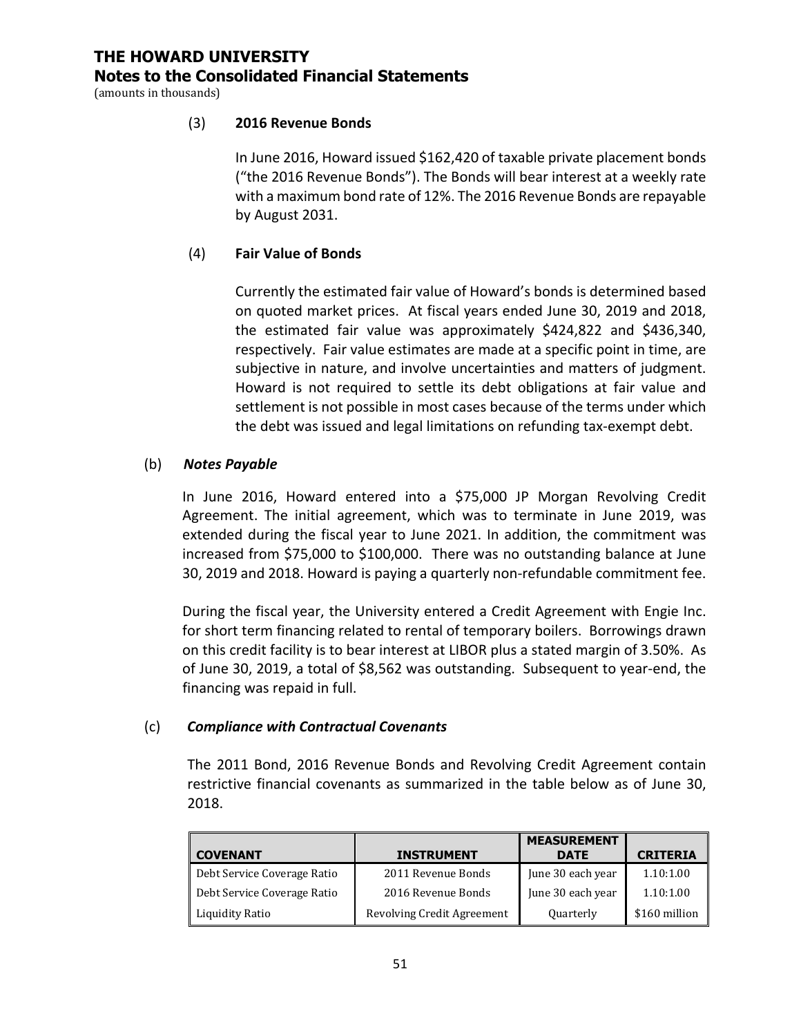# THE HOWARD UNIVERSITY

## Notes to the Consolidated Financial Statements

(amounts in thousands)

(3) **2016 Revenue Bonds**

In June 2016, Howard issued $162,420 of taxable private placement bonds ("the 2016 Revenue Bonds"). The Bonds will bear interest at a weekly rate with a maximum bond rate of 12%. The 2016 Revenue Bonds are repayable by August 2031.

(4) **Fair Value of Bonds**

Currently the estimated fair value of Howard's bonds is determined based on quoted market prices. At fiscal years ended June 30, 2019 and 2018, the estimated fair value was approximately $424,822 and $436,340, respectively. Fair value estimates are made at a specific point in time, are subjective in nature, and involve uncertainties and matters of judgment. Howard is not required to settle its debt obligations at fair value and settlement is not possible in most cases because of the terms under which the debt was issued and legal limitations on refunding tax-exempt debt.

(b) ***Notes Payable***

In June 2016, Howard entered into a $75,000 JP Morgan Revolving Credit Agreement. The initial agreement, which was to terminate in June 2019, was extended during the fiscal year to June 2021. In addition, the commitment was increased from $75,000 to $100,000. There was no outstanding balance at June 30, 2019 and 2018. Howard is paying a quarterly non-refundable commitment fee.

During the fiscal year, the University entered a Credit Agreement with Engie Inc. for short term financing related to rental of temporary boilers. Borrowings drawn on this credit facility is to bear interest at LIBOR plus a stated margin of 3.50%. As of June 30, 2019, a total of $8,562 was outstanding. Subsequent to year-end, the financing was repaid in full.

(c) ***Compliance with Contractual Covenants***

The 2011 Bond, 2016 Revenue Bonds and Revolving Credit Agreement contain restrictive financial covenants as summarized in the table below as of June 30, 2018.

| COVENANT | INSTRUMENT | MEASUREMENT DATE | CRITERIA |
|---|---|---|---|
| Debt Service Coverage Ratio | 2011 Revenue Bonds | June 30 each year | 1.10:1.00 |
| Debt Service Coverage Ratio | 2016 Revenue Bonds | June 30 each year | 1.10:1.00 |
| Liquidity Ratio | Revolving Credit Agreement | Quarterly | $160 million |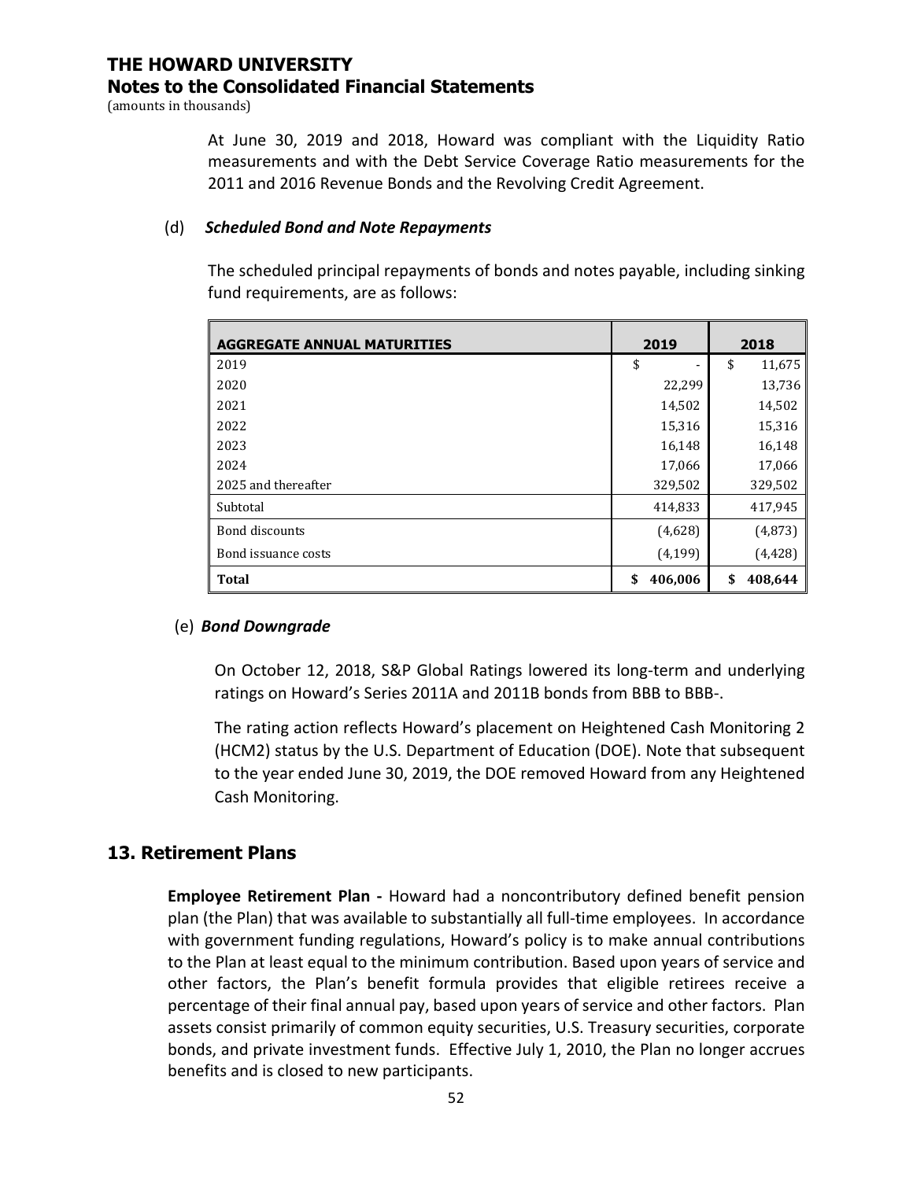At June 30, 2019 and 2018, Howard was compliant with the Liquidity Ratio measurements and with the Debt Service Coverage Ratio measurements for the 2011 and 2016 Revenue Bonds and the Revolving Credit Agreement.

(d) ***Scheduled Bond and Note Repayments***

The scheduled principal repayments of bonds and notes payable, including sinking fund requirements, are as follows:

| AGGREGATE ANNUAL MATURITIES | 2019 | 2018 |
|---|---|---|
| 2019 | $ - | $ 11,675 |
| 2020 | 22,299 | 13,736 |
| 2021 | 14,502 | 14,502 |
| 2022 | 15,316 | 15,316 |
| 2023 | 16,148 | 16,148 |
| 2024 | 17,066 | 17,066 |
| 2025 and thereafter | 329,502 | 329,502 |
| Subtotal | 414,833 | 417,945 |
| Bond discounts | (4,628) | (4,873) |
| Bond issuance costs | (4,199) | (4,428) |
| **Total** | **$ 406,006** | **$ 408,644** |

(e) ***Bond Downgrade***

On October 12, 2018, S&P Global Ratings lowered its long-term and underlying ratings on Howard's Series 2011A and 2011B bonds from BBB to BBB-.

The rating action reflects Howard's placement on Heightened Cash Monitoring 2 (HCM2) status by the U.S. Department of Education (DOE). Note that subsequent to the year ended June 30, 2019, the DOE removed Howard from any Heightened Cash Monitoring.

## 13. Retirement Plans

**Employee Retirement Plan -** Howard had a noncontributory defined benefit pension plan (the Plan) that was available to substantially all full-time employees. In accordance with government funding regulations, Howard's policy is to make annual contributions to the Plan at least equal to the minimum contribution. Based upon years of service and other factors, the Plan's benefit formula provides that eligible retirees receive a percentage of their final annual pay, based upon years of service and other factors. Plan assets consist primarily of common equity securities, U.S. Treasury securities, corporate bonds, and private investment funds. Effective July 1, 2010, the Plan no longer accrues benefits and is closed to new participants.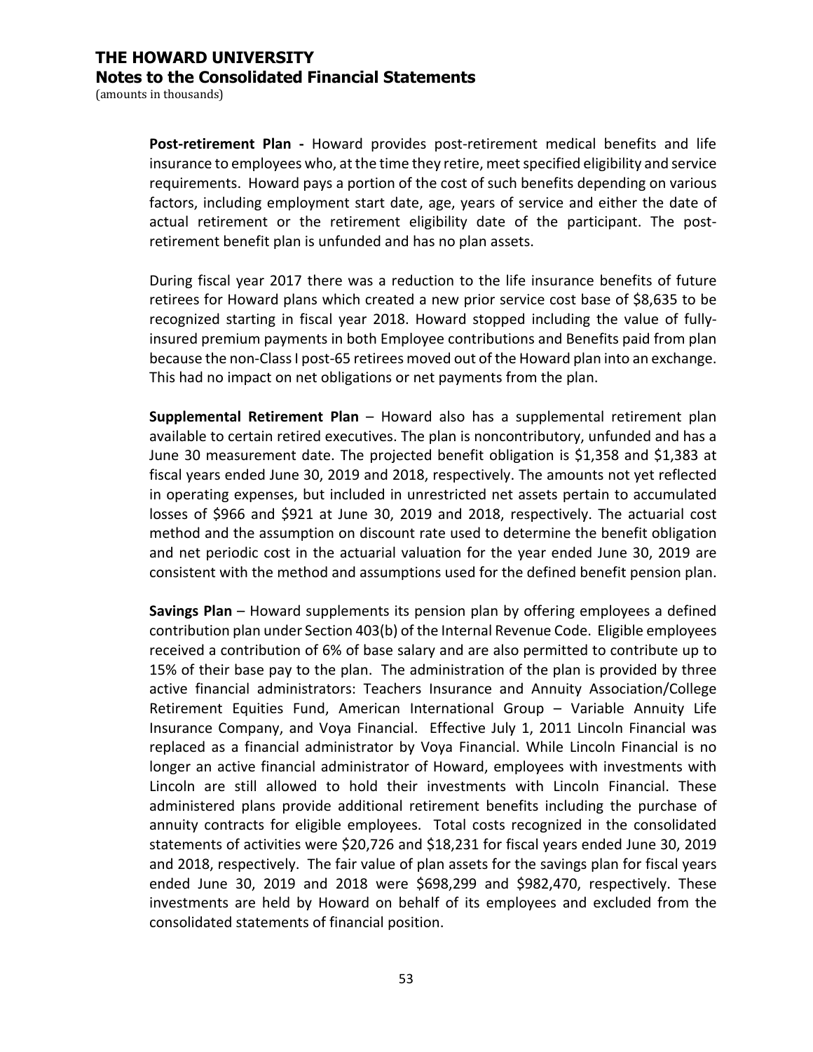**Post-retirement Plan -** Howard provides post-retirement medical benefits and life insurance to employees who, at the time they retire, meet specified eligibility and service requirements. Howard pays a portion of the cost of such benefits depending on various factors, including employment start date, age, years of service and either the date of actual retirement or the retirement eligibility date of the participant. The post-retirement benefit plan is unfunded and has no plan assets.

During fiscal year 2017 there was a reduction to the life insurance benefits of future retirees for Howard plans which created a new prior service cost base of $8,635 to be recognized starting in fiscal year 2018. Howard stopped including the value of fully-insured premium payments in both Employee contributions and Benefits paid from plan because the non-Class I post-65 retirees moved out of the Howard plan into an exchange. This had no impact on net obligations or net payments from the plan.

**Supplemental Retirement Plan** – Howard also has a supplemental retirement plan available to certain retired executives. The plan is noncontributory, unfunded and has a June 30 measurement date. The projected benefit obligation is $1,358 and $1,383 at fiscal years ended June 30, 2019 and 2018, respectively. The amounts not yet reflected in operating expenses, but included in unrestricted net assets pertain to accumulated losses of $966 and $921 at June 30, 2019 and 2018, respectively. The actuarial cost method and the assumption on discount rate used to determine the benefit obligation and net periodic cost in the actuarial valuation for the year ended June 30, 2019 are consistent with the method and assumptions used for the defined benefit pension plan.

**Savings Plan** – Howard supplements its pension plan by offering employees a defined contribution plan under Section 403(b) of the Internal Revenue Code. Eligible employees received a contribution of 6% of base salary and are also permitted to contribute up to 15% of their base pay to the plan. The administration of the plan is provided by three active financial administrators: Teachers Insurance and Annuity Association/College Retirement Equities Fund, American International Group – Variable Annuity Life Insurance Company, and Voya Financial. Effective July 1, 2011 Lincoln Financial was replaced as a financial administrator by Voya Financial. While Lincoln Financial is no longer an active financial administrator of Howard, employees with investments with Lincoln are still allowed to hold their investments with Lincoln Financial. These administered plans provide additional retirement benefits including the purchase of annuity contracts for eligible employees. Total costs recognized in the consolidated statements of activities were $20,726 and $18,231 for fiscal years ended June 30, 2019 and 2018, respectively. The fair value of plan assets for the savings plan for fiscal years ended June 30, 2019 and 2018 were $698,299 and $982,470, respectively. These investments are held by Howard on behalf of its employees and excluded from the consolidated statements of financial position.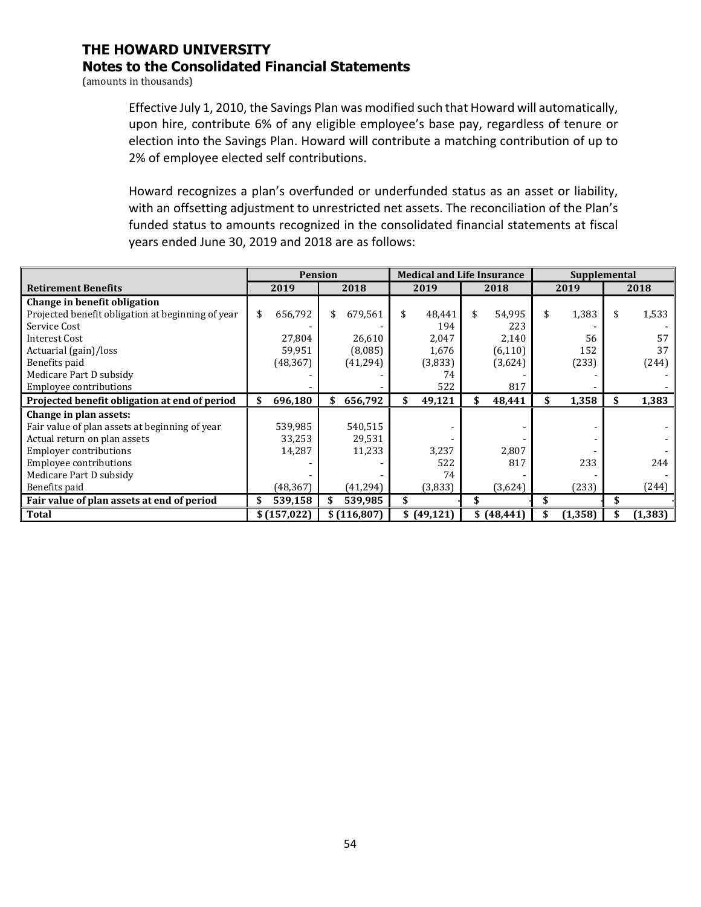# THE HOWARD UNIVERSITY
## Notes to the Consolidated Financial Statements
(amounts in thousands)

Effective July 1, 2010, the Savings Plan was modified such that Howard will automatically, upon hire, contribute 6% of any eligible employee's base pay, regardless of tenure or election into the Savings Plan. Howard will contribute a matching contribution of up to 2% of employee elected self contributions.

Howard recognizes a plan's overfunded or underfunded status as an asset or liability, with an offsetting adjustment to unrestricted net assets. The reconciliation of the Plan's funded status to amounts recognized in the consolidated financial statements at fiscal years ended June 30, 2019 and 2018 are as follows:

| | Pension | | Medical and Life Insurance | | Supplemental | |
|---|---|---|---|---|---|---|
| **Retirement Benefits** | **2019** | **2018** | **2019** | **2018** | **2019** | **2018** |
| **Change in benefit obligation** | | | | | | |
| Projected benefit obligation at beginning of year | $ 656,792 | $ 679,561 | $ 48,441 | $ 54,995 | $ 1,383 | $ 1,533 |
| Service Cost | - | - | 194 | 223 | - | - |
| Interest Cost | 27,804 | 26,610 | 2,047 | 2,140 | 56 | 57 |
| Actuarial (gain)/loss | 59,951 | (8,085) | 1,676 | (6,110) | 152 | 37 |
| Benefits paid | (48,367) | (41,294) | (3,833) | (3,624) | (233) | (244) |
| Medicare Part D subsidy | - | - | 74 | - | - | - |
| Employee contributions | - | - | 522 | 817 | - | - |
| **Projected benefit obligation at end of period** | **$ 696,180** | **$ 656,792** | **$ 49,121** | **$ 48,441** | **$ 1,358** | **$ 1,383** |
| **Change in plan assets:** | | | | | | |
| Fair value of plan assets at beginning of year | 539,985 | 540,515 | - | - | - | - |
| Actual return on plan assets | 33,253 | 29,531 | - | - | - | - |
| Employer contributions | 14,287 | 11,233 | 3,237 | 2,807 | - | - |
| Employee contributions | - | - | 522 | 817 | 233 | 244 |
| Medicare Part D subsidy | - | - | 74 | - | - | - |
| Benefits paid | (48,367) | (41,294) | (3,833) | (3,624) | (233) | (244) |
| **Fair value of plan assets at end of period** | **$ 539,158** | **$ 539,985** | **$ -** | **$ -** | **$ -** | **$ -** |
| **Total** | **$ (157,022)** | **$ (116,807)** | **$ (49,121)** | **$ (48,441)** | **$ (1,358)** | **$ (1,383)** |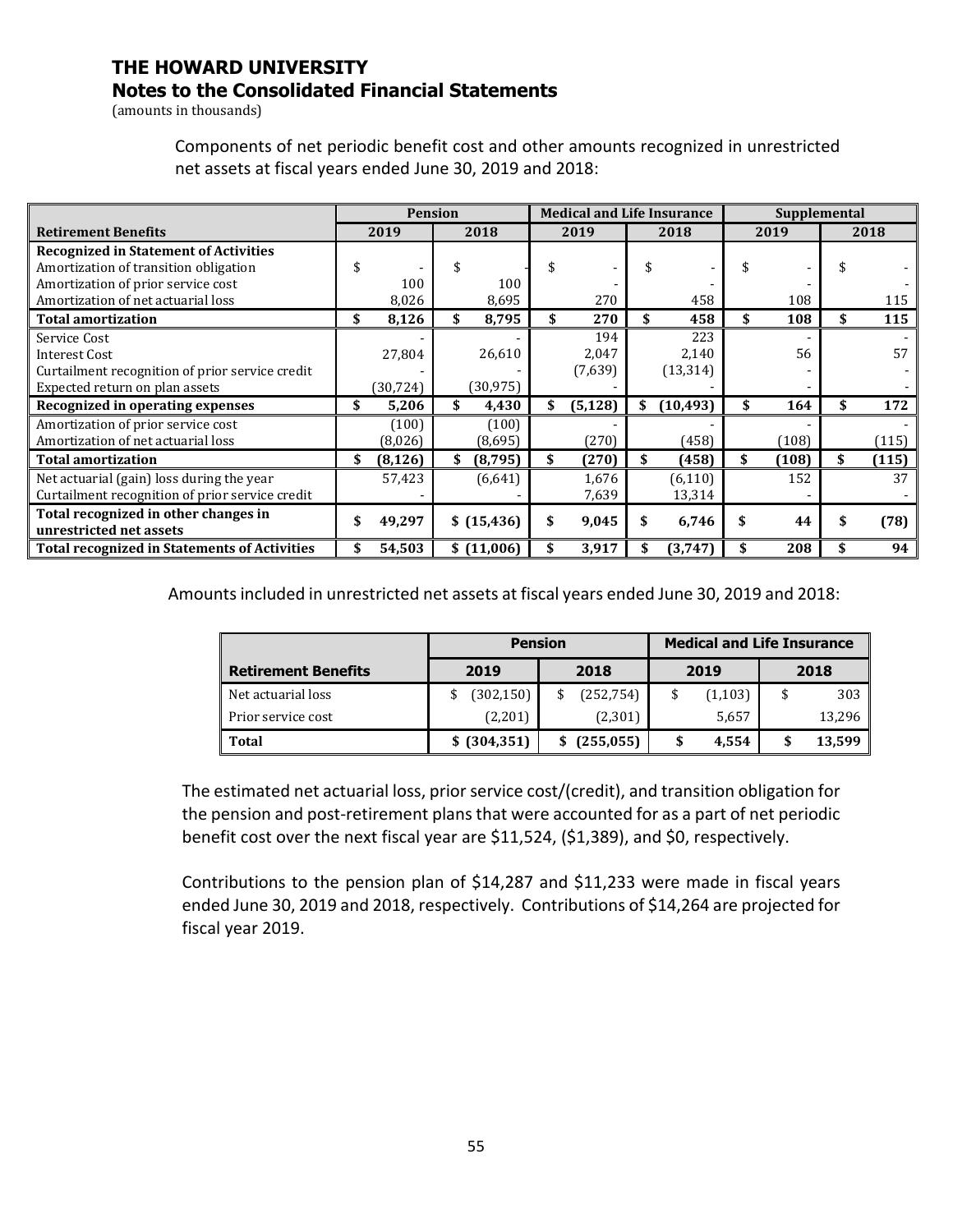# THE HOWARD UNIVERSITY

## Notes to the Consolidated Financial Statements

(amounts in thousands)

Components of net periodic benefit cost and other amounts recognized in unrestricted net assets at fiscal years ended June 30, 2019 and 2018:

| | Pension | | Medical and Life Insurance | | Supplemental | |
|---|---|---|---|---|---|---|
| **Retirement Benefits** | **2019** | **2018** | **2019** | **2018** | **2019** | **2018** |
| **Recognized in Statement of Activities** | | | | | | |
| Amortization of transition obligation | $ - | $ - | $ - | $ - | $ - | $ - |
| Amortization of prior service cost | 100 | 100 | - | - | - | - |
| Amortization of net actuarial loss | 8,026 | 8,695 | 270 | 458 | 108 | 115 |
| **Total amortization** | **$ 8,126** | **$ 8,795** | **$ 270** | **$ 458** | **$ 108** | **$ 115** |
| Service Cost | - | - | 194 | 223 | - | - |
| Interest Cost | 27,804 | 26,610 | 2,047 | 2,140 | 56 | 57 |
| Curtailment recognition of prior service credit | - | - | (7,639) | (13,314) | - | - |
| Expected return on plan assets | (30,724) | (30,975) | - | - | - | - |
| **Recognized in operating expenses** | **$ 5,206** | **$ 4,430** | **$ (5,128)** | **$ (10,493)** | **$ 164** | **$ 172** |
| Amortization of prior service cost | (100) | (100) | - | - | - | - |
| Amortization of net actuarial loss | (8,026) | (8,695) | (270) | (458) | (108) | (115) |
| **Total amortization** | **$ (8,126)** | **$ (8,795)** | **$ (270)** | **$ (458)** | **$ (108)** | **$ (115)** |
| Net actuarial (gain) loss during the year | 57,423 | (6,641) | 1,676 | (6,110) | 152 | 37 |
| Curtailment recognition of prior service credit | - | - | 7,639 | 13,314 | - | - |
| **Total recognized in other changes in unrestricted net assets** | **$ 49,297** | **$ (15,436)** | **$ 9,045** | **$ 6,746** | **$ 44** | **$ (78)** |
| **Total recognized in Statements of Activities** | **$ 54,503** | **$ (11,006)** | **$ 3,917** | **$ (3,747)** | **$ 208** | **$ 94** |

Amounts included in unrestricted net assets at fiscal years ended June 30, 2019 and 2018:

| | Pension | | Medical and Life Insurance | |
|---|---|---|---|---|
| **Retirement Benefits** | **2019** | **2018** | **2019** | **2018** |
| Net actuarial loss | $ (302,150) | $ (252,754) | $ (1,103) | $ 303 |
| Prior service cost | (2,201) | (2,301) | 5,657 | 13,296 |
| **Total** | **$ (304,351)** | **$ (255,055)** | **$ 4,554** | **$ 13,599** |

The estimated net actuarial loss, prior service cost/(credit), and transition obligation for the pension and post-retirement plans that were accounted for as a part of net periodic benefit cost over the next fiscal year are $11,524, ($1,389), and $0, respectively.

Contributions to the pension plan of $14,287 and $11,233 were made in fiscal years ended June 30, 2019 and 2018, respectively. Contributions of $14,264 are projected for fiscal year 2019.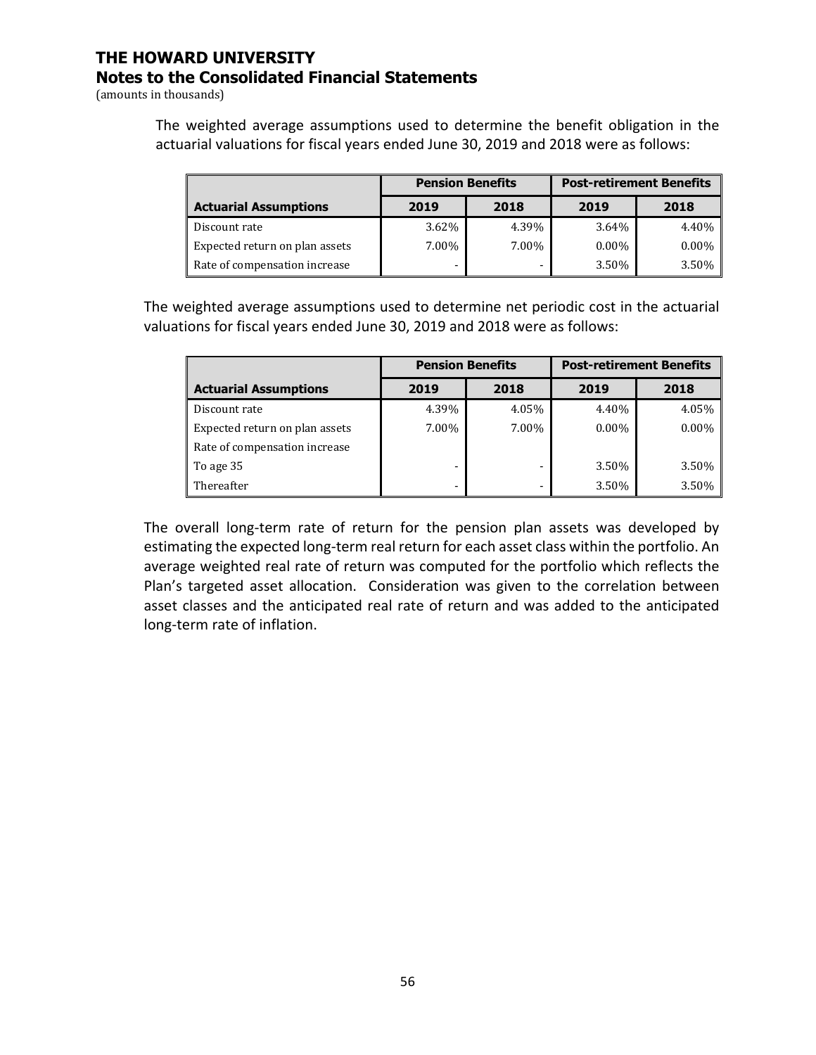The weighted average assumptions used to determine the benefit obligation in the actuarial valuations for fiscal years ended June 30, 2019 and 2018 were as follows:

| | Pension Benefits | | Post-retirement Benefits | |
|---|---|---|---|---|
| **Actuarial Assumptions** | **2019** | **2018** | **2019** | **2018** |
| Discount rate | 3.62% | 4.39% | 3.64% | 4.40% |
| Expected return on plan assets | 7.00% | 7.00% | 0.00% | 0.00% |
| Rate of compensation increase | - | - | 3.50% | 3.50% |

The weighted average assumptions used to determine net periodic cost in the actuarial valuations for fiscal years ended June 30, 2019 and 2018 were as follows:

| | Pension Benefits | | Post-retirement Benefits | |
|---|---|---|---|---|
| **Actuarial Assumptions** | **2019** | **2018** | **2019** | **2018** |
| Discount rate | 4.39% | 4.05% | 4.40% | 4.05% |
| Expected return on plan assets | 7.00% | 7.00% | 0.00% | 0.00% |
| Rate of compensation increase | | | | |
| To age 35 | - | - | 3.50% | 3.50% |
| Thereafter | - | - | 3.50% | 3.50% |

The overall long-term rate of return for the pension plan assets was developed by estimating the expected long-term real return for each asset class within the portfolio. An average weighted real rate of return was computed for the portfolio which reflects the Plan's targeted asset allocation. Consideration was given to the correlation between asset classes and the anticipated real rate of return and was added to the anticipated long-term rate of inflation.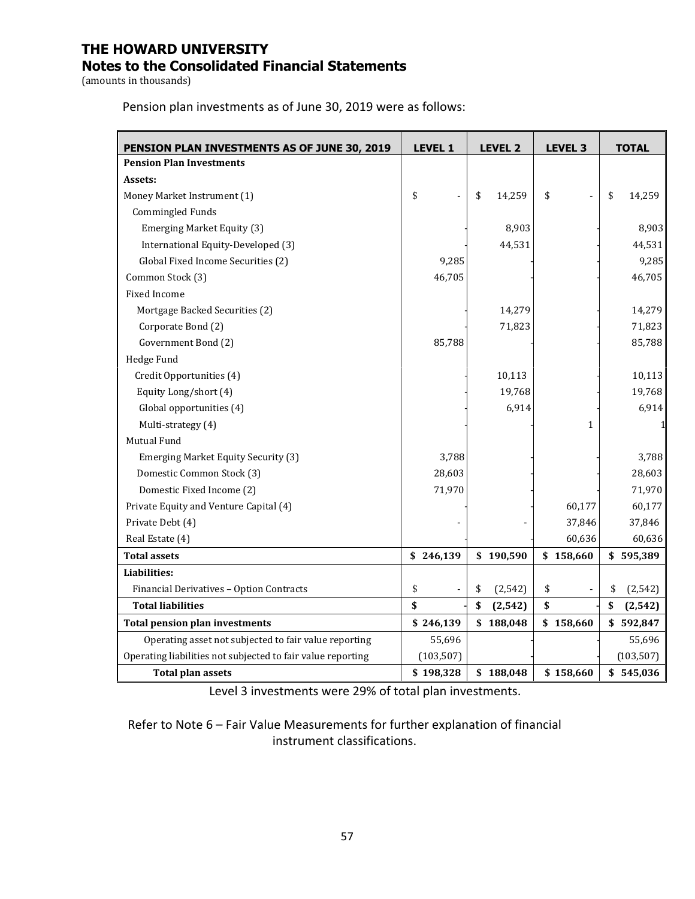# THE HOWARD UNIVERSITY
## Notes to the Consolidated Financial Statements
(amounts in thousands)

Pension plan investments as of June 30, 2019 were as follows:

| PENSION PLAN INVESTMENTS AS OF JUNE 30, 2019 | LEVEL 1 | LEVEL 2 | LEVEL 3 | TOTAL |
|---|---|---|---|---|
| **Pension Plan Investments** | | | | |
| **Assets:** | | | | |
| Money Market Instrument (1) | $ - | $ 14,259 | $ - | $ 14,259 |
| Commingled Funds | | | | |
| Emerging Market Equity (3) | - | 8,903 | - | 8,903 |
| International Equity-Developed (3) | - | 44,531 | - | 44,531 |
| Global Fixed Income Securities (2) | 9,285 | - | - | 9,285 |
| Common Stock (3) | 46,705 | - | - | 46,705 |
| Fixed Income | | | | |
| Mortgage Backed Securities (2) | - | 14,279 | - | 14,279 |
| Corporate Bond (2) | - | 71,823 | - | 71,823 |
| Government Bond (2) | 85,788 | - | - | 85,788 |
| Hedge Fund | | | | |
| Credit Opportunities (4) | - | 10,113 | - | 10,113 |
| Equity Long/short (4) | - | 19,768 | - | 19,768 |
| Global opportunities (4) | - | 6,914 | - | 6,914 |
| Multi-strategy (4) | - | - | 1 | 1 |
| Mutual Fund | | | | |
| Emerging Market Equity Security (3) | 3,788 | - | - | 3,788 |
| Domestic Common Stock (3) | 28,603 | - | - | 28,603 |
| Domestic Fixed Income (2) | 71,970 | - | - | 71,970 |
| Private Equity and Venture Capital (4) | - | - | 60,177 | 60,177 |
| Private Debt (4) | - | - | 37,846 | 37,846 |
| Real Estate (4) | - | - | 60,636 | 60,636 |
| **Total assets** | **$ 246,139** | **$ 190,590** | **$ 158,660** | **$ 595,389** |
| **Liabilities:** | | | | |
| Financial Derivatives – Option Contracts | $ - | $ (2,542) | $ - | $ (2,542) |
| **Total liabilities** | **$ -** | **$ (2,542)** | **$ -** | **$ (2,542)** |
| **Total pension plan investments** | **$ 246,139** | **$ 188,048** | **$ 158,660** | **$ 592,847** |
| Operating asset not subjected to fair value reporting | 55,696 | - | - | 55,696 |
| Operating liabilities not subjected to fair value reporting | (103,507) | - | - | (103,507) |
| **Total plan assets** | **$ 198,328** | **$ 188,048** | **$ 158,660** | **$ 545,036** |

Level 3 investments were 29% of total plan investments.

Refer to Note 6 – Fair Value Measurements for further explanation of financial instrument classifications.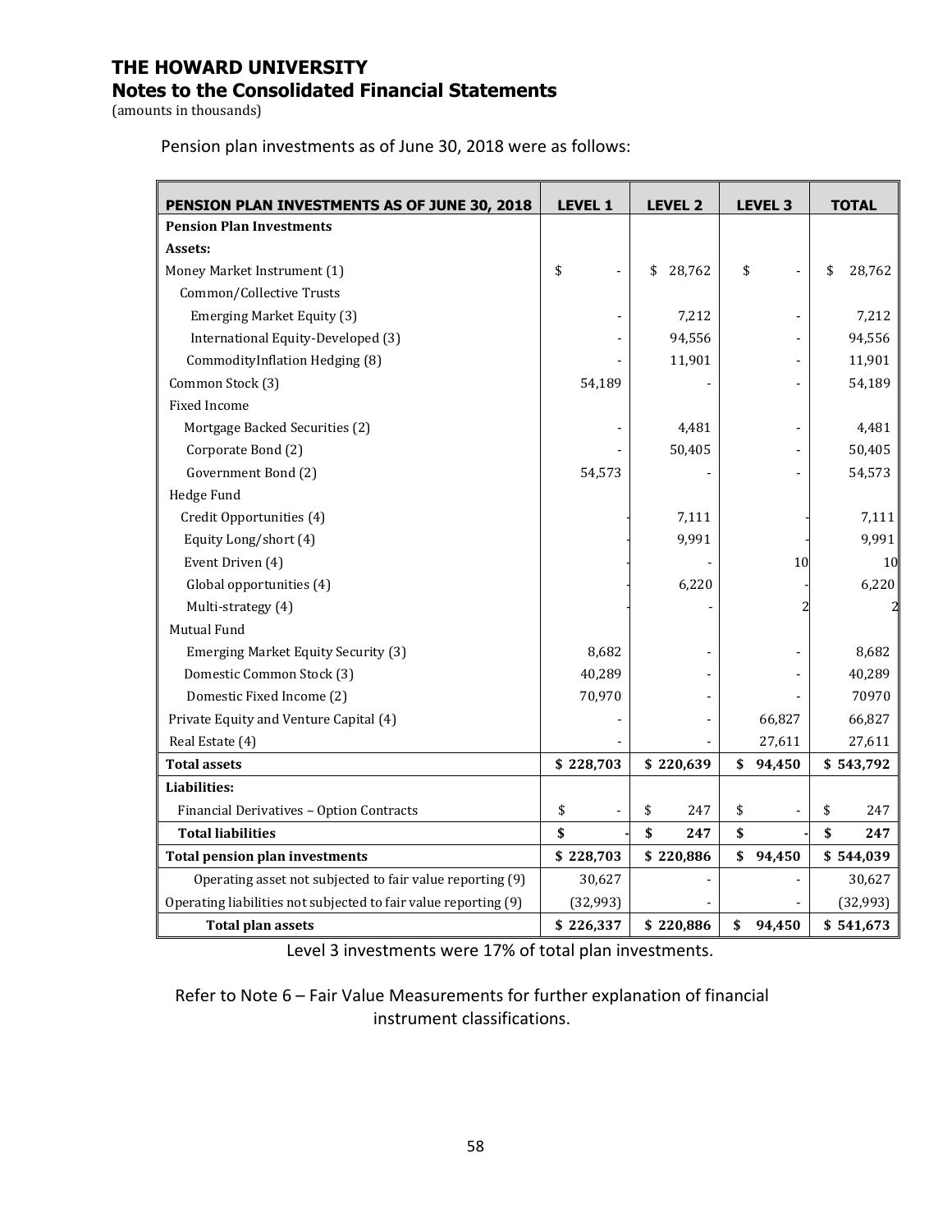# THE HOWARD UNIVERSITY

## Notes to the Consolidated Financial Statements

(amounts in thousands)

Pension plan investments as of June 30, 2018 were as follows:

| PENSION PLAN INVESTMENTS AS OF JUNE 30, 2018 | LEVEL 1 | LEVEL 2 | LEVEL 3 | TOTAL |
|---|---|---|---|---|
| **Pension Plan Investments** | | | | |
| **Assets:** | | | | |
| Money Market Instrument (1) | $ - | $ 28,762 | $ - | $ 28,762 |
| Common/Collective Trusts | | | | |
| Emerging Market Equity (3) | - | 7,212 | - | 7,212 |
| International Equity-Developed (3) | - | 94,556 | - | 94,556 |
| CommodityInflation Hedging (8) | - | 11,901 | - | 11,901 |
| Common Stock (3) | 54,189 | - | - | 54,189 |
| Fixed Income | | | | |
| Mortgage Backed Securities (2) | - | 4,481 | - | 4,481 |
| Corporate Bond (2) | - | 50,405 | - | 50,405 |
| Government Bond (2) | 54,573 | - | - | 54,573 |
| Hedge Fund | | | | |
| Credit Opportunities (4) | - | 7,111 | - | 7,111 |
| Equity Long/short (4) | - | 9,991 | - | 9,991 |
| Event Driven (4) | - | - | 10 | 10 |
| Global opportunities (4) | - | 6,220 | - | 6,220 |
| Multi-strategy (4) | - | - | 2 | 2 |
| Mutual Fund | | | | |
| Emerging Market Equity Security (3) | 8,682 | - | - | 8,682 |
| Domestic Common Stock (3) | 40,289 | - | - | 40,289 |
| Domestic Fixed Income (2) | 70,970 | - | - | 70970 |
| Private Equity and Venture Capital (4) | - | - | 66,827 | 66,827 |
| Real Estate (4) | - | - | 27,611 | 27,611 |
| **Total assets** | **$ 228,703** | **$ 220,639** | **$ 94,450** | **$ 543,792** |
| **Liabilities:** | | | | |
| Financial Derivatives – Option Contracts | $ - | $ 247 | $ - | $ 247 |
| **Total liabilities** | **$ -** | **$ 247** | **$ -** | **$ 247** |
| **Total pension plan investments** | **$ 228,703** | **$ 220,886** | **$ 94,450** | **$ 544,039** |
| Operating asset not subjected to fair value reporting (9) | 30,627 | - | - | 30,627 |
| Operating liabilities not subjected to fair value reporting (9) | (32,993) | - | - | (32,993) |
| **Total plan assets** | **$ 226,337** | **$ 220,886** | **$ 94,450** | **$ 541,673** |

Level 3 investments were 17% of total plan investments.

Refer to Note 6 – Fair Value Measurements for further explanation of financial instrument classifications.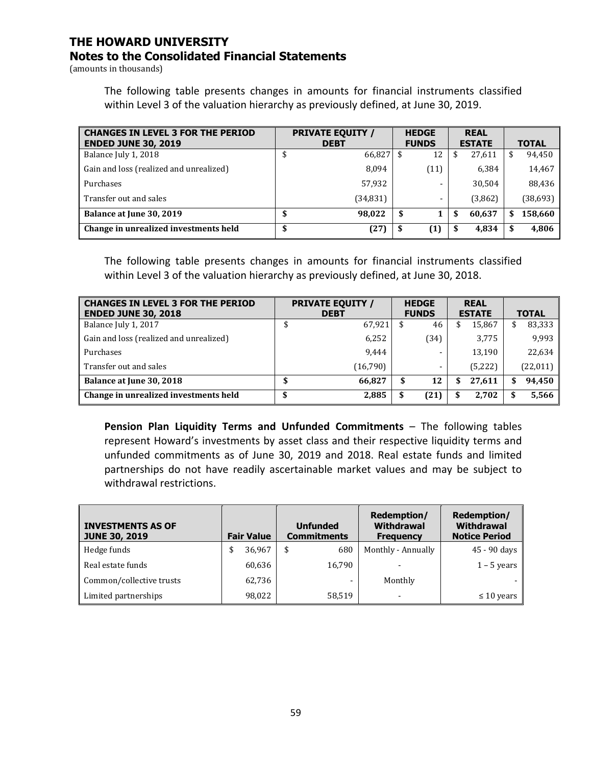# THE HOWARD UNIVERSITY
## Notes to the Consolidated Financial Statements
(amounts in thousands)

The following table presents changes in amounts for financial instruments classified within Level 3 of the valuation hierarchy as previously defined, at June 30, 2019.

| CHANGES IN LEVEL 3 FOR THE PERIOD ENDED JUNE 30, 2019 | PRIVATE EQUITY / DEBT | HEDGE FUNDS | REAL ESTATE | TOTAL |
|---|---|---|---|---|
| Balance July 1, 2018 | $ 66,827 | $ 12 | $ 27,611 | $ 94,450 |
| Gain and loss (realized and unrealized) | 8,094 | (11) | 6,384 | 14,467 |
| Purchases | 57,932 | - | 30,504 | 88,436 |
| Transfer out and sales | (34,831) | - | (3,862) | (38,693) |
| **Balance at June 30, 2019** | **$ 98,022** | **$ 1** | **$ 60,637** | **$ 158,660** |
| **Change in unrealized investments held** | **$ (27)** | **$ (1)** | **$ 4,834** | **$ 4,806** |

The following table presents changes in amounts for financial instruments classified within Level 3 of the valuation hierarchy as previously defined, at June 30, 2018.

| CHANGES IN LEVEL 3 FOR THE PERIOD ENDED JUNE 30, 2018 | PRIVATE EQUITY / DEBT | HEDGE FUNDS | REAL ESTATE | TOTAL |
|---|---|---|---|---|
| Balance July 1, 2017 | $ 67,921 | $ 46 | $ 15,867 | $ 83,333 |
| Gain and loss (realized and unrealized) | 6,252 | (34) | 3,775 | 9,993 |
| Purchases | 9,444 | - | 13,190 | 22,634 |
| Transfer out and sales | (16,790) | - | (5,222) | (22,011) |
| **Balance at June 30, 2018** | **$ 66,827** | **$ 12** | **$ 27,611** | **$ 94,450** |
| **Change in unrealized investments held** | **$ 2,885** | **$ (21)** | **$ 2,702** | **$ 5,566** |

**Pension Plan Liquidity Terms and Unfunded Commitments** – The following tables represent Howard's investments by asset class and their respective liquidity terms and unfunded commitments as of June 30, 2019 and 2018. Real estate funds and limited partnerships do not have readily ascertainable market values and may be subject to withdrawal restrictions.

| INVESTMENTS AS OF JUNE 30, 2019 | Fair Value | Unfunded Commitments | Redemption/ Withdrawal Frequency | Redemption/ Withdrawal Notice Period |
|---|---|---|---|---|
| Hedge funds | $ 36,967 | $ 680 | Monthly - Annually | 45 - 90 days |
| Real estate funds | 60,636 | 16,790 | - | 1 – 5 years |
| Common/collective trusts | 62,736 | - | Monthly | - |
| Limited partnerships | 98,022 | 58,519 | - | ≤ 10 years |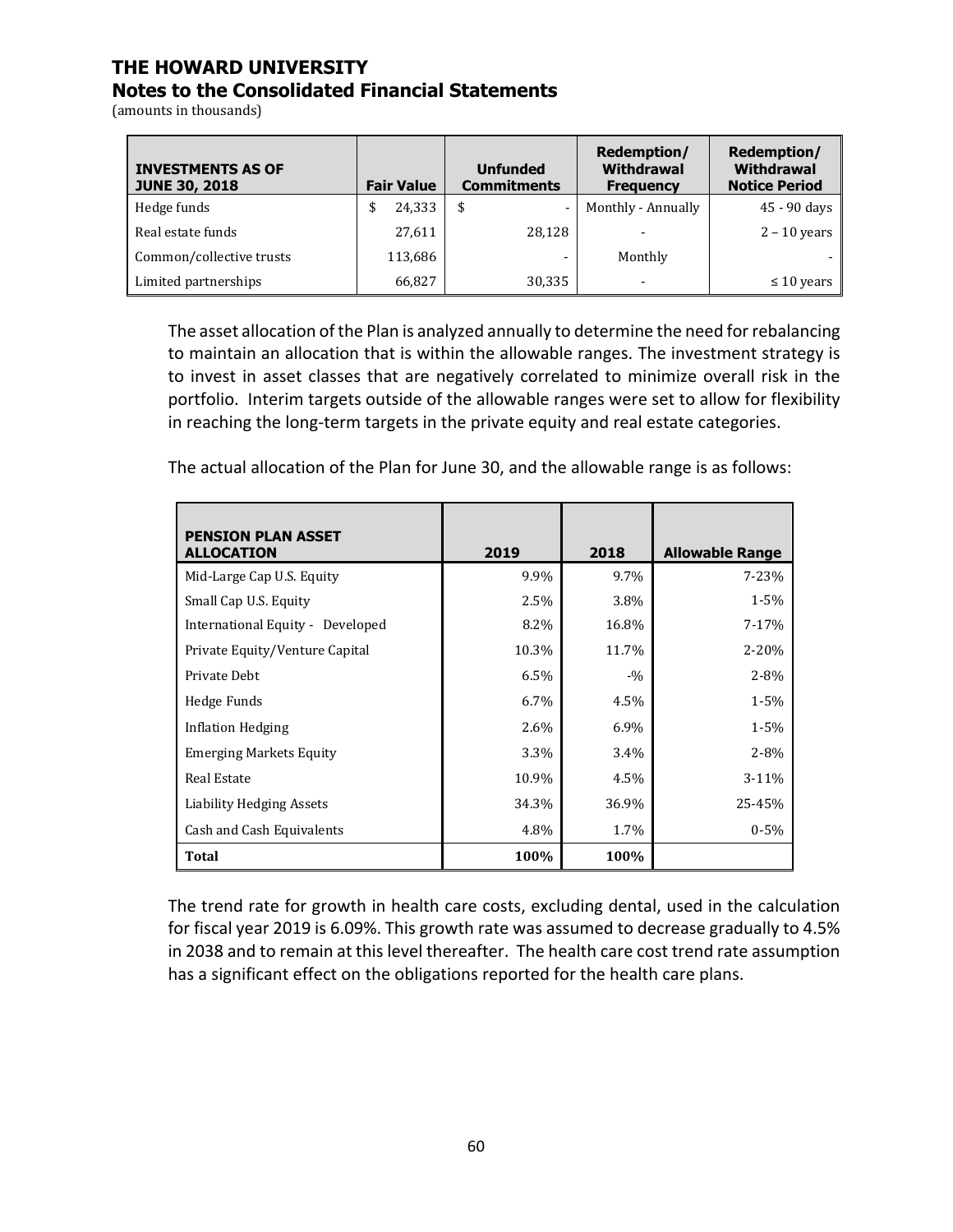| INVESTMENTS AS OF JUNE 30, 2018 | Fair Value | Unfunded Commitments | Redemption/ Withdrawal Frequency | Redemption/ Withdrawal Notice Period |
|---|---|---|---|---|
| Hedge funds | $ 24,333 | $ - | Monthly - Annually | 45 - 90 days |
| Real estate funds | 27,611 | 28,128 | - | 2 – 10 years |
| Common/collective trusts | 113,686 | - | Monthly | - |
| Limited partnerships | 66,827 | 30,335 | - | ≤ 10 years |

The asset allocation of the Plan is analyzed annually to determine the need for rebalancing to maintain an allocation that is within the allowable ranges. The investment strategy is to invest in asset classes that are negatively correlated to minimize overall risk in the portfolio. Interim targets outside of the allowable ranges were set to allow for flexibility in reaching the long-term targets in the private equity and real estate categories.

The actual allocation of the Plan for June 30, and the allowable range is as follows:

| PENSION PLAN ASSET ALLOCATION | 2019 | 2018 | Allowable Range |
|---|---|---|---|
| Mid-Large Cap U.S. Equity | 9.9% | 9.7% | 7-23% |
| Small Cap U.S. Equity | 2.5% | 3.8% | 1-5% |
| International Equity - Developed | 8.2% | 16.8% | 7-17% |
| Private Equity/Venture Capital | 10.3% | 11.7% | 2-20% |
| Private Debt | 6.5% | -% | 2-8% |
| Hedge Funds | 6.7% | 4.5% | 1-5% |
| Inflation Hedging | 2.6% | 6.9% | 1-5% |
| Emerging Markets Equity | 3.3% | 3.4% | 2-8% |
| Real Estate | 10.9% | 4.5% | 3-11% |
| Liability Hedging Assets | 34.3% | 36.9% | 25-45% |
| Cash and Cash Equivalents | 4.8% | 1.7% | 0-5% |
| **Total** | **100%** | **100%** | |

The trend rate for growth in health care costs, excluding dental, used in the calculation for fiscal year 2019 is 6.09%. This growth rate was assumed to decrease gradually to 4.5% in 2038 and to remain at this level thereafter. The health care cost trend rate assumption has a significant effect on the obligations reported for the health care plans.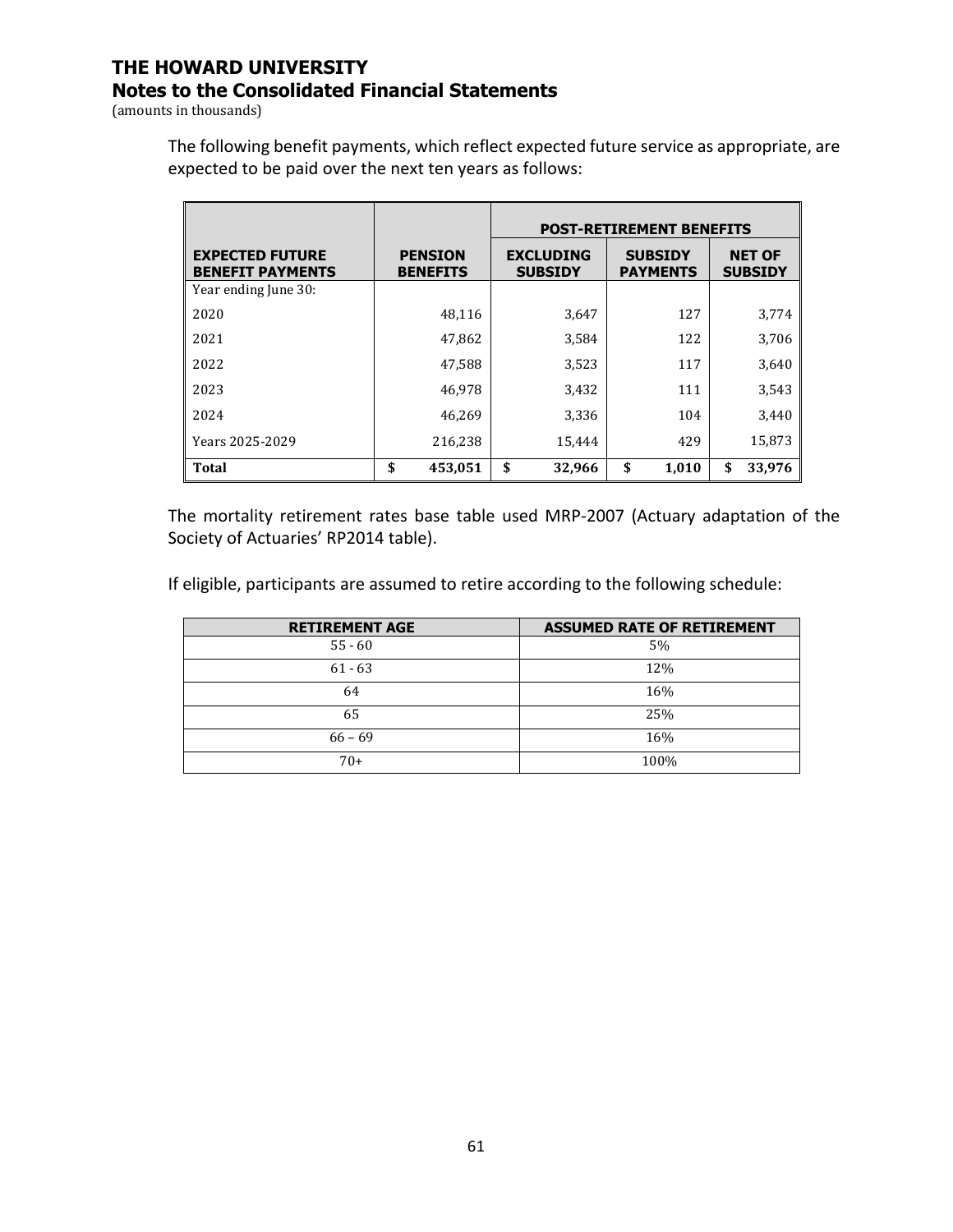The following benefit payments, which reflect expected future service as appropriate, are expected to be paid over the next ten years as follows:

| | | POST-RETIREMENT BENEFITS | | |
|---|---|---|---|---|
| **EXPECTED FUTURE BENEFIT PAYMENTS** | **PENSION BENEFITS** | **EXCLUDING SUBSIDY** | **SUBSIDY PAYMENTS** | **NET OF SUBSIDY** |
| Year ending June 30: | | | | |
| 2020 | 48,116 | 3,647 | 127 | 3,774 |
| 2021 | 47,862 | 3,584 | 122 | 3,706 |
| 2022 | 47,588 | 3,523 | 117 | 3,640 |
| 2023 | 46,978 | 3,432 | 111 | 3,543 |
| 2024 | 46,269 | 3,336 | 104 | 3,440 |
| Years 2025-2029 | 216,238 | 15,444 | 429 | 15,873 |
| **Total** | **$ 453,051** | **$ 32,966** | **$ 1,010** | **$ 33,976** |

The mortality retirement rates base table used MRP-2007 (Actuary adaptation of the Society of Actuaries' RP2014 table).

If eligible, participants are assumed to retire according to the following schedule:

| RETIREMENT AGE | ASSUMED RATE OF RETIREMENT |
|---|---|
| 55 - 60 | 5% |
| 61 - 63 | 12% |
| 64 | 16% |
| 65 | 25% |
| 66 – 69 | 16% |
| 70+ | 100% |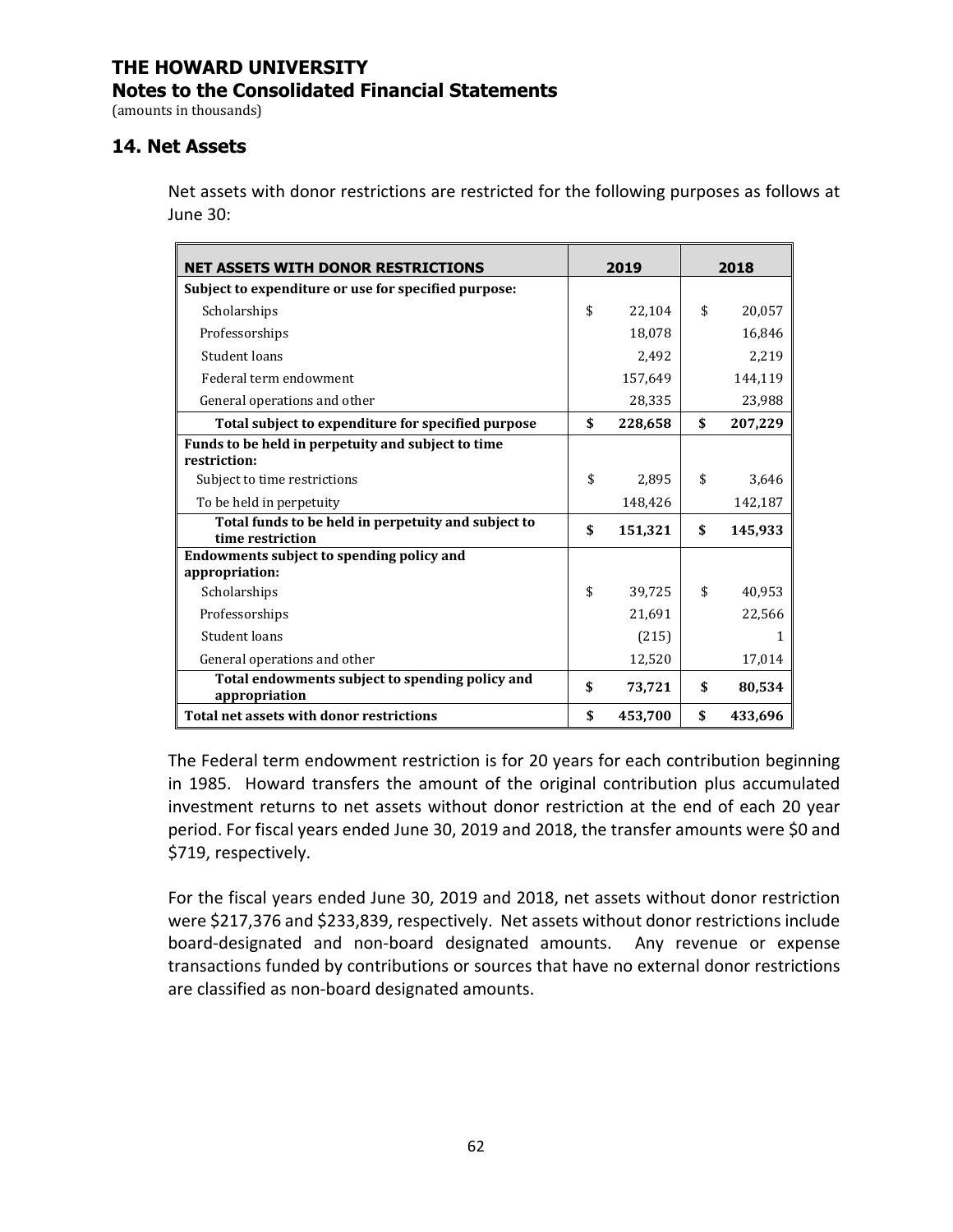# THE HOWARD UNIVERSITY

## Notes to the Consolidated Financial Statements

(amounts in thousands)

### 14. Net Assets

Net assets with donor restrictions are restricted for the following purposes as follows at June 30:

| NET ASSETS WITH DONOR RESTRICTIONS | 2019 | 2018 |
|---|---|---|
| **Subject to expenditure or use for specified purpose:** | | |
| Scholarships | $ 22,104 | $ 20,057 |
| Professorships | 18,078 | 16,846 |
| Student loans | 2,492 | 2,219 |
| Federal term endowment | 157,649 | 144,119 |
| General operations and other | 28,335 | 23,988 |
| **Total subject to expenditure for specified purpose** | **$ 228,658** | **$ 207,229** |
| **Funds to be held in perpetuity and subject to time restriction:** | | |
| Subject to time restrictions | $ 2,895 | $ 3,646 |
| To be held in perpetuity | 148,426 | 142,187 |
| **Total funds to be held in perpetuity and subject to time restriction** | **$ 151,321** | **$ 145,933** |
| **Endowments subject to spending policy and appropriation:** | | |
| Scholarships | $ 39,725 | $ 40,953 |
| Professorships | 21,691 | 22,566 |
| Student loans | (215) | 1 |
| General operations and other | 12,520 | 17,014 |
| **Total endowments subject to spending policy and appropriation** | **$ 73,721** | **$ 80,534** |
| **Total net assets with donor restrictions** | **$ 453,700** | **$ 433,696** |

The Federal term endowment restriction is for 20 years for each contribution beginning in 1985. Howard transfers the amount of the original contribution plus accumulated investment returns to net assets without donor restriction at the end of each 20 year period. For fiscal years ended June 30, 2019 and 2018, the transfer amounts were $0 and $719, respectively.

For the fiscal years ended June 30, 2019 and 2018, net assets without donor restriction were $217,376 and $233,839, respectively. Net assets without donor restrictions include board-designated and non-board designated amounts. Any revenue or expense transactions funded by contributions or sources that have no external donor restrictions are classified as non-board designated amounts.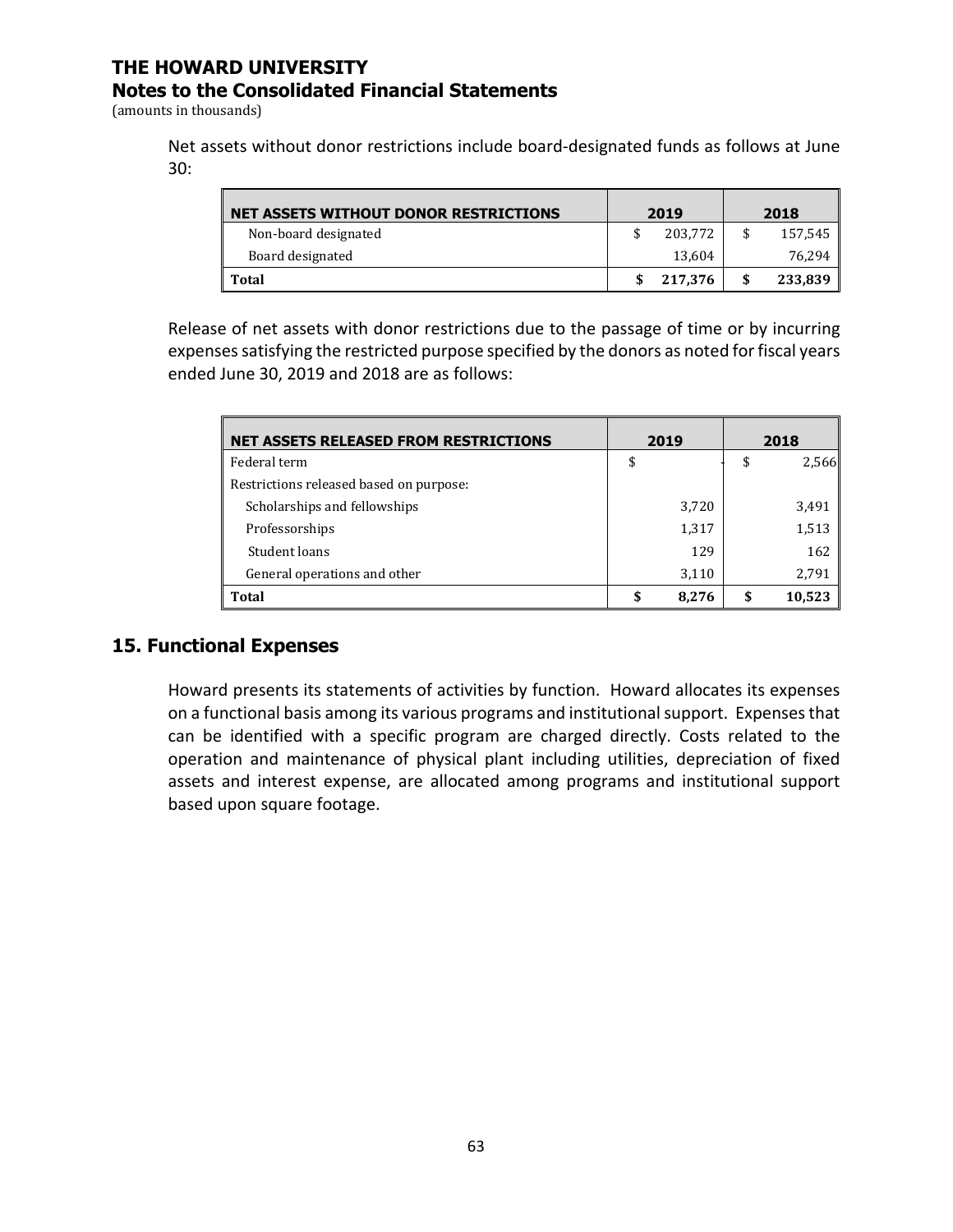# THE HOWARD UNIVERSITY
## Notes to the Consolidated Financial Statements
(amounts in thousands)

Net assets without donor restrictions include board-designated funds as follows at June 30:

| NET ASSETS WITHOUT DONOR RESTRICTIONS | 2019 | 2018 |
|---|---|---|
| Non-board designated | $ 203,772 | $ 157,545 |
| Board designated | 13,604 | 76,294 |
| **Total** | **$ 217,376** | **$ 233,839** |

Release of net assets with donor restrictions due to the passage of time or by incurring expenses satisfying the restricted purpose specified by the donors as noted for fiscal years ended June 30, 2019 and 2018 are as follows:

| NET ASSETS RELEASED FROM RESTRICTIONS | 2019 | 2018 |
|---|---|---|
| Federal term | $ - | $ 2,566 |
| Restrictions released based on purpose: | | |
| Scholarships and fellowships | 3,720 | 3,491 |
| Professorships | 1,317 | 1,513 |
| Student loans | 129 | 162 |
| General operations and other | 3,110 | 2,791 |
| **Total** | **$ 8,276** | **$ 10,523** |

## 15. Functional Expenses

Howard presents its statements of activities by function. Howard allocates its expenses on a functional basis among its various programs and institutional support. Expenses that can be identified with a specific program are charged directly. Costs related to the operation and maintenance of physical plant including utilities, depreciation of fixed assets and interest expense, are allocated among programs and institutional support based upon square footage.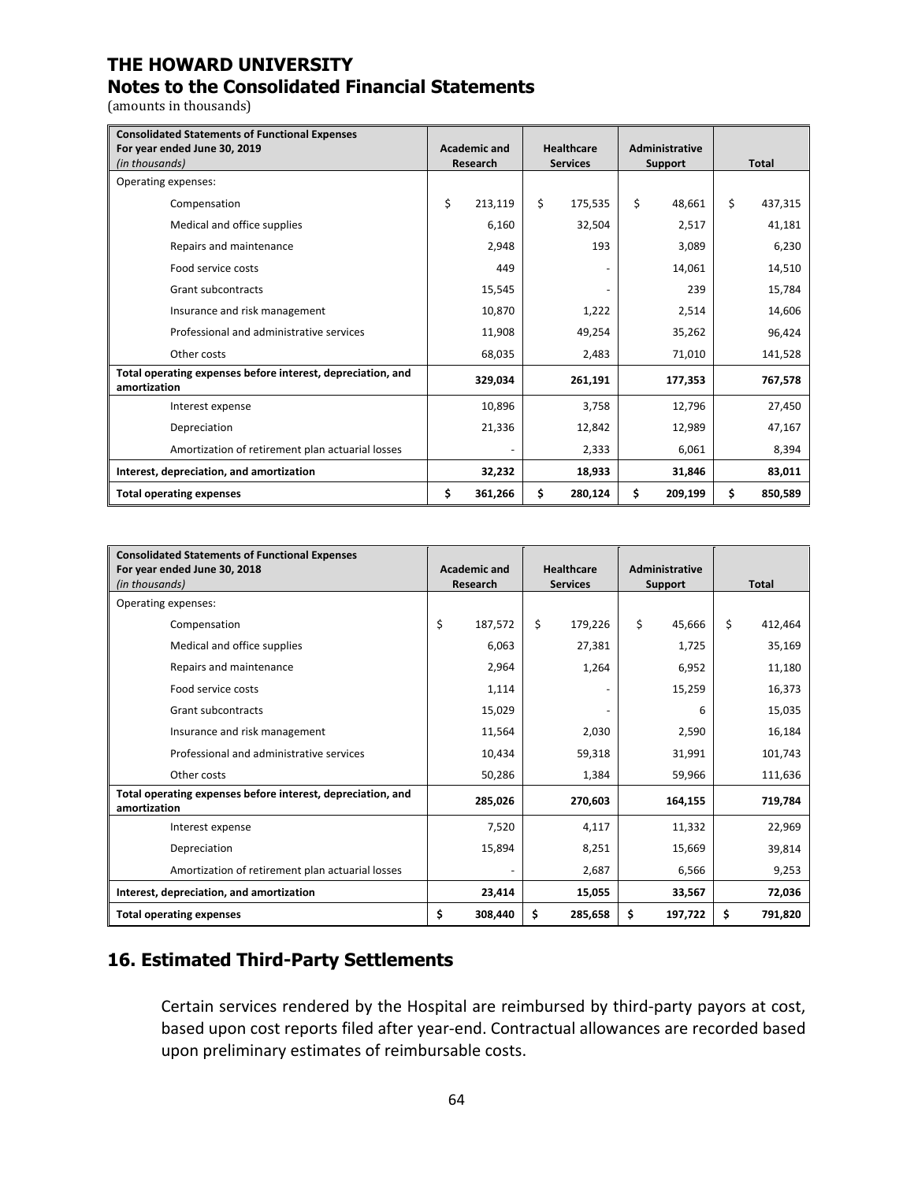# THE HOWARD UNIVERSITY
## Notes to the Consolidated Financial Statements

(amounts in thousands)

| **Consolidated Statements of Functional Expenses For year ended June 30, 2019** *(in thousands)* | **Academic and Research** | **Healthcare Services** | **Administrative Support** | **Total** |
|---|---|---|---|---|
| Operating expenses: | | | | |
| Compensation | $ 213,119 | $ 175,535 | $ 48,661 | $ 437,315 |
| Medical and office supplies | 6,160 | 32,504 | 2,517 | 41,181 |
| Repairs and maintenance | 2,948 | 193 | 3,089 | 6,230 |
| Food service costs | 449 | - | 14,061 | 14,510 |
| Grant subcontracts | 15,545 | - | 239 | 15,784 |
| Insurance and risk management | 10,870 | 1,222 | 2,514 | 14,606 |
| Professional and administrative services | 11,908 | 49,254 | 35,262 | 96,424 |
| Other costs | 68,035 | 2,483 | 71,010 | 141,528 |
| **Total operating expenses before interest, depreciation, and amortization** | **329,034** | **261,191** | **177,353** | **767,578** |
| Interest expense | 10,896 | 3,758 | 12,796 | 27,450 |
| Depreciation | 21,336 | 12,842 | 12,989 | 47,167 |
| Amortization of retirement plan actuarial losses | - | 2,333 | 6,061 | 8,394 |
| **Interest, depreciation, and amortization** | **32,232** | **18,933** | **31,846** | **83,011** |
| **Total operating expenses** | **$ 361,266** | **$ 280,124** | **$ 209,199** | **$ 850,589** |

| **Consolidated Statements of Functional Expenses For year ended June 30, 2018** *(in thousands)* | **Academic and Research** | **Healthcare Services** | **Administrative Support** | **Total** |
|---|---|---|---|---|
| Operating expenses: | | | | |
| Compensation | $ 187,572 | $ 179,226 | $ 45,666 | $ 412,464 |
| Medical and office supplies | 6,063 | 27,381 | 1,725 | 35,169 |
| Repairs and maintenance | 2,964 | 1,264 | 6,952 | 11,180 |
| Food service costs | 1,114 | - | 15,259 | 16,373 |
| Grant subcontracts | 15,029 | - | 6 | 15,035 |
| Insurance and risk management | 11,564 | 2,030 | 2,590 | 16,184 |
| Professional and administrative services | 10,434 | 59,318 | 31,991 | 101,743 |
| Other costs | 50,286 | 1,384 | 59,966 | 111,636 |
| **Total operating expenses before interest, depreciation, and amortization** | **285,026** | **270,603** | **164,155** | **719,784** |
| Interest expense | 7,520 | 4,117 | 11,332 | 22,969 |
| Depreciation | 15,894 | 8,251 | 15,669 | 39,814 |
| Amortization of retirement plan actuarial losses | - | 2,687 | 6,566 | 9,253 |
| **Interest, depreciation, and amortization** | **23,414** | **15,055** | **33,567** | **72,036** |
| **Total operating expenses** | **$ 308,440** | **$ 285,658** | **$ 197,722** | **$ 791,820** |

## 16. Estimated Third-Party Settlements

Certain services rendered by the Hospital are reimbursed by third-party payors at cost, based upon cost reports filed after year-end. Contractual allowances are recorded based upon preliminary estimates of reimbursable costs.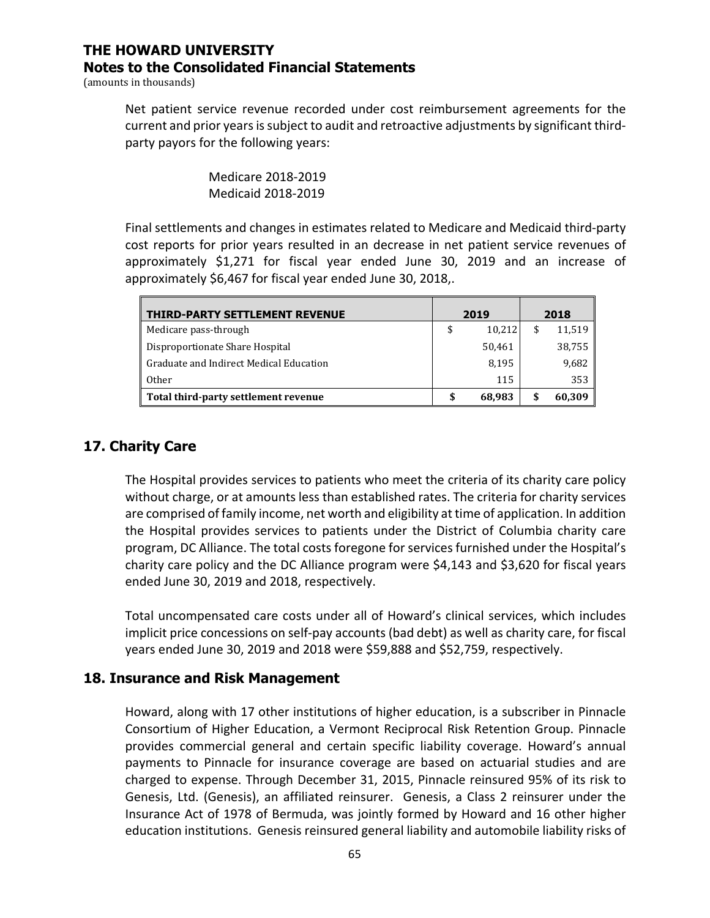Net patient service revenue recorded under cost reimbursement agreements for the current and prior years is subject to audit and retroactive adjustments by significant third-party payors for the following years:

Medicare 2018-2019
Medicaid 2018-2019

Final settlements and changes in estimates related to Medicare and Medicaid third-party cost reports for prior years resulted in an decrease in net patient service revenues of approximately $1,271 for fiscal year ended June 30, 2019 and an increase of approximately $6,467 for fiscal year ended June 30, 2018,.

| THIRD-PARTY SETTLEMENT REVENUE | 2019 | 2018 |
|---|---|---|
| Medicare pass-through | $ 10,212 | $ 11,519 |
| Disproportionate Share Hospital | 50,461 | 38,755 |
| Graduate and Indirect Medical Education | 8,195 | 9,682 |
| Other | 115 | 353 |
| **Total third-party settlement revenue** | **$ 68,983** | **$ 60,309** |

## 17. Charity Care

The Hospital provides services to patients who meet the criteria of its charity care policy without charge, or at amounts less than established rates. The criteria for charity services are comprised of family income, net worth and eligibility at time of application. In addition the Hospital provides services to patients under the District of Columbia charity care program, DC Alliance. The total costs foregone for services furnished under the Hospital's charity care policy and the DC Alliance program were $4,143 and $3,620 for fiscal years ended June 30, 2019 and 2018, respectively.

Total uncompensated care costs under all of Howard's clinical services, which includes implicit price concessions on self-pay accounts (bad debt) as well as charity care, for fiscal years ended June 30, 2019 and 2018 were $59,888 and $52,759, respectively.

## 18. Insurance and Risk Management

Howard, along with 17 other institutions of higher education, is a subscriber in Pinnacle Consortium of Higher Education, a Vermont Reciprocal Risk Retention Group. Pinnacle provides commercial general and certain specific liability coverage. Howard's annual payments to Pinnacle for insurance coverage are based on actuarial studies and are charged to expense. Through December 31, 2015, Pinnacle reinsured 95% of its risk to Genesis, Ltd. (Genesis), an affiliated reinsurer. Genesis, a Class 2 reinsurer under the Insurance Act of 1978 of Bermuda, was jointly formed by Howard and 16 other higher education institutions. Genesis reinsured general liability and automobile liability risks of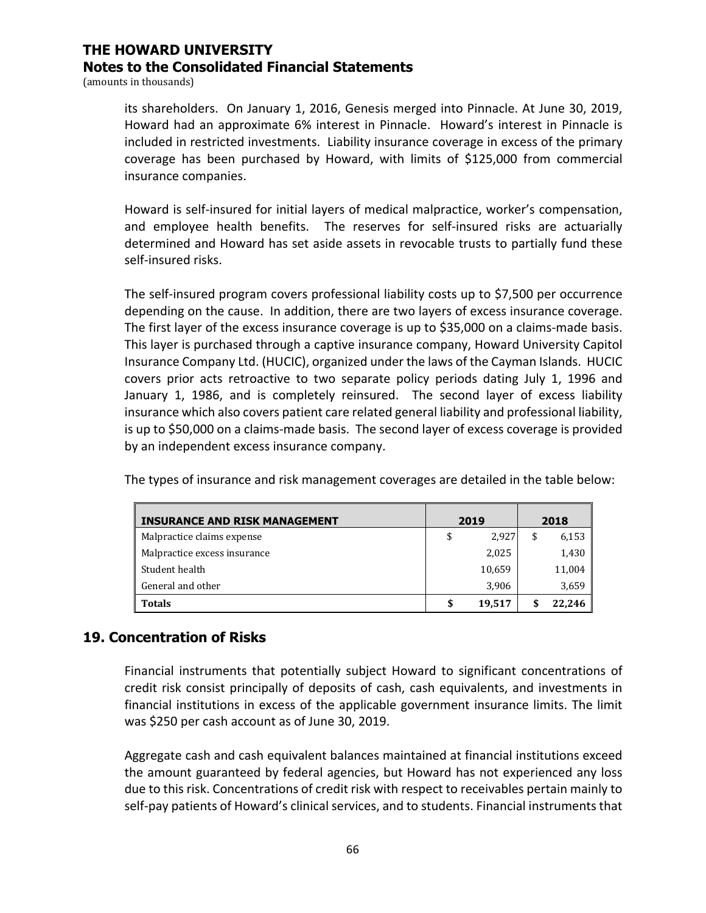its shareholders. On January 1, 2016, Genesis merged into Pinnacle. At June 30, 2019, Howard had an approximate 6% interest in Pinnacle. Howard's interest in Pinnacle is included in restricted investments. Liability insurance coverage in excess of the primary coverage has been purchased by Howard, with limits of $125,000 from commercial insurance companies.

Howard is self-insured for initial layers of medical malpractice, worker's compensation, and employee health benefits. The reserves for self-insured risks are actuarially determined and Howard has set aside assets in revocable trusts to partially fund these self-insured risks.

The self-insured program covers professional liability costs up to $7,500 per occurrence depending on the cause. In addition, there are two layers of excess insurance coverage. The first layer of the excess insurance coverage is up to $35,000 on a claims-made basis. This layer is purchased through a captive insurance company, Howard University Capitol Insurance Company Ltd. (HUCIC), organized under the laws of the Cayman Islands. HUCIC covers prior acts retroactive to two separate policy periods dating July 1, 1996 and January 1, 1986, and is completely reinsured. The second layer of excess liability insurance which also covers patient care related general liability and professional liability, is up to $50,000 on a claims-made basis. The second layer of excess coverage is provided by an independent excess insurance company.

The types of insurance and risk management coverages are detailed in the table below:

| INSURANCE AND RISK MANAGEMENT | 2019 | 2018 |
|---|---|---|
| Malpractice claims expense | $ 2,927 | $ 6,153 |
| Malpractice excess insurance | 2,025 | 1,430 |
| Student health | 10,659 | 11,004 |
| General and other | 3,906 | 3,659 |
| **Totals** | **$ 19,517** | **$ 22,246** |

## 19. Concentration of Risks

Financial instruments that potentially subject Howard to significant concentrations of credit risk consist principally of deposits of cash, cash equivalents, and investments in financial institutions in excess of the applicable government insurance limits. The limit was $250 per cash account as of June 30, 2019.

Aggregate cash and cash equivalent balances maintained at financial institutions exceed the amount guaranteed by federal agencies, but Howard has not experienced any loss due to this risk. Concentrations of credit risk with respect to receivables pertain mainly to self-pay patients of Howard's clinical services, and to students. Financial instruments that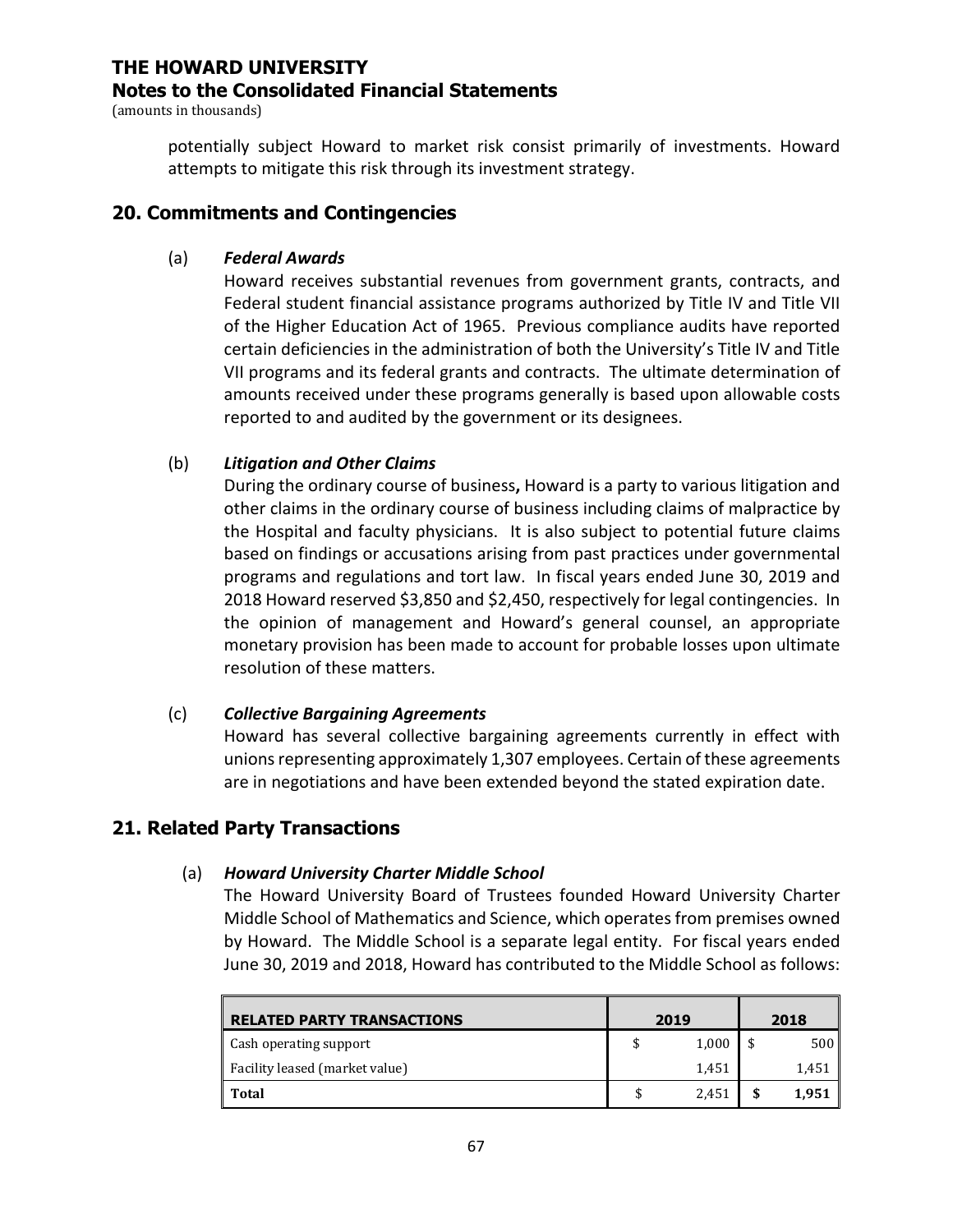potentially subject Howard to market risk consist primarily of investments. Howard attempts to mitigate this risk through its investment strategy.

## 20. Commitments and Contingencies

(a) ***Federal Awards***

Howard receives substantial revenues from government grants, contracts, and Federal student financial assistance programs authorized by Title IV and Title VII of the Higher Education Act of 1965. Previous compliance audits have reported certain deficiencies in the administration of both the University's Title IV and Title VII programs and its federal grants and contracts. The ultimate determination of amounts received under these programs generally is based upon allowable costs reported to and audited by the government or its designees.

(b) ***Litigation and Other Claims***

During the ordinary course of business**,** Howard is a party to various litigation and other claims in the ordinary course of business including claims of malpractice by the Hospital and faculty physicians. It is also subject to potential future claims based on findings or accusations arising from past practices under governmental programs and regulations and tort law. In fiscal years ended June 30, 2019 and 2018 Howard reserved $3,850 and $2,450, respectively for legal contingencies. In the opinion of management and Howard's general counsel, an appropriate monetary provision has been made to account for probable losses upon ultimate resolution of these matters.

(c) ***Collective Bargaining Agreements***

Howard has several collective bargaining agreements currently in effect with unions representing approximately 1,307 employees. Certain of these agreements are in negotiations and have been extended beyond the stated expiration date.

## 21. Related Party Transactions

(a) ***Howard University Charter Middle School***

The Howard University Board of Trustees founded Howard University Charter Middle School of Mathematics and Science, which operates from premises owned by Howard. The Middle School is a separate legal entity. For fiscal years ended June 30, 2019 and 2018, Howard has contributed to the Middle School as follows:

| RELATED PARTY TRANSACTIONS | 2019 | 2018 |
|---|---|---|
| Cash operating support | $ 1,000 | $ 500 |
| Facility leased (market value) | 1,451 | 1,451 |
| **Total** | $ 2,451 | **$ 1,951** |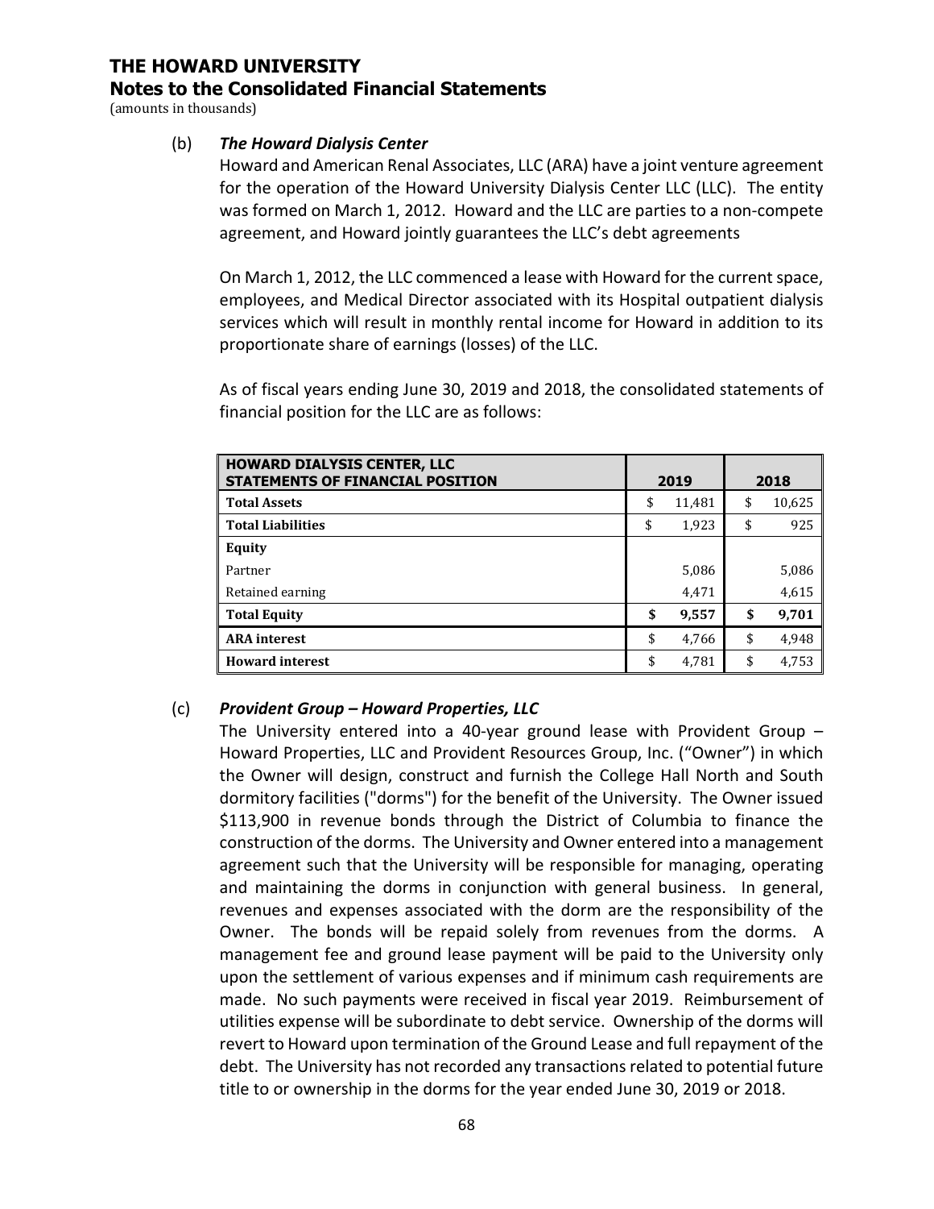**THE HOWARD UNIVERSITY**
**Notes to the Consolidated Financial Statements**
(amounts in thousands)

(b) ***The Howard Dialysis Center***

Howard and American Renal Associates, LLC (ARA) have a joint venture agreement for the operation of the Howard University Dialysis Center LLC (LLC). The entity was formed on March 1, 2012. Howard and the LLC are parties to a non-compete agreement, and Howard jointly guarantees the LLC's debt agreements

On March 1, 2012, the LLC commenced a lease with Howard for the current space, employees, and Medical Director associated with its Hospital outpatient dialysis services which will result in monthly rental income for Howard in addition to its proportionate share of earnings (losses) of the LLC.

As of fiscal years ending June 30, 2019 and 2018, the consolidated statements of financial position for the LLC are as follows:

| HOWARD DIALYSIS CENTER, LLC STATEMENTS OF FINANCIAL POSITION | 2019 | 2018 |
|---|---|---|
| **Total Assets** | $ 11,481 | $ 10,625 |
| **Total Liabilities** | $ 1,923 | $ 925 |
| **Equity** | | |
| Partner | 5,086 | 5,086 |
| Retained earning | 4,471 | 4,615 |
| **Total Equity** | **$ 9,557** | **$ 9,701** |
| **ARA interest** | $ 4,766 | $ 4,948 |
| **Howard interest** | $ 4,781 | $ 4,753 |

(c) ***Provident Group – Howard Properties, LLC***

The University entered into a 40-year ground lease with Provident Group – Howard Properties, LLC and Provident Resources Group, Inc. ("Owner") in which the Owner will design, construct and furnish the College Hall North and South dormitory facilities ("dorms") for the benefit of the University. The Owner issued $113,900 in revenue bonds through the District of Columbia to finance the construction of the dorms. The University and Owner entered into a management agreement such that the University will be responsible for managing, operating and maintaining the dorms in conjunction with general business. In general, revenues and expenses associated with the dorm are the responsibility of the Owner. The bonds will be repaid solely from revenues from the dorms. A management fee and ground lease payment will be paid to the University only upon the settlement of various expenses and if minimum cash requirements are made. No such payments were received in fiscal year 2019. Reimbursement of utilities expense will be subordinate to debt service. Ownership of the dorms will revert to Howard upon termination of the Ground Lease and full repayment of the debt. The University has not recorded any transactions related to potential future title to or ownership in the dorms for the year ended June 30, 2019 or 2018.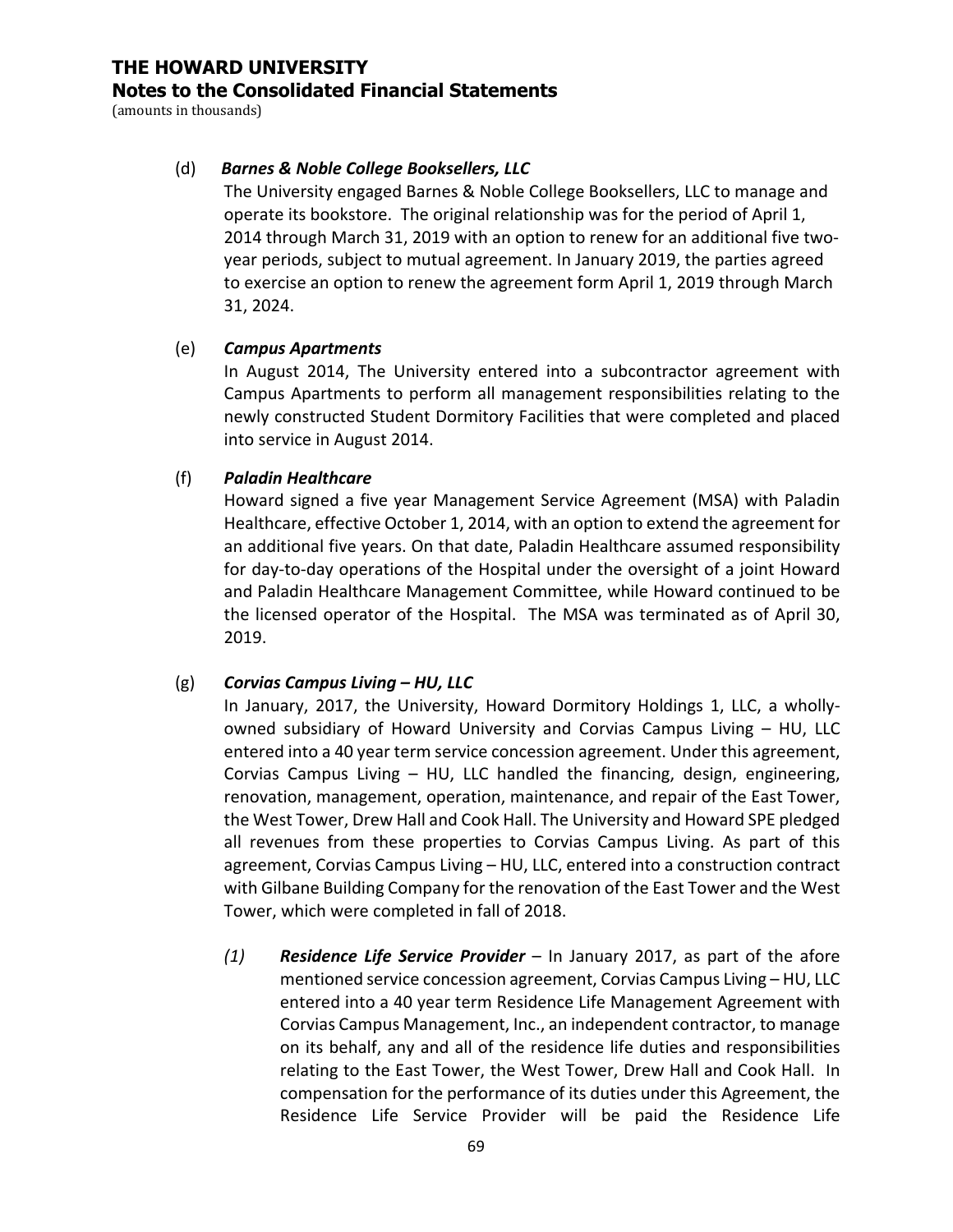(d) ***Barnes & Noble College Booksellers, LLC***

The University engaged Barnes & Noble College Booksellers, LLC to manage and operate its bookstore. The original relationship was for the period of April 1, 2014 through March 31, 2019 with an option to renew for an additional five two-year periods, subject to mutual agreement. In January 2019, the parties agreed to exercise an option to renew the agreement form April 1, 2019 through March 31, 2024.

(e) ***Campus Apartments***

In August 2014, The University entered into a subcontractor agreement with Campus Apartments to perform all management responsibilities relating to the newly constructed Student Dormitory Facilities that were completed and placed into service in August 2014.

(f) ***Paladin Healthcare***

Howard signed a five year Management Service Agreement (MSA) with Paladin Healthcare, effective October 1, 2014, with an option to extend the agreement for an additional five years. On that date, Paladin Healthcare assumed responsibility for day-to-day operations of the Hospital under the oversight of a joint Howard and Paladin Healthcare Management Committee, while Howard continued to be the licensed operator of the Hospital. The MSA was terminated as of April 30, 2019.

(g) ***Corvias Campus Living – HU, LLC***

In January, 2017, the University, Howard Dormitory Holdings 1, LLC, a wholly-owned subsidiary of Howard University and Corvias Campus Living – HU, LLC entered into a 40 year term service concession agreement. Under this agreement, Corvias Campus Living – HU, LLC handled the financing, design, engineering, renovation, management, operation, maintenance, and repair of the East Tower, the West Tower, Drew Hall and Cook Hall. The University and Howard SPE pledged all revenues from these properties to Corvias Campus Living. As part of this agreement, Corvias Campus Living – HU, LLC, entered into a construction contract with Gilbane Building Company for the renovation of the East Tower and the West Tower, which were completed in fall of 2018.

*(1)* ***Residence Life Service Provider*** – In January 2017, as part of the afore mentioned service concession agreement, Corvias Campus Living – HU, LLC entered into a 40 year term Residence Life Management Agreement with Corvias Campus Management, Inc., an independent contractor, to manage on its behalf, any and all of the residence life duties and responsibilities relating to the East Tower, the West Tower, Drew Hall and Cook Hall. In compensation for the performance of its duties under this Agreement, the Residence Life Service Provider will be paid the Residence Life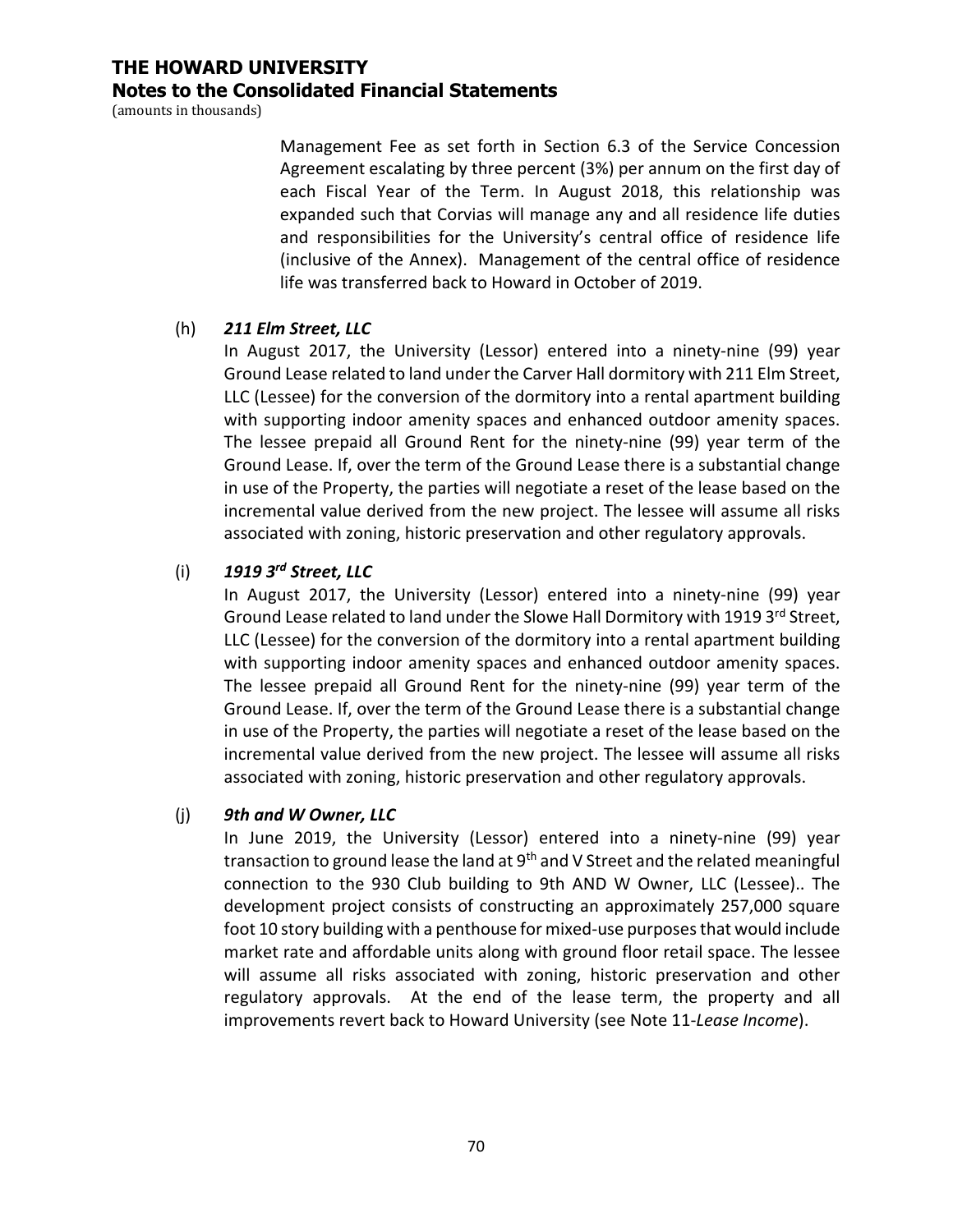Management Fee as set forth in Section 6.3 of the Service Concession Agreement escalating by three percent (3%) per annum on the first day of each Fiscal Year of the Term. In August 2018, this relationship was expanded such that Corvias will manage any and all residence life duties and responsibilities for the University's central office of residence life (inclusive of the Annex). Management of the central office of residence life was transferred back to Howard in October of 2019.

(h) ***211 Elm Street, LLC***

In August 2017, the University (Lessor) entered into a ninety-nine (99) year Ground Lease related to land under the Carver Hall dormitory with 211 Elm Street, LLC (Lessee) for the conversion of the dormitory into a rental apartment building with supporting indoor amenity spaces and enhanced outdoor amenity spaces. The lessee prepaid all Ground Rent for the ninety-nine (99) year term of the Ground Lease. If, over the term of the Ground Lease there is a substantial change in use of the Property, the parties will negotiate a reset of the lease based on the incremental value derived from the new project. The lessee will assume all risks associated with zoning, historic preservation and other regulatory approvals.

(i) ***1919 3rd Street, LLC***

In August 2017, the University (Lessor) entered into a ninety-nine (99) year Ground Lease related to land under the Slowe Hall Dormitory with 1919 3rd Street, LLC (Lessee) for the conversion of the dormitory into a rental apartment building with supporting indoor amenity spaces and enhanced outdoor amenity spaces. The lessee prepaid all Ground Rent for the ninety-nine (99) year term of the Ground Lease. If, over the term of the Ground Lease there is a substantial change in use of the Property, the parties will negotiate a reset of the lease based on the incremental value derived from the new project. The lessee will assume all risks associated with zoning, historic preservation and other regulatory approvals.

(j) ***9th and W Owner, LLC***

In June 2019, the University (Lessor) entered into a ninety-nine (99) year transaction to ground lease the land at 9th and V Street and the related meaningful connection to the 930 Club building to 9th AND W Owner, LLC (Lessee).. The development project consists of constructing an approximately 257,000 square foot 10 story building with a penthouse for mixed-use purposes that would include market rate and affordable units along with ground floor retail space. The lessee will assume all risks associated with zoning, historic preservation and other regulatory approvals. At the end of the lease term, the property and all improvements revert back to Howard University (see Note 11-*Lease Income*).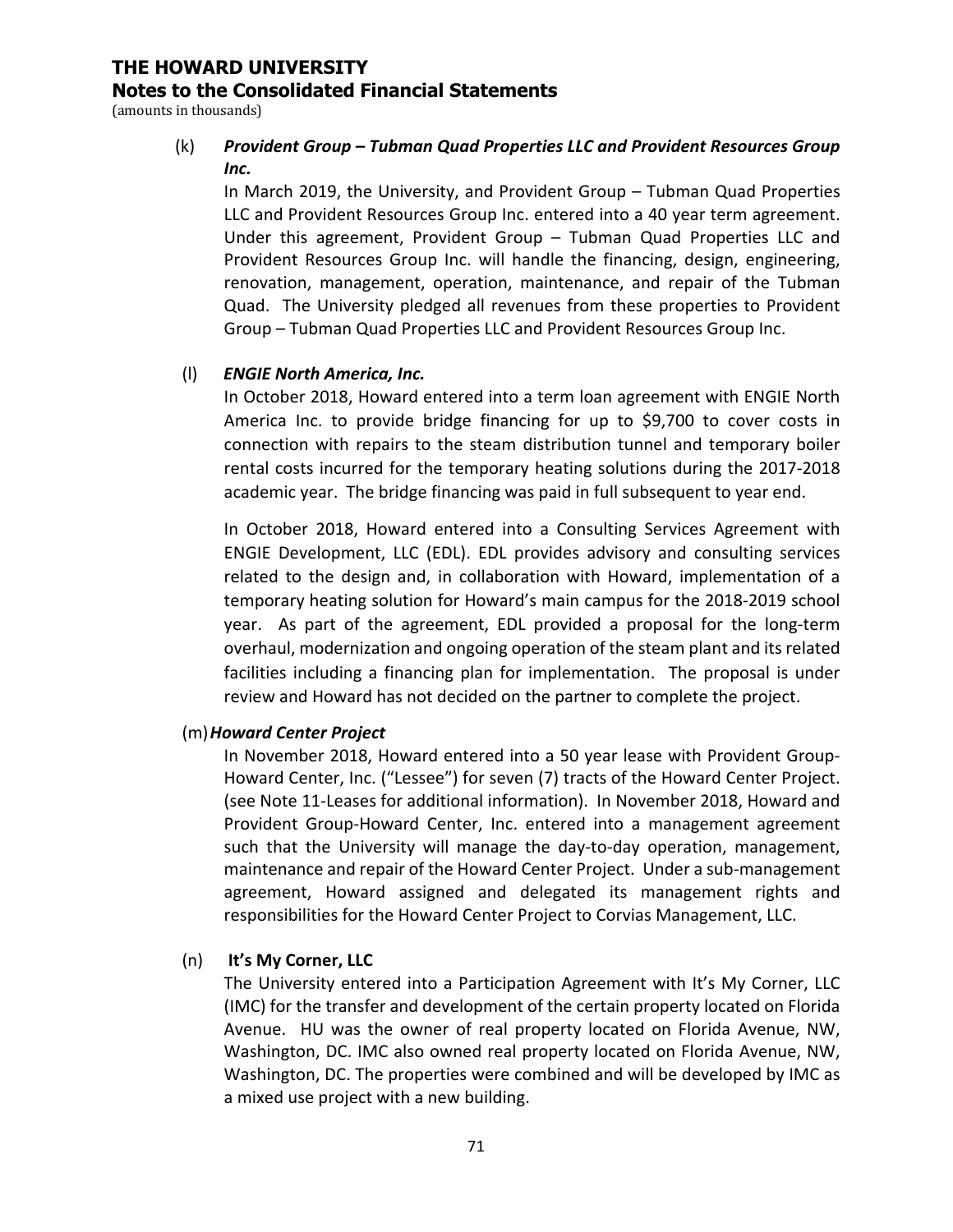# THE HOWARD UNIVERSITY
## Notes to the Consolidated Financial Statements
(amounts in thousands)

(k) ***Provident Group – Tubman Quad Properties LLC and Provident Resources Group Inc.***

In March 2019, the University, and Provident Group – Tubman Quad Properties LLC and Provident Resources Group Inc. entered into a 40 year term agreement. Under this agreement, Provident Group – Tubman Quad Properties LLC and Provident Resources Group Inc. will handle the financing, design, engineering, renovation, management, operation, maintenance, and repair of the Tubman Quad. The University pledged all revenues from these properties to Provident Group – Tubman Quad Properties LLC and Provident Resources Group Inc.

(l) ***ENGIE North America, Inc.***

In October 2018, Howard entered into a term loan agreement with ENGIE North America Inc. to provide bridge financing for up to $9,700 to cover costs in connection with repairs to the steam distribution tunnel and temporary boiler rental costs incurred for the temporary heating solutions during the 2017-2018 academic year. The bridge financing was paid in full subsequent to year end.

In October 2018, Howard entered into a Consulting Services Agreement with ENGIE Development, LLC (EDL). EDL provides advisory and consulting services related to the design and, in collaboration with Howard, implementation of a temporary heating solution for Howard's main campus for the 2018-2019 school year. As part of the agreement, EDL provided a proposal for the long-term overhaul, modernization and ongoing operation of the steam plant and its related facilities including a financing plan for implementation. The proposal is under review and Howard has not decided on the partner to complete the project.

(m) ***Howard Center Project***

In November 2018, Howard entered into a 50 year lease with Provident Group-Howard Center, Inc. ("Lessee") for seven (7) tracts of the Howard Center Project. (see Note 11-Leases for additional information). In November 2018, Howard and Provident Group-Howard Center, Inc. entered into a management agreement such that the University will manage the day-to-day operation, management, maintenance and repair of the Howard Center Project. Under a sub-management agreement, Howard assigned and delegated its management rights and responsibilities for the Howard Center Project to Corvias Management, LLC.

(n) **It's My Corner, LLC**

The University entered into a Participation Agreement with It's My Corner, LLC (IMC) for the transfer and development of the certain property located on Florida Avenue. HU was the owner of real property located on Florida Avenue, NW, Washington, DC. IMC also owned real property located on Florida Avenue, NW, Washington, DC. The properties were combined and will be developed by IMC as a mixed use project with a new building.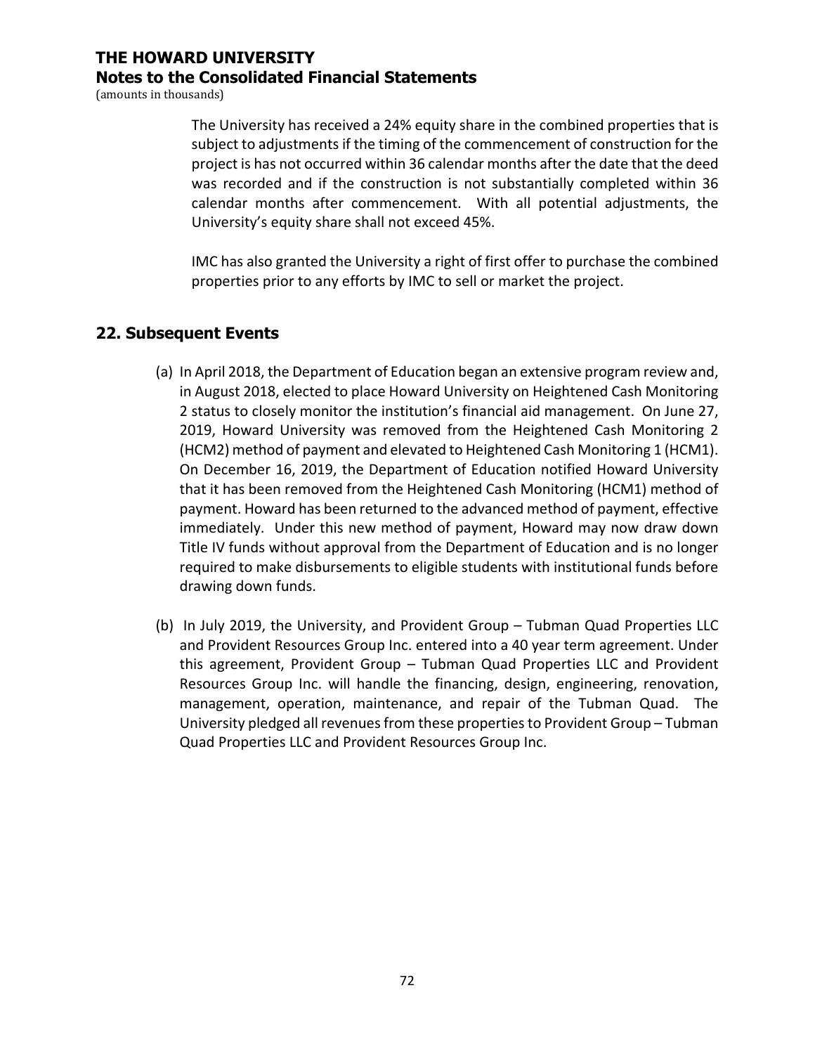The University has received a 24% equity share in the combined properties that is subject to adjustments if the timing of the commencement of construction for the project is has not occurred within 36 calendar months after the date that the deed was recorded and if the construction is not substantially completed within 36 calendar months after commencement. With all potential adjustments, the University's equity share shall not exceed 45%.

IMC has also granted the University a right of first offer to purchase the combined properties prior to any efforts by IMC to sell or market the project.

## 22. Subsequent Events

(a) In April 2018, the Department of Education began an extensive program review and, in August 2018, elected to place Howard University on Heightened Cash Monitoring 2 status to closely monitor the institution's financial aid management. On June 27, 2019, Howard University was removed from the Heightened Cash Monitoring 2 (HCM2) method of payment and elevated to Heightened Cash Monitoring 1 (HCM1). On December 16, 2019, the Department of Education notified Howard University that it has been removed from the Heightened Cash Monitoring (HCM1) method of payment. Howard has been returned to the advanced method of payment, effective immediately. Under this new method of payment, Howard may now draw down Title IV funds without approval from the Department of Education and is no longer required to make disbursements to eligible students with institutional funds before drawing down funds.

(b) In July 2019, the University, and Provident Group – Tubman Quad Properties LLC and Provident Resources Group Inc. entered into a 40 year term agreement. Under this agreement, Provident Group – Tubman Quad Properties LLC and Provident Resources Group Inc. will handle the financing, design, engineering, renovation, management, operation, maintenance, and repair of the Tubman Quad. The University pledged all revenues from these properties to Provident Group – Tubman Quad Properties LLC and Provident Resources Group Inc.